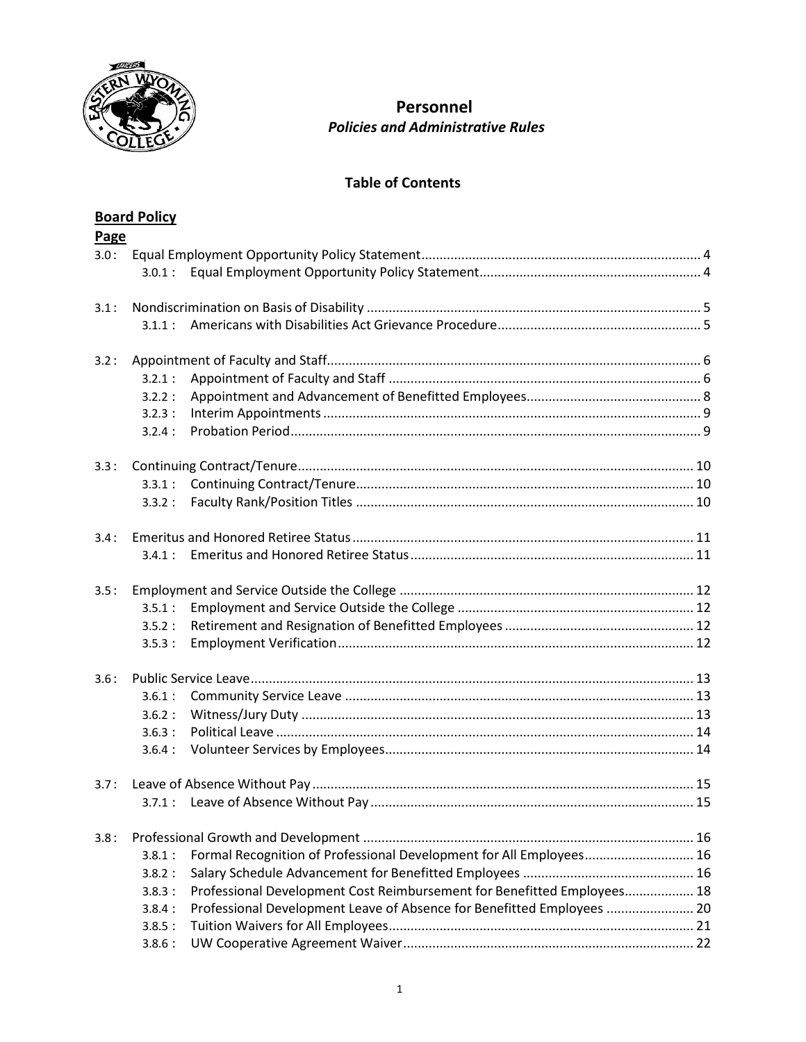# Personnel

## *Policies and Administrative Rules*

### Table of Contents

**Board Policy**

**Page**

3.0 : Equal Employment Opportunity Policy Statement ........................................................................ 4
- 3.0.1 : Equal Employment Opportunity Policy Statement ........................................................ 4

3.1 : Nondiscrimination on Basis of Disability ........................................................................................ 5
- 3.1.1 : Americans with Disabilities Act Grievance Procedure ..................................................... 5

3.2 : Appointment of Faculty and Staff ................................................................................................... 6
- 3.2.1 : Appointment of Faculty and Staff .................................................................................. 6
- 3.2.2 : Appointment and Advancement of Benefitted Employees ............................................. 8
- 3.2.3 : Interim Appointments .................................................................................................... 9
- 3.2.4 : Probation Period ............................................................................................................. 9

3.3 : Continuing Contract/Tenure ......................................................................................................... 10
- 3.3.1 : Continuing Contract/Tenure ......................................................................................... 10
- 3.3.2 : Faculty Rank/Position Titles ......................................................................................... 10

3.4 : Emeritus and Honored Retiree Status .......................................................................................... 11
- 3.4.1 : Emeritus and Honored Retiree Status .......................................................................... 11

3.5 : Employment and Service Outside the College ............................................................................. 12
- 3.5.1 : Employment and Service Outside the College ............................................................. 12
- 3.5.2 : Retirement and Resignation of Benefitted Employees ................................................. 12
- 3.5.3 : Employment Verification .............................................................................................. 12

3.6 : Public Service Leave ...................................................................................................................... 13
- 3.6.1 : Community Service Leave ............................................................................................ 13
- 3.6.2 : Witness/Jury Duty ........................................................................................................ 13
- 3.6.3 : Political Leave ............................................................................................................... 14
- 3.6.4 : Volunteer Services by Employees ................................................................................. 14

3.7 : Leave of Absence Without Pay ..................................................................................................... 15
- 3.7.1 : Leave of Absence Without Pay ..................................................................................... 15

3.8 : Professional Growth and Development ....................................................................................... 16
- 3.8.1 : Formal Recognition of Professional Development for All Employees .......................... 16
- 3.8.2 : Salary Schedule Advancement for Benefitted Employees ............................................ 16
- 3.8.3 : Professional Development Cost Reimbursement for Benefitted Employees ................. 18
- 3.8.4 : Professional Development Leave of Absence for Benefitted Employees ...................... 20
- 3.8.5 : Tuition Waivers for All Employees ................................................................................ 21
- 3.8.6 : UW Cooperative Agreement Waiver ............................................................................. 22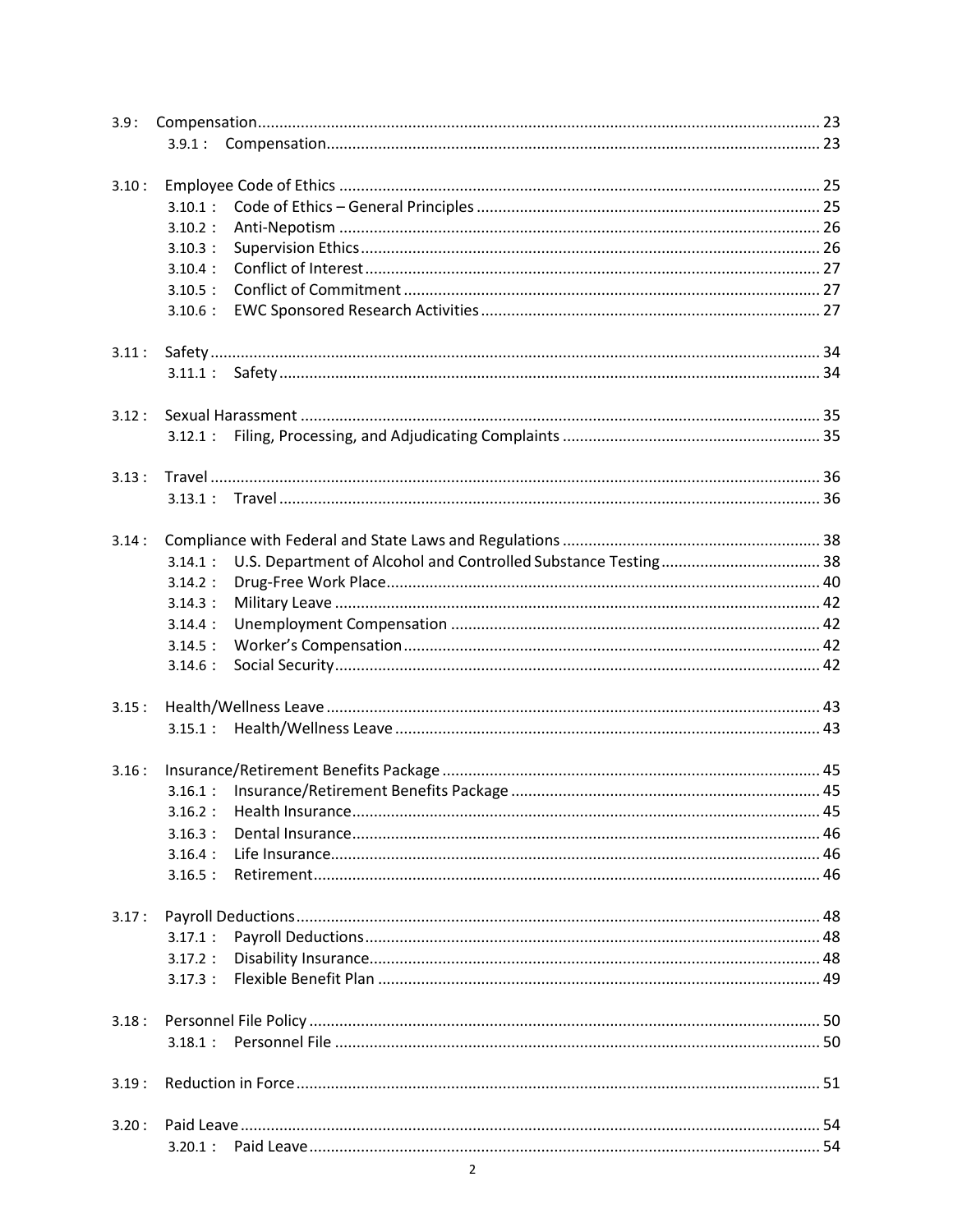3.9 : Compensation ..... 23
- 3.9.1 : Compensation ..... 23

3.10 : Employee Code of Ethics ..... 25
- 3.10.1 : Code of Ethics – General Principles ..... 25
- 3.10.2 : Anti-Nepotism ..... 26
- 3.10.3 : Supervision Ethics ..... 26
- 3.10.4 : Conflict of Interest ..... 27
- 3.10.5 : Conflict of Commitment ..... 27
- 3.10.6 : EWC Sponsored Research Activities ..... 27

3.11 : Safety ..... 34
- 3.11.1 : Safety ..... 34

3.12 : Sexual Harassment ..... 35
- 3.12.1 : Filing, Processing, and Adjudicating Complaints ..... 35

3.13 : Travel ..... 36
- 3.13.1 : Travel ..... 36

3.14 : Compliance with Federal and State Laws and Regulations ..... 38
- 3.14.1 : U.S. Department of Alcohol and Controlled Substance Testing ..... 38
- 3.14.2 : Drug-Free Work Place ..... 40
- 3.14.3 : Military Leave ..... 42
- 3.14.4 : Unemployment Compensation ..... 42
- 3.14.5 : Worker's Compensation ..... 42
- 3.14.6 : Social Security ..... 42

3.15 : Health/Wellness Leave ..... 43
- 3.15.1 : Health/Wellness Leave ..... 43

3.16 : Insurance/Retirement Benefits Package ..... 45
- 3.16.1 : Insurance/Retirement Benefits Package ..... 45
- 3.16.2 : Health Insurance ..... 45
- 3.16.3 : Dental Insurance ..... 46
- 3.16.4 : Life Insurance ..... 46
- 3.16.5 : Retirement ..... 46

3.17 : Payroll Deductions ..... 48
- 3.17.1 : Payroll Deductions ..... 48
- 3.17.2 : Disability Insurance ..... 48
- 3.17.3 : Flexible Benefit Plan ..... 49

3.18 : Personnel File Policy ..... 50
- 3.18.1 : Personnel File ..... 50

3.19 : Reduction in Force ..... 51

3.20 : Paid Leave ..... 54
- 3.20.1 : Paid Leave ..... 54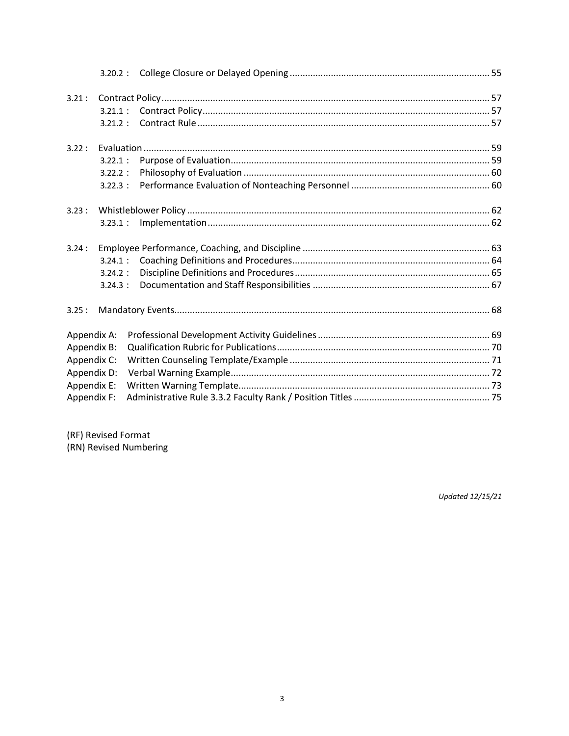- 3.20.2 : College Closure or Delayed Opening ............................................................................. 55

3.21 : Contract Policy ............................................................................................................... 57
- 3.21.1 : Contract Policy ............................................................................................... 57
- 3.21.2 : Contract Rule ................................................................................................. 57

3.22 : Evaluation ...................................................................................................................... 59
- 3.22.1 : Purpose of Evaluation .................................................................................... 59
- 3.22.2 : Philosophy of Evaluation ............................................................................... 60
- 3.22.3 : Performance Evaluation of Nonteaching Personnel ...................................................... 60

3.23 : Whistleblower Policy ..................................................................................................... 62
- 3.23.1 : Implementation ............................................................................................. 62

3.24 : Employee Performance, Coaching, and Discipline ........................................................................ 63
- 3.24.1 : Coaching Definitions and Procedures ............................................................................ 64
- 3.24.2 : Discipline Definitions and Procedures ........................................................................... 65
- 3.24.3 : Documentation and Staff Responsibilities .................................................................... 67

3.25 : Mandatory Events .......................................................................................................... 68

Appendix A: Professional Development Activity Guidelines .................................................................. 69
Appendix B: Qualification Rubric for Publications .................................................................................. 70
Appendix C: Written Counseling Template/Example ............................................................................. 71
Appendix D: Verbal Warning Example .................................................................................................... 72
Appendix E: Written Warning Template ................................................................................................. 73
Appendix F: Administrative Rule 3.3.2 Faculty Rank / Position Titles .................................................... 75

(RF) Revised Format
(RN) Revised Numbering

*Updated 12/15/21*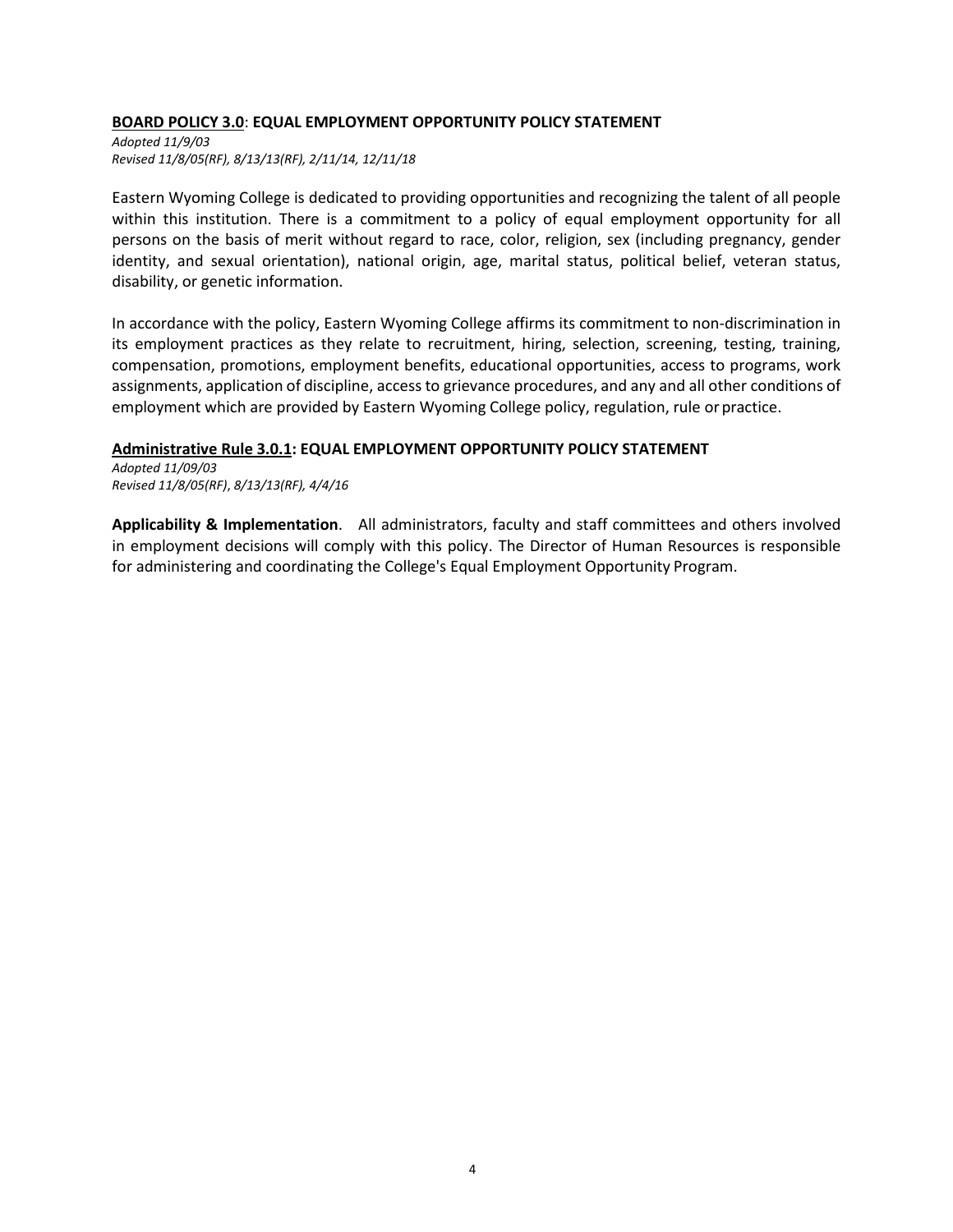**BOARD POLICY 3.0: EQUAL EMPLOYMENT OPPORTUNITY POLICY STATEMENT**

*Adopted 11/9/03*
*Revised 11/8/05(RF), 8/13/13(RF), 2/11/14, 12/11/18*

Eastern Wyoming College is dedicated to providing opportunities and recognizing the talent of all people within this institution. There is a commitment to a policy of equal employment opportunity for all persons on the basis of merit without regard to race, color, religion, sex (including pregnancy, gender identity, and sexual orientation), national origin, age, marital status, political belief, veteran status, disability, or genetic information.

In accordance with the policy, Eastern Wyoming College affirms its commitment to non-discrimination in its employment practices as they relate to recruitment, hiring, selection, screening, testing, training, compensation, promotions, employment benefits, educational opportunities, access to programs, work assignments, application of discipline, access to grievance procedures, and any and all other conditions of employment which are provided by Eastern Wyoming College policy, regulation, rule or practice.

**Administrative Rule 3.0.1: EQUAL EMPLOYMENT OPPORTUNITY POLICY STATEMENT**

*Adopted 11/09/03*
*Revised 11/8/05(RF), 8/13/13(RF), 4/4/16*

**Applicability & Implementation**. All administrators, faculty and staff committees and others involved in employment decisions will comply with this policy. The Director of Human Resources is responsible for administering and coordinating the College's Equal Employment Opportunity Program.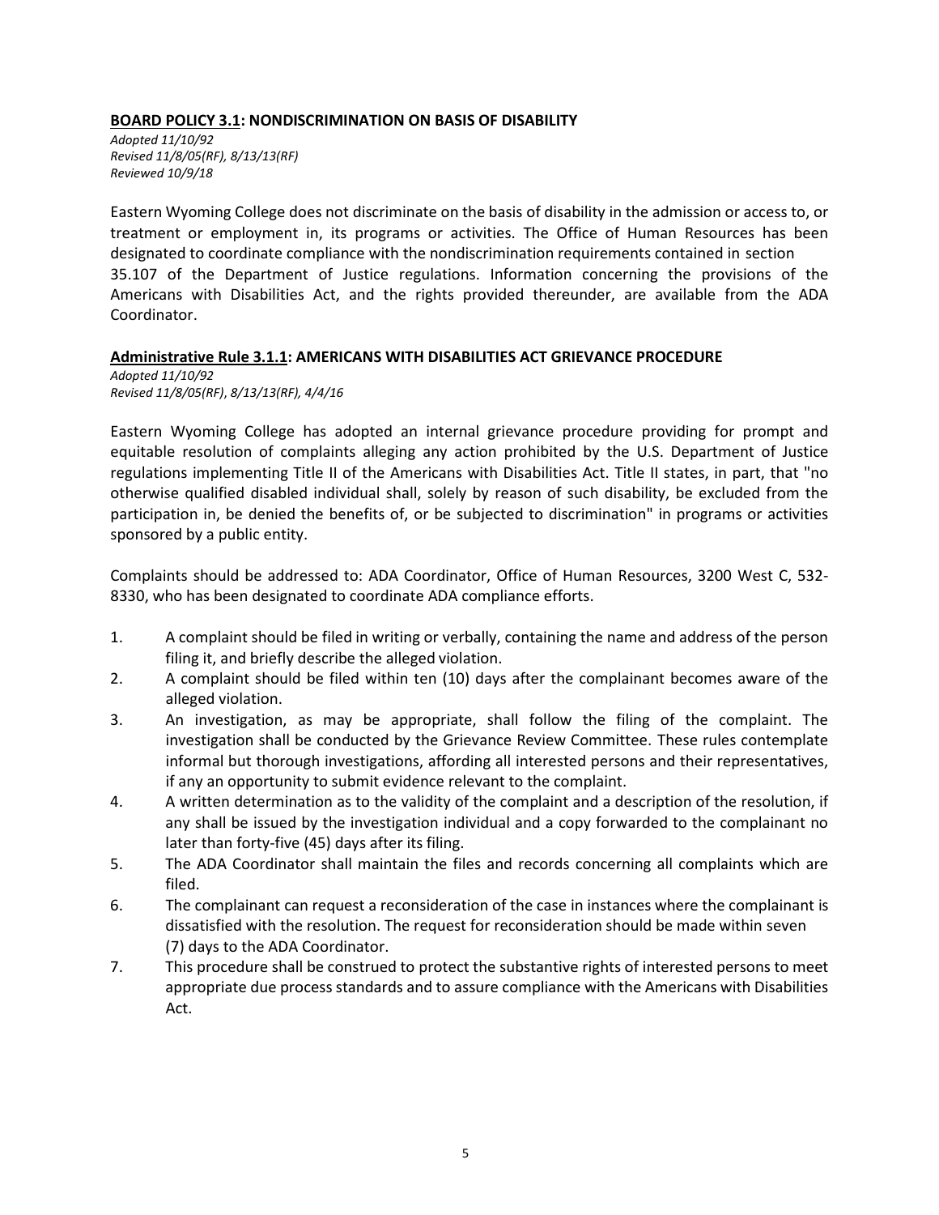## **BOARD POLICY 3.1: NONDISCRIMINATION ON BASIS OF DISABILITY**

*Adopted 11/10/92*
*Revised 11/8/05(RF), 8/13/13(RF)*
*Reviewed 10/9/18*

Eastern Wyoming College does not discriminate on the basis of disability in the admission or access to, or treatment or employment in, its programs or activities. The Office of Human Resources has been designated to coordinate compliance with the nondiscrimination requirements contained in section 35.107 of the Department of Justice regulations. Information concerning the provisions of the Americans with Disabilities Act, and the rights provided thereunder, are available from the ADA Coordinator.

## **Administrative Rule 3.1.1: AMERICANS WITH DISABILITIES ACT GRIEVANCE PROCEDURE**

*Adopted 11/10/92*
*Revised 11/8/05(RF), 8/13/13(RF), 4/4/16*

Eastern Wyoming College has adopted an internal grievance procedure providing for prompt and equitable resolution of complaints alleging any action prohibited by the U.S. Department of Justice regulations implementing Title II of the Americans with Disabilities Act. Title II states, in part, that "no otherwise qualified disabled individual shall, solely by reason of such disability, be excluded from the participation in, be denied the benefits of, or be subjected to discrimination" in programs or activities sponsored by a public entity.

Complaints should be addressed to: ADA Coordinator, Office of Human Resources, 3200 West C, 532-8330, who has been designated to coordinate ADA compliance efforts.

1. A complaint should be filed in writing or verbally, containing the name and address of the person filing it, and briefly describe the alleged violation.
2. A complaint should be filed within ten (10) days after the complainant becomes aware of the alleged violation.
3. An investigation, as may be appropriate, shall follow the filing of the complaint. The investigation shall be conducted by the Grievance Review Committee. These rules contemplate informal but thorough investigations, affording all interested persons and their representatives, if any an opportunity to submit evidence relevant to the complaint.
4. A written determination as to the validity of the complaint and a description of the resolution, if any shall be issued by the investigation individual and a copy forwarded to the complainant no later than forty-five (45) days after its filing.
5. The ADA Coordinator shall maintain the files and records concerning all complaints which are filed.
6. The complainant can request a reconsideration of the case in instances where the complainant is dissatisfied with the resolution. The request for reconsideration should be made within seven (7) days to the ADA Coordinator.
7. This procedure shall be construed to protect the substantive rights of interested persons to meet appropriate due process standards and to assure compliance with the Americans with Disabilities Act.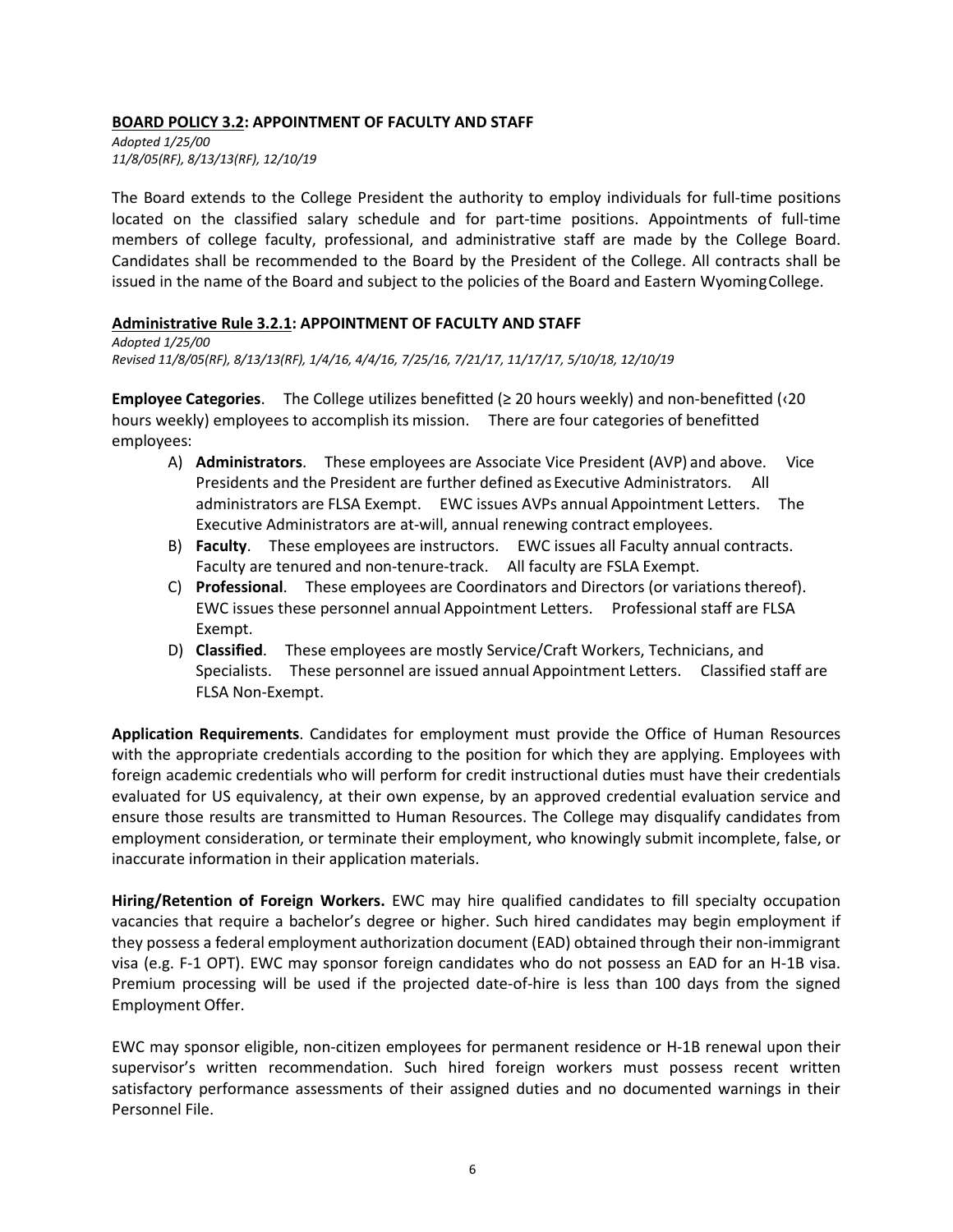**BOARD POLICY 3.2: APPOINTMENT OF FACULTY AND STAFF**

*Adopted 1/25/00*
*11/8/05(RF), 8/13/13(RF), 12/10/19*

The Board extends to the College President the authority to employ individuals for full-time positions located on the classified salary schedule and for part-time positions. Appointments of full-time members of college faculty, professional, and administrative staff are made by the College Board. Candidates shall be recommended to the Board by the President of the College. All contracts shall be issued in the name of the Board and subject to the policies of the Board and Eastern Wyoming College.

**Administrative Rule 3.2.1: APPOINTMENT OF FACULTY AND STAFF**

*Adopted 1/25/00*
*Revised 11/8/05(RF), 8/13/13(RF), 1/4/16, 4/4/16, 7/25/16, 7/21/17, 11/17/17, 5/10/18, 12/10/19*

**Employee Categories**. The College utilizes benefitted (≥ 20 hours weekly) and non-benefitted (‹20 hours weekly) employees to accomplish its mission. There are four categories of benefitted employees:

A) **Administrators**. These employees are Associate Vice President (AVP) and above. Vice Presidents and the President are further defined as Executive Administrators. All administrators are FLSA Exempt. EWC issues AVPs annual Appointment Letters. The Executive Administrators are at-will, annual renewing contract employees.
B) **Faculty**. These employees are instructors. EWC issues all Faculty annual contracts. Faculty are tenured and non-tenure-track. All faculty are FSLA Exempt.
C) **Professional**. These employees are Coordinators and Directors (or variations thereof). EWC issues these personnel annual Appointment Letters. Professional staff are FLSA Exempt.
D) **Classified**. These employees are mostly Service/Craft Workers, Technicians, and Specialists. These personnel are issued annual Appointment Letters. Classified staff are FLSA Non-Exempt.

**Application Requirements**. Candidates for employment must provide the Office of Human Resources with the appropriate credentials according to the position for which they are applying. Employees with foreign academic credentials who will perform for credit instructional duties must have their credentials evaluated for US equivalency, at their own expense, by an approved credential evaluation service and ensure those results are transmitted to Human Resources. The College may disqualify candidates from employment consideration, or terminate their employment, who knowingly submit incomplete, false, or inaccurate information in their application materials.

**Hiring/Retention of Foreign Workers.** EWC may hire qualified candidates to fill specialty occupation vacancies that require a bachelor's degree or higher. Such hired candidates may begin employment if they possess a federal employment authorization document (EAD) obtained through their non-immigrant visa (e.g. F-1 OPT). EWC may sponsor foreign candidates who do not possess an EAD for an H-1B visa. Premium processing will be used if the projected date-of-hire is less than 100 days from the signed Employment Offer.

EWC may sponsor eligible, non-citizen employees for permanent residence or H-1B renewal upon their supervisor's written recommendation. Such hired foreign workers must possess recent written satisfactory performance assessments of their assigned duties and no documented warnings in their Personnel File.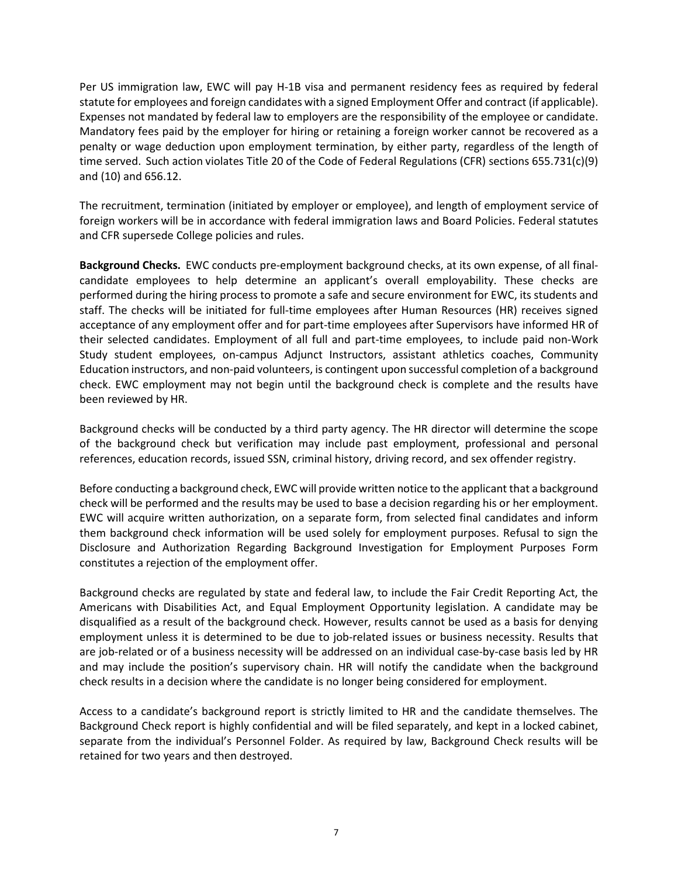Per US immigration law, EWC will pay H-1B visa and permanent residency fees as required by federal statute for employees and foreign candidates with a signed Employment Offer and contract (if applicable). Expenses not mandated by federal law to employers are the responsibility of the employee or candidate. Mandatory fees paid by the employer for hiring or retaining a foreign worker cannot be recovered as a penalty or wage deduction upon employment termination, by either party, regardless of the length of time served. Such action violates Title 20 of the Code of Federal Regulations (CFR) sections 655.731(c)(9) and (10) and 656.12.

The recruitment, termination (initiated by employer or employee), and length of employment service of foreign workers will be in accordance with federal immigration laws and Board Policies. Federal statutes and CFR supersede College policies and rules.

**Background Checks.** EWC conducts pre-employment background checks, at its own expense, of all final-candidate employees to help determine an applicant's overall employability. These checks are performed during the hiring process to promote a safe and secure environment for EWC, its students and staff. The checks will be initiated for full-time employees after Human Resources (HR) receives signed acceptance of any employment offer and for part-time employees after Supervisors have informed HR of their selected candidates. Employment of all full and part-time employees, to include paid non-Work Study student employees, on-campus Adjunct Instructors, assistant athletics coaches, Community Education instructors, and non-paid volunteers, is contingent upon successful completion of a background check. EWC employment may not begin until the background check is complete and the results have been reviewed by HR.

Background checks will be conducted by a third party agency. The HR director will determine the scope of the background check but verification may include past employment, professional and personal references, education records, issued SSN, criminal history, driving record, and sex offender registry.

Before conducting a background check, EWC will provide written notice to the applicant that a background check will be performed and the results may be used to base a decision regarding his or her employment. EWC will acquire written authorization, on a separate form, from selected final candidates and inform them background check information will be used solely for employment purposes. Refusal to sign the Disclosure and Authorization Regarding Background Investigation for Employment Purposes Form constitutes a rejection of the employment offer.

Background checks are regulated by state and federal law, to include the Fair Credit Reporting Act, the Americans with Disabilities Act, and Equal Employment Opportunity legislation. A candidate may be disqualified as a result of the background check. However, results cannot be used as a basis for denying employment unless it is determined to be due to job-related issues or business necessity. Results that are job-related or of a business necessity will be addressed on an individual case-by-case basis led by HR and may include the position's supervisory chain. HR will notify the candidate when the background check results in a decision where the candidate is no longer being considered for employment.

Access to a candidate's background report is strictly limited to HR and the candidate themselves. The Background Check report is highly confidential and will be filed separately, and kept in a locked cabinet, separate from the individual's Personnel Folder. As required by law, Background Check results will be retained for two years and then destroyed.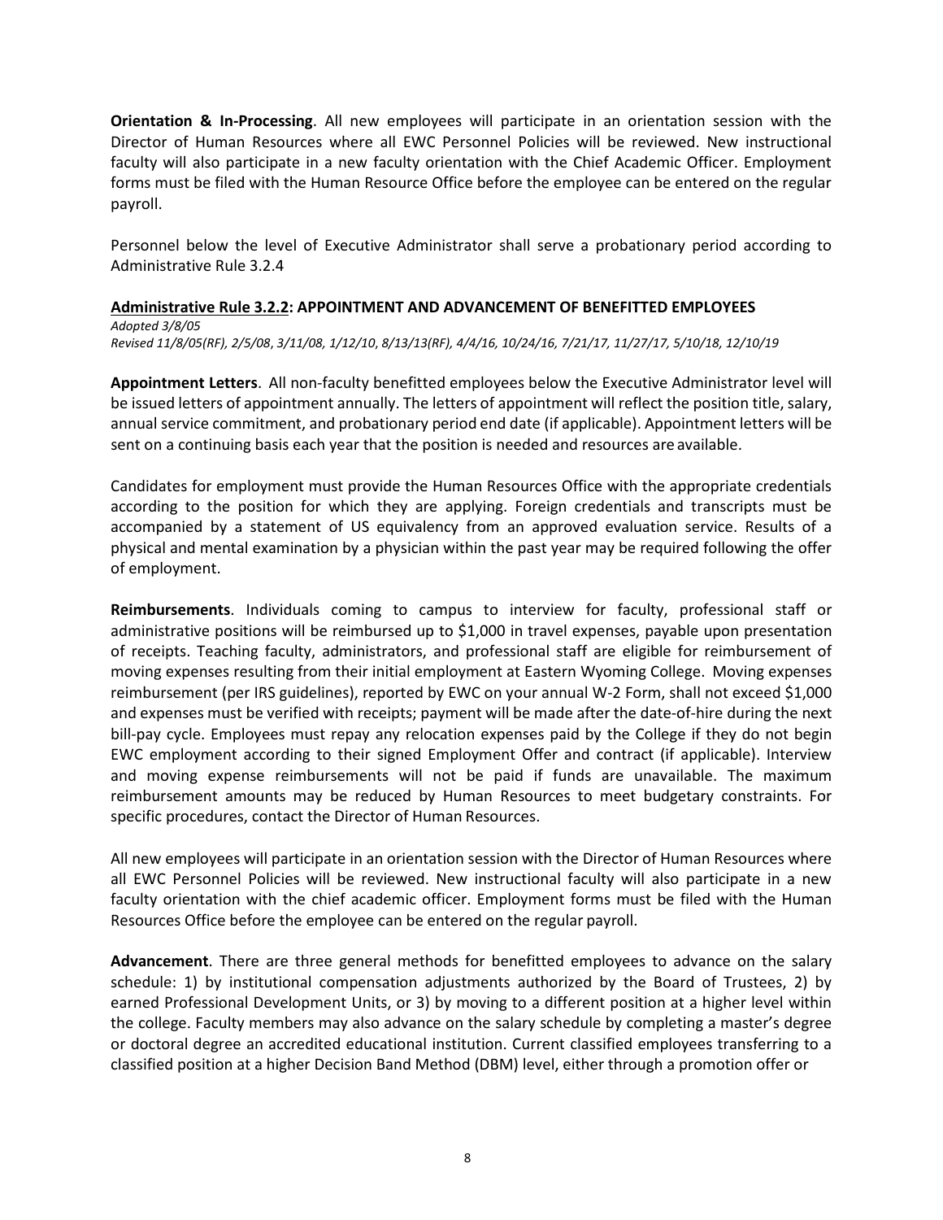**Orientation & In-Processing**. All new employees will participate in an orientation session with the Director of Human Resources where all EWC Personnel Policies will be reviewed. New instructional faculty will also participate in a new faculty orientation with the Chief Academic Officer. Employment forms must be filed with the Human Resource Office before the employee can be entered on the regular payroll.

Personnel below the level of Executive Administrator shall serve a probationary period according to Administrative Rule 3.2.4

**Administrative Rule 3.2.2: APPOINTMENT AND ADVANCEMENT OF BENEFITTED EMPLOYEES**

*Adopted 3/8/05*
*Revised 11/8/05(RF), 2/5/08, 3/11/08, 1/12/10, 8/13/13(RF), 4/4/16, 10/24/16, 7/21/17, 11/27/17, 5/10/18, 12/10/19*

**Appointment Letters**. All non-faculty benefitted employees below the Executive Administrator level will be issued letters of appointment annually. The letters of appointment will reflect the position title, salary, annual service commitment, and probationary period end date (if applicable). Appointment letters will be sent on a continuing basis each year that the position is needed and resources are available.

Candidates for employment must provide the Human Resources Office with the appropriate credentials according to the position for which they are applying. Foreign credentials and transcripts must be accompanied by a statement of US equivalency from an approved evaluation service. Results of a physical and mental examination by a physician within the past year may be required following the offer of employment.

**Reimbursements**. Individuals coming to campus to interview for faculty, professional staff or administrative positions will be reimbursed up to $1,000 in travel expenses, payable upon presentation of receipts. Teaching faculty, administrators, and professional staff are eligible for reimbursement of moving expenses resulting from their initial employment at Eastern Wyoming College. Moving expenses reimbursement (per IRS guidelines), reported by EWC on your annual W-2 Form, shall not exceed $1,000 and expenses must be verified with receipts; payment will be made after the date-of-hire during the next bill-pay cycle. Employees must repay any relocation expenses paid by the College if they do not begin EWC employment according to their signed Employment Offer and contract (if applicable). Interview and moving expense reimbursements will not be paid if funds are unavailable. The maximum reimbursement amounts may be reduced by Human Resources to meet budgetary constraints. For specific procedures, contact the Director of Human Resources.

All new employees will participate in an orientation session with the Director of Human Resources where all EWC Personnel Policies will be reviewed. New instructional faculty will also participate in a new faculty orientation with the chief academic officer. Employment forms must be filed with the Human Resources Office before the employee can be entered on the regular payroll.

**Advancement**. There are three general methods for benefitted employees to advance on the salary schedule: 1) by institutional compensation adjustments authorized by the Board of Trustees, 2) by earned Professional Development Units, or 3) by moving to a different position at a higher level within the college. Faculty members may also advance on the salary schedule by completing a master's degree or doctoral degree an accredited educational institution. Current classified employees transferring to a classified position at a higher Decision Band Method (DBM) level, either through a promotion offer or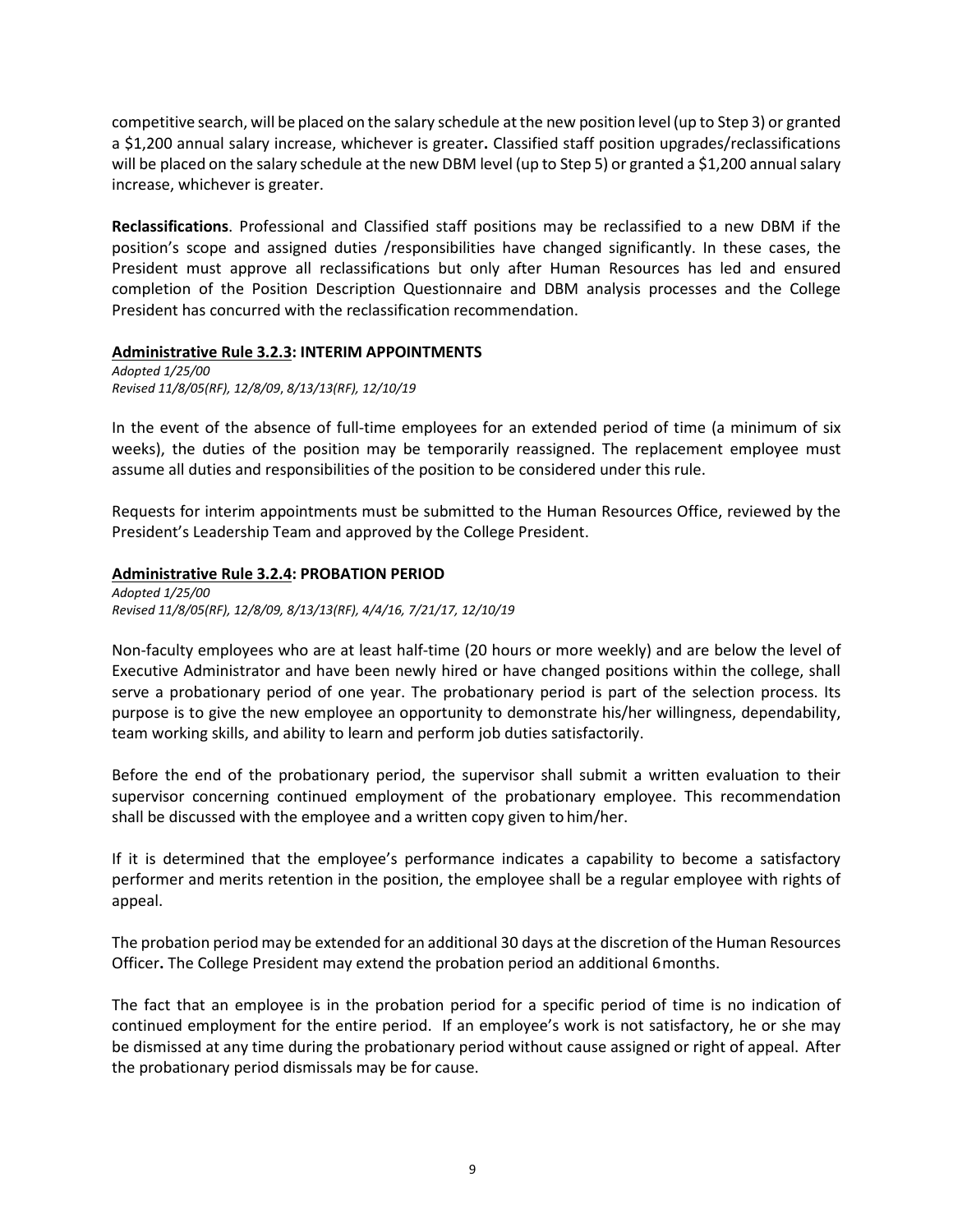competitive search, will be placed on the salary schedule at the new position level (up to Step 3) or granted a $1,200 annual salary increase, whichever is greater**.** Classified staff position upgrades/reclassifications will be placed on the salary schedule at the new DBM level (up to Step 5) or granted a $1,200 annual salary increase, whichever is greater.

**Reclassifications**. Professional and Classified staff positions may be reclassified to a new DBM if the position's scope and assigned duties /responsibilities have changed significantly. In these cases, the President must approve all reclassifications but only after Human Resources has led and ensured completion of the Position Description Questionnaire and DBM analysis processes and the College President has concurred with the reclassification recommendation.

### <u>Administrative Rule 3.2.3</u>: INTERIM APPOINTMENTS

*Adopted 1/25/00*
*Revised 11/8/05(RF), 12/8/09, 8/13/13(RF), 12/10/19*

In the event of the absence of full-time employees for an extended period of time (a minimum of six weeks), the duties of the position may be temporarily reassigned. The replacement employee must assume all duties and responsibilities of the position to be considered under this rule.

Requests for interim appointments must be submitted to the Human Resources Office, reviewed by the President's Leadership Team and approved by the College President.

### <u>Administrative Rule 3.2.4</u>: PROBATION PERIOD

*Adopted 1/25/00*
*Revised 11/8/05(RF), 12/8/09, 8/13/13(RF), 4/4/16, 7/21/17, 12/10/19*

Non-faculty employees who are at least half-time (20 hours or more weekly) and are below the level of Executive Administrator and have been newly hired or have changed positions within the college, shall serve a probationary period of one year. The probationary period is part of the selection process. Its purpose is to give the new employee an opportunity to demonstrate his/her willingness, dependability, team working skills, and ability to learn and perform job duties satisfactorily.

Before the end of the probationary period, the supervisor shall submit a written evaluation to their supervisor concerning continued employment of the probationary employee. This recommendation shall be discussed with the employee and a written copy given to him/her.

If it is determined that the employee's performance indicates a capability to become a satisfactory performer and merits retention in the position, the employee shall be a regular employee with rights of appeal.

The probation period may be extended for an additional 30 days at the discretion of the Human Resources Officer**.** The College President may extend the probation period an additional 6 months.

The fact that an employee is in the probation period for a specific period of time is no indication of continued employment for the entire period. If an employee's work is not satisfactory, he or she may be dismissed at any time during the probationary period without cause assigned or right of appeal. After the probationary period dismissals may be for cause.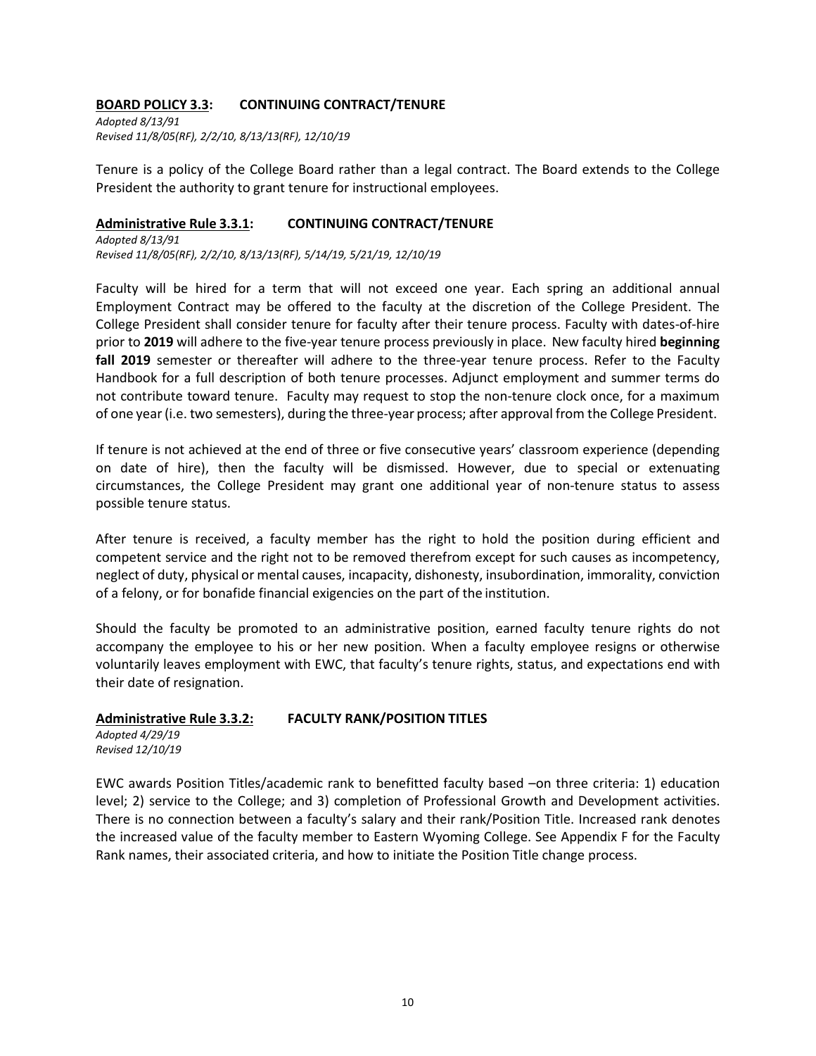**<u>BOARD POLICY 3.3</u>: CONTINUING CONTRACT/TENURE**

*Adopted 8/13/91*
*Revised 11/8/05(RF), 2/2/10, 8/13/13(RF), 12/10/19*

Tenure is a policy of the College Board rather than a legal contract. The Board extends to the College President the authority to grant tenure for instructional employees.

**<u>Administrative Rule 3.3.1</u>: CONTINUING CONTRACT/TENURE**

*Adopted 8/13/91*
*Revised 11/8/05(RF), 2/2/10, 8/13/13(RF), 5/14/19, 5/21/19, 12/10/19*

Faculty will be hired for a term that will not exceed one year. Each spring an additional annual Employment Contract may be offered to the faculty at the discretion of the College President. The College President shall consider tenure for faculty after their tenure process. Faculty with dates-of-hire prior to **2019** will adhere to the five-year tenure process previously in place. New faculty hired **beginning fall 2019** semester or thereafter will adhere to the three-year tenure process. Refer to the Faculty Handbook for a full description of both tenure processes. Adjunct employment and summer terms do not contribute toward tenure. Faculty may request to stop the non-tenure clock once, for a maximum of one year (i.e. two semesters), during the three-year process; after approval from the College President.

If tenure is not achieved at the end of three or five consecutive years' classroom experience (depending on date of hire), then the faculty will be dismissed. However, due to special or extenuating circumstances, the College President may grant one additional year of non-tenure status to assess possible tenure status.

After tenure is received, a faculty member has the right to hold the position during efficient and competent service and the right not to be removed therefrom except for such causes as incompetency, neglect of duty, physical or mental causes, incapacity, dishonesty, insubordination, immorality, conviction of a felony, or for bonafide financial exigencies on the part of the institution.

Should the faculty be promoted to an administrative position, earned faculty tenure rights do not accompany the employee to his or her new position. When a faculty employee resigns or otherwise voluntarily leaves employment with EWC, that faculty's tenure rights, status, and expectations end with their date of resignation.

**<u>Administrative Rule 3.3.2</u>: FACULTY RANK/POSITION TITLES**

*Adopted 4/29/19*
*Revised 12/10/19*

EWC awards Position Titles/academic rank to benefitted faculty based –on three criteria: 1) education level; 2) service to the College; and 3) completion of Professional Growth and Development activities. There is no connection between a faculty's salary and their rank/Position Title. Increased rank denotes the increased value of the faculty member to Eastern Wyoming College. See Appendix F for the Faculty Rank names, their associated criteria, and how to initiate the Position Title change process.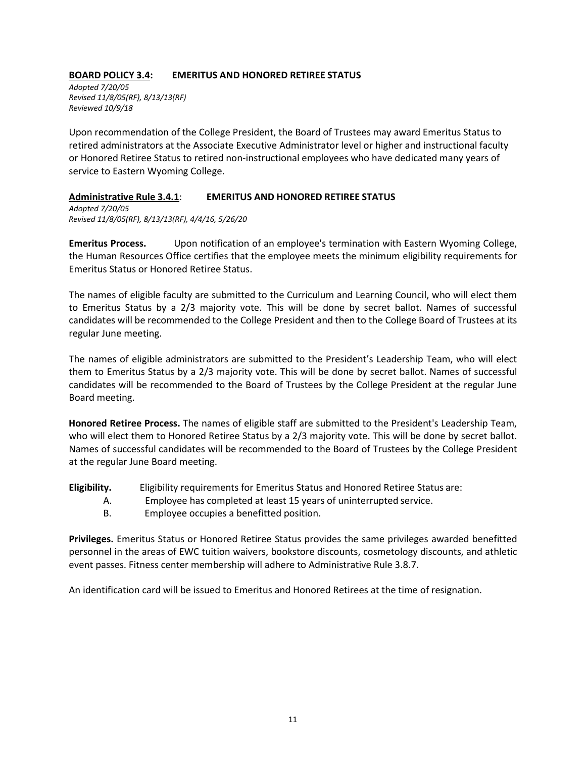## **<u>BOARD POLICY 3.4</u>: EMERITUS AND HONORED RETIREE STATUS**

*Adopted 7/20/05*
*Revised 11/8/05(RF), 8/13/13(RF)*
*Reviewed 10/9/18*

Upon recommendation of the College President, the Board of Trustees may award Emeritus Status to retired administrators at the Associate Executive Administrator level or higher and instructional faculty or Honored Retiree Status to retired non-instructional employees who have dedicated many years of service to Eastern Wyoming College.

### **<u>Administrative Rule 3.4.1</u>: EMERITUS AND HONORED RETIREE STATUS**

*Adopted 7/20/05*
*Revised 11/8/05(RF), 8/13/13(RF), 4/4/16, 5/26/20*

**Emeritus Process.** Upon notification of an employee's termination with Eastern Wyoming College, the Human Resources Office certifies that the employee meets the minimum eligibility requirements for Emeritus Status or Honored Retiree Status.

The names of eligible faculty are submitted to the Curriculum and Learning Council, who will elect them to Emeritus Status by a 2/3 majority vote. This will be done by secret ballot. Names of successful candidates will be recommended to the College President and then to the College Board of Trustees at its regular June meeting.

The names of eligible administrators are submitted to the President's Leadership Team, who will elect them to Emeritus Status by a 2/3 majority vote. This will be done by secret ballot. Names of successful candidates will be recommended to the Board of Trustees by the College President at the regular June Board meeting.

**Honored Retiree Process.** The names of eligible staff are submitted to the President's Leadership Team, who will elect them to Honored Retiree Status by a 2/3 majority vote. This will be done by secret ballot. Names of successful candidates will be recommended to the Board of Trustees by the College President at the regular June Board meeting.

**Eligibility.** Eligibility requirements for Emeritus Status and Honored Retiree Status are:

A. Employee has completed at least 15 years of uninterrupted service.
B. Employee occupies a benefitted position.

**Privileges.** Emeritus Status or Honored Retiree Status provides the same privileges awarded benefitted personnel in the areas of EWC tuition waivers, bookstore discounts, cosmetology discounts, and athletic event passes. Fitness center membership will adhere to Administrative Rule 3.8.7.

An identification card will be issued to Emeritus and Honored Retirees at the time of resignation.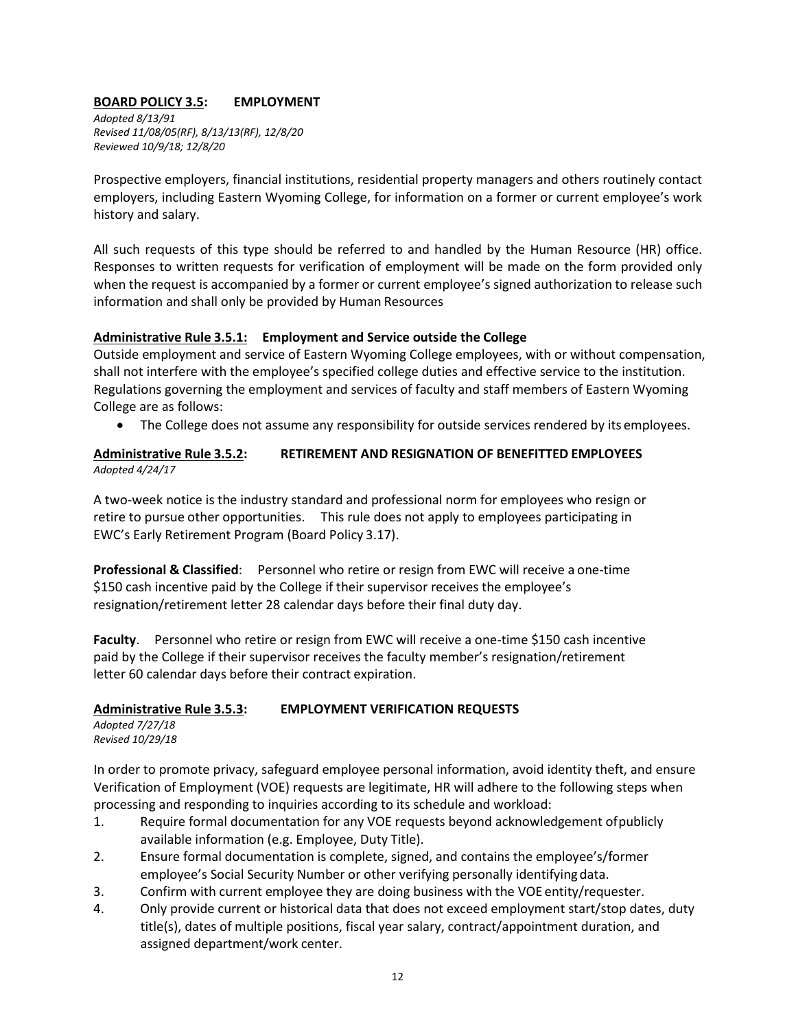## **BOARD POLICY 3.5: EMPLOYMENT**

*Adopted 8/13/91*
*Revised 11/08/05(RF), 8/13/13(RF), 12/8/20*
*Reviewed 10/9/18; 12/8/20*

Prospective employers, financial institutions, residential property managers and others routinely contact employers, including Eastern Wyoming College, for information on a former or current employee's work history and salary.

All such requests of this type should be referred to and handled by the Human Resource (HR) office. Responses to written requests for verification of employment will be made on the form provided only when the request is accompanied by a former or current employee's signed authorization to release such information and shall only be provided by Human Resources

### **Administrative Rule 3.5.1: Employment and Service outside the College**

Outside employment and service of Eastern Wyoming College employees, with or without compensation, shall not interfere with the employee's specified college duties and effective service to the institution. Regulations governing the employment and services of faculty and staff members of Eastern Wyoming College are as follows:

- The College does not assume any responsibility for outside services rendered by its employees.

### **Administrative Rule 3.5.2: RETIREMENT AND RESIGNATION OF BENEFITTED EMPLOYEES**

*Adopted 4/24/17*

A two-week notice is the industry standard and professional norm for employees who resign or retire to pursue other opportunities. This rule does not apply to employees participating in EWC's Early Retirement Program (Board Policy 3.17).

**Professional & Classified**: Personnel who retire or resign from EWC will receive a one-time $150 cash incentive paid by the College if their supervisor receives the employee's resignation/retirement letter 28 calendar days before their final duty day.

**Faculty**. Personnel who retire or resign from EWC will receive a one-time $150 cash incentive paid by the College if their supervisor receives the faculty member's resignation/retirement letter 60 calendar days before their contract expiration.

### **Administrative Rule 3.5.3: EMPLOYMENT VERIFICATION REQUESTS**

*Adopted 7/27/18*
*Revised 10/29/18*

In order to promote privacy, safeguard employee personal information, avoid identity theft, and ensure Verification of Employment (VOE) requests are legitimate, HR will adhere to the following steps when processing and responding to inquiries according to its schedule and workload:

1. Require formal documentation for any VOE requests beyond acknowledgement of publicly available information (e.g. Employee, Duty Title).
2. Ensure formal documentation is complete, signed, and contains the employee's/former employee's Social Security Number or other verifying personally identifying data.
3. Confirm with current employee they are doing business with the VOE entity/requester.
4. Only provide current or historical data that does not exceed employment start/stop dates, duty title(s), dates of multiple positions, fiscal year salary, contract/appointment duration, and assigned department/work center.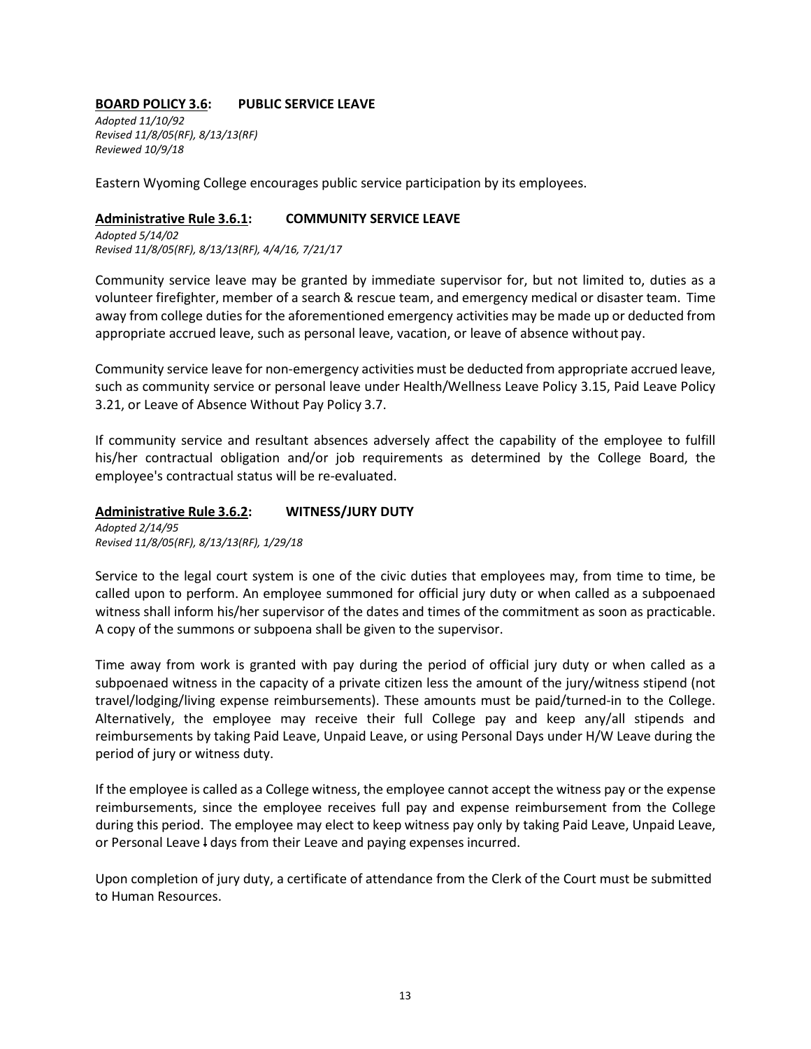## BOARD POLICY 3.6: PUBLIC SERVICE LEAVE

*Adopted 11/10/92*
*Revised 11/8/05(RF), 8/13/13(RF)*
*Reviewed 10/9/18*

Eastern Wyoming College encourages public service participation by its employees.

### Administrative Rule 3.6.1: COMMUNITY SERVICE LEAVE

*Adopted 5/14/02*
*Revised 11/8/05(RF), 8/13/13(RF), 4/4/16, 7/21/17*

Community service leave may be granted by immediate supervisor for, but not limited to, duties as a volunteer firefighter, member of a search & rescue team, and emergency medical or disaster team. Time away from college duties for the aforementioned emergency activities may be made up or deducted from appropriate accrued leave, such as personal leave, vacation, or leave of absence without pay.

Community service leave for non-emergency activities must be deducted from appropriate accrued leave, such as community service or personal leave under Health/Wellness Leave Policy 3.15, Paid Leave Policy 3.21, or Leave of Absence Without Pay Policy 3.7.

If community service and resultant absences adversely affect the capability of the employee to fulfill his/her contractual obligation and/or job requirements as determined by the College Board, the employee's contractual status will be re-evaluated.

### Administrative Rule 3.6.2: WITNESS/JURY DUTY

*Adopted 2/14/95*
*Revised 11/8/05(RF), 8/13/13(RF), 1/29/18*

Service to the legal court system is one of the civic duties that employees may, from time to time, be called upon to perform. An employee summoned for official jury duty or when called as a subpoenaed witness shall inform his/her supervisor of the dates and times of the commitment as soon as practicable. A copy of the summons or subpoena shall be given to the supervisor.

Time away from work is granted with pay during the period of official jury duty or when called as a subpoenaed witness in the capacity of a private citizen less the amount of the jury/witness stipend (not travel/lodging/living expense reimbursements). These amounts must be paid/turned-in to the College. Alternatively, the employee may receive their full College pay and keep any/all stipends and reimbursements by taking Paid Leave, Unpaid Leave, or using Personal Days under H/W Leave during the period of jury or witness duty.

If the employee is called as a College witness, the employee cannot accept the witness pay or the expense reimbursements, since the employee receives full pay and expense reimbursement from the College during this period. The employee may elect to keep witness pay only by taking Paid Leave, Unpaid Leave, or Personal Leave ꜜdays from their Leave and paying expenses incurred.

Upon completion of jury duty, a certificate of attendance from the Clerk of the Court must be submitted to Human Resources.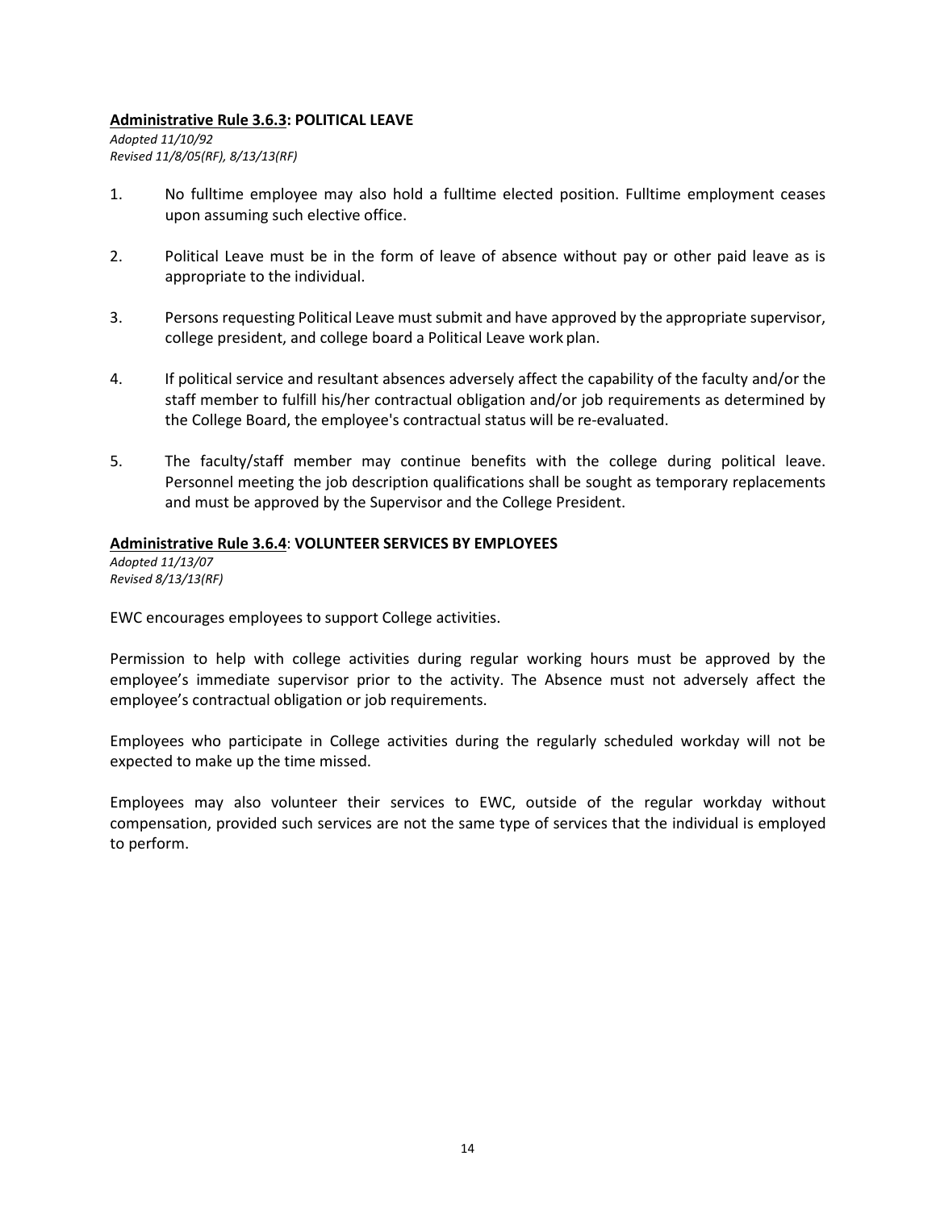### Administrative Rule 3.6.3: POLITICAL LEAVE

*Adopted 11/10/92*
*Revised 11/8/05(RF), 8/13/13(RF)*

1. No fulltime employee may also hold a fulltime elected position. Fulltime employment ceases upon assuming such elective office.

2. Political Leave must be in the form of leave of absence without pay or other paid leave as is appropriate to the individual.

3. Persons requesting Political Leave must submit and have approved by the appropriate supervisor, college president, and college board a Political Leave work plan.

4. If political service and resultant absences adversely affect the capability of the faculty and/or the staff member to fulfill his/her contractual obligation and/or job requirements as determined by the College Board, the employee's contractual status will be re-evaluated.

5. The faculty/staff member may continue benefits with the college during political leave. Personnel meeting the job description qualifications shall be sought as temporary replacements and must be approved by the Supervisor and the College President.

### Administrative Rule 3.6.4: VOLUNTEER SERVICES BY EMPLOYEES

*Adopted 11/13/07*
*Revised 8/13/13(RF)*

EWC encourages employees to support College activities.

Permission to help with college activities during regular working hours must be approved by the employee's immediate supervisor prior to the activity. The Absence must not adversely affect the employee's contractual obligation or job requirements.

Employees who participate in College activities during the regularly scheduled workday will not be expected to make up the time missed.

Employees may also volunteer their services to EWC, outside of the regular workday without compensation, provided such services are not the same type of services that the individual is employed to perform.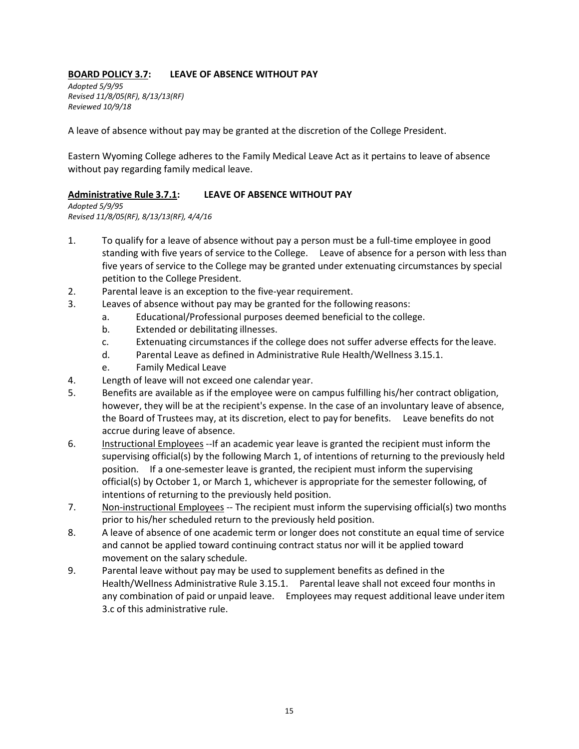## **<u>BOARD POLICY 3.7</u>: LEAVE OF ABSENCE WITHOUT PAY**

*Adopted 5/9/95*
*Revised 11/8/05(RF), 8/13/13(RF)*
*Reviewed 10/9/18*

A leave of absence without pay may be granted at the discretion of the College President.

Eastern Wyoming College adheres to the Family Medical Leave Act as it pertains to leave of absence without pay regarding family medical leave.

## **<u>Administrative Rule 3.7.1</u>: LEAVE OF ABSENCE WITHOUT PAY**

*Adopted 5/9/95*
*Revised 11/8/05(RF), 8/13/13(RF), 4/4/16*

1. To qualify for a leave of absence without pay a person must be a full-time employee in good standing with five years of service to the College. Leave of absence for a person with less than five years of service to the College may be granted under extenuating circumstances by special petition to the College President.
2. Parental leave is an exception to the five-year requirement.
3. Leaves of absence without pay may be granted for the following reasons:
   a. Educational/Professional purposes deemed beneficial to the college.
   b. Extended or debilitating illnesses.
   c. Extenuating circumstances if the college does not suffer adverse effects for the leave.
   d. Parental Leave as defined in Administrative Rule Health/Wellness 3.15.1.
   e. Family Medical Leave
4. Length of leave will not exceed one calendar year.
5. Benefits are available as if the employee were on campus fulfilling his/her contract obligation, however, they will be at the recipient's expense. In the case of an involuntary leave of absence, the Board of Trustees may, at its discretion, elect to pay for benefits. Leave benefits do not accrue during leave of absence.
6. <u>Instructional Employees</u> --If an academic year leave is granted the recipient must inform the supervising official(s) by the following March 1, of intentions of returning to the previously held position. If a one-semester leave is granted, the recipient must inform the supervising official(s) by October 1, or March 1, whichever is appropriate for the semester following, of intentions of returning to the previously held position.
7. <u>Non-instructional Employees</u> -- The recipient must inform the supervising official(s) two months prior to his/her scheduled return to the previously held position.
8. A leave of absence of one academic term or longer does not constitute an equal time of service and cannot be applied toward continuing contract status nor will it be applied toward movement on the salary schedule.
9. Parental leave without pay may be used to supplement benefits as defined in the Health/Wellness Administrative Rule 3.15.1. Parental leave shall not exceed four months in any combination of paid or unpaid leave. Employees may request additional leave under item 3.c of this administrative rule.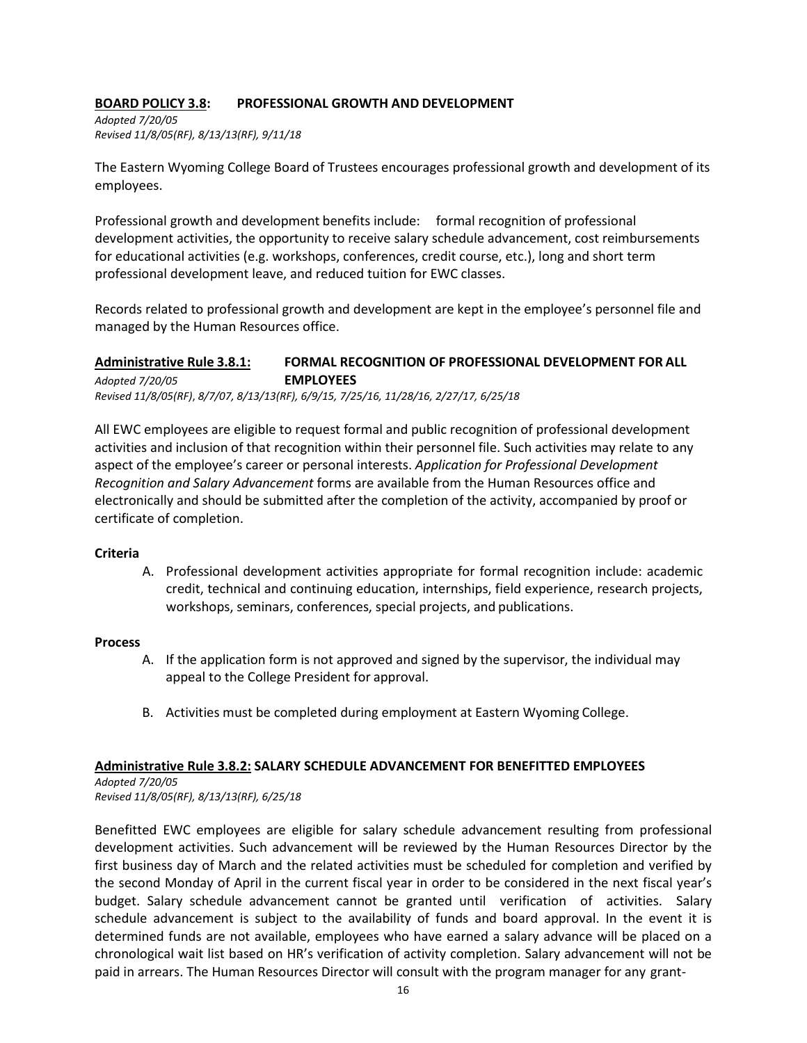## BOARD POLICY 3.8: PROFESSIONAL GROWTH AND DEVELOPMENT

*Adopted 7/20/05*
*Revised 11/8/05(RF), 8/13/13(RF), 9/11/18*

The Eastern Wyoming College Board of Trustees encourages professional growth and development of its employees.

Professional growth and development benefits include: formal recognition of professional development activities, the opportunity to receive salary schedule advancement, cost reimbursements for educational activities (e.g. workshops, conferences, credit course, etc.), long and short term professional development leave, and reduced tuition for EWC classes.

Records related to professional growth and development are kept in the employee's personnel file and managed by the Human Resources office.

### Administrative Rule 3.8.1: FORMAL RECOGNITION OF PROFESSIONAL DEVELOPMENT FOR ALL EMPLOYEES

*Adopted 7/20/05*
*Revised 11/8/05(RF), 8/7/07, 8/13/13(RF), 6/9/15, 7/25/16, 11/28/16, 2/27/17, 6/25/18*

All EWC employees are eligible to request formal and public recognition of professional development activities and inclusion of that recognition within their personnel file. Such activities may relate to any aspect of the employee's career or personal interests. *Application for Professional Development Recognition and Salary Advancement* forms are available from the Human Resources office and electronically and should be submitted after the completion of the activity, accompanied by proof or certificate of completion.

**Criteria**

A. Professional development activities appropriate for formal recognition include: academic credit, technical and continuing education, internships, field experience, research projects, workshops, seminars, conferences, special projects, and publications.

**Process**

A. If the application form is not approved and signed by the supervisor, the individual may appeal to the College President for approval.

B. Activities must be completed during employment at Eastern Wyoming College.

### Administrative Rule 3.8.2: SALARY SCHEDULE ADVANCEMENT FOR BENEFITTED EMPLOYEES

*Adopted 7/20/05*
*Revised 11/8/05(RF), 8/13/13(RF), 6/25/18*

Benefitted EWC employees are eligible for salary schedule advancement resulting from professional development activities. Such advancement will be reviewed by the Human Resources Director by the first business day of March and the related activities must be scheduled for completion and verified by the second Monday of April in the current fiscal year in order to be considered in the next fiscal year's budget. Salary schedule advancement cannot be granted until verification of activities. Salary schedule advancement is subject to the availability of funds and board approval. In the event it is determined funds are not available, employees who have earned a salary advance will be placed on a chronological wait list based on HR's verification of activity completion. Salary advancement will not be paid in arrears. The Human Resources Director will consult with the program manager for any grant-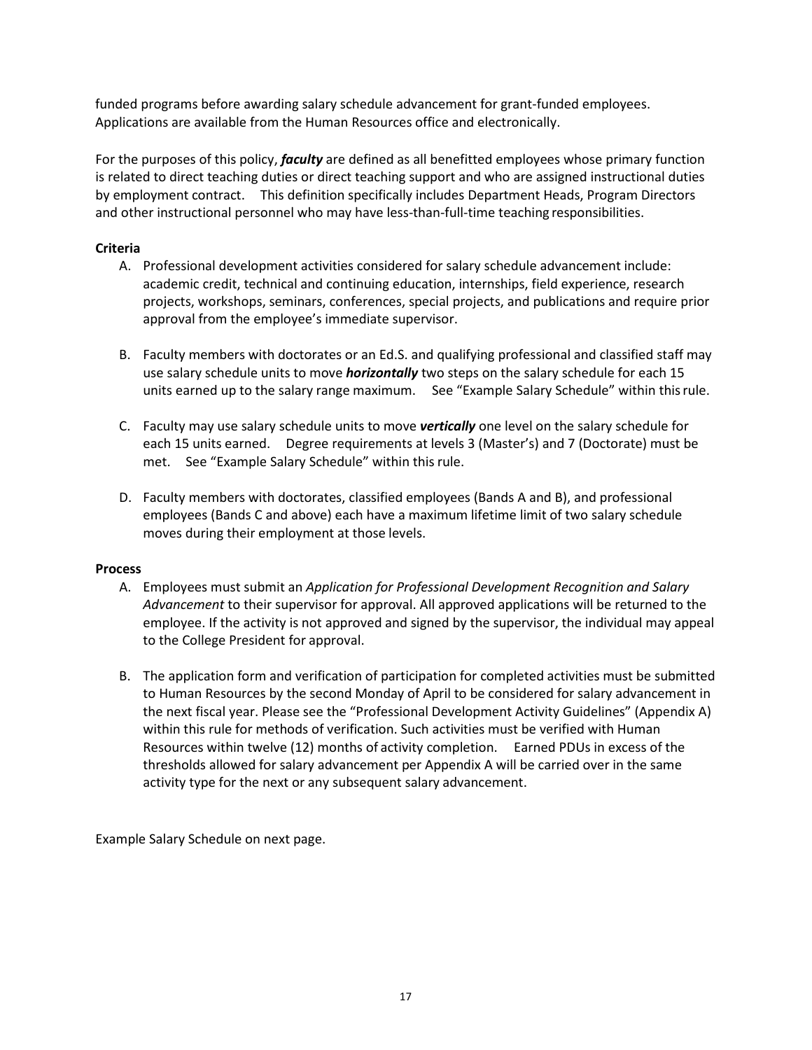funded programs before awarding salary schedule advancement for grant-funded employees. Applications are available from the Human Resources office and electronically.

For the purposes of this policy, ***faculty*** are defined as all benefitted employees whose primary function is related to direct teaching duties or direct teaching support and who are assigned instructional duties by employment contract. This definition specifically includes Department Heads, Program Directors and other instructional personnel who may have less-than-full-time teaching responsibilities.

**Criteria**

A. Professional development activities considered for salary schedule advancement include: academic credit, technical and continuing education, internships, field experience, research projects, workshops, seminars, conferences, special projects, and publications and require prior approval from the employee's immediate supervisor.

B. Faculty members with doctorates or an Ed.S. and qualifying professional and classified staff may use salary schedule units to move ***horizontally*** two steps on the salary schedule for each 15 units earned up to the salary range maximum. See "Example Salary Schedule" within this rule.

C. Faculty may use salary schedule units to move ***vertically*** one level on the salary schedule for each 15 units earned. Degree requirements at levels 3 (Master's) and 7 (Doctorate) must be met. See "Example Salary Schedule" within this rule.

D. Faculty members with doctorates, classified employees (Bands A and B), and professional employees (Bands C and above) each have a maximum lifetime limit of two salary schedule moves during their employment at those levels.

**Process**

A. Employees must submit an *Application for Professional Development Recognition and Salary Advancement* to their supervisor for approval. All approved applications will be returned to the employee. If the activity is not approved and signed by the supervisor, the individual may appeal to the College President for approval.

B. The application form and verification of participation for completed activities must be submitted to Human Resources by the second Monday of April to be considered for salary advancement in the next fiscal year. Please see the "Professional Development Activity Guidelines" (Appendix A) within this rule for methods of verification. Such activities must be verified with Human Resources within twelve (12) months of activity completion. Earned PDUs in excess of the thresholds allowed for salary advancement per Appendix A will be carried over in the same activity type for the next or any subsequent salary advancement.

Example Salary Schedule on next page.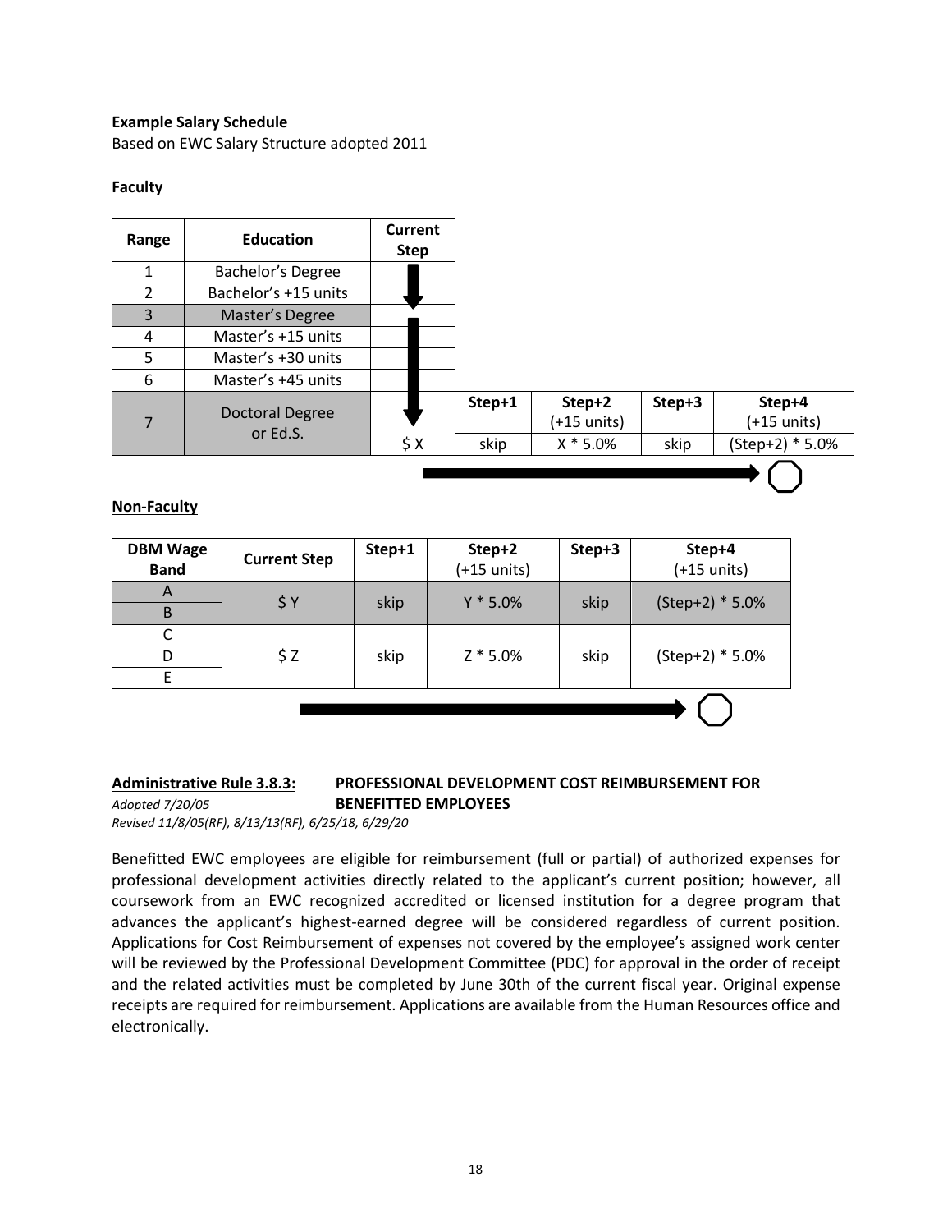**Example Salary Schedule**

Based on EWC Salary Structure adopted 2011

**Faculty**

| Range | Education | Current Step | Step+1 | Step+2 (+15 units) | Step+3 | Step+4 (+15 units) |
|---|---|---|---|---|---|---|
| 1 | Bachelor's Degree | | | | | |
| 2 | Bachelor's +15 units | | | | | |
| 3 | Master's Degree | | | | | |
| 4 | Master's +15 units | | | | | |
| 5 | Master's +30 units | | | | | |
| 6 | Master's +45 units | | | | | |
| 7 | Doctoral Degree or Ed.S. | $ X | skip | X * 5.0% | skip | (Step+2) * 5.0% |

**Non-Faculty**

| DBM Wage Band | Current Step | Step+1 | Step+2 (+15 units) | Step+3 | Step+4 (+15 units) |
|---|---|---|---|---|---|
| A | $ Y | skip | Y * 5.0% | skip | (Step+2) * 5.0% |
| B | | | | | |
| C | $ Z | skip | Z * 5.0% | skip | (Step+2) * 5.0% |
| D | | | | | |
| E | | | | | |

**Administrative Rule 3.8.3: PROFESSIONAL DEVELOPMENT COST REIMBURSEMENT FOR BENEFITTED EMPLOYEES**

*Adopted 7/20/05*

*Revised 11/8/05(RF), 8/13/13(RF), 6/25/18, 6/29/20*

Benefitted EWC employees are eligible for reimbursement (full or partial) of authorized expenses for professional development activities directly related to the applicant's current position; however, all coursework from an EWC recognized accredited or licensed institution for a degree program that advances the applicant's highest-earned degree will be considered regardless of current position. Applications for Cost Reimbursement of expenses not covered by the employee's assigned work center will be reviewed by the Professional Development Committee (PDC) for approval in the order of receipt and the related activities must be completed by June 30th of the current fiscal year. Original expense receipts are required for reimbursement. Applications are available from the Human Resources office and electronically.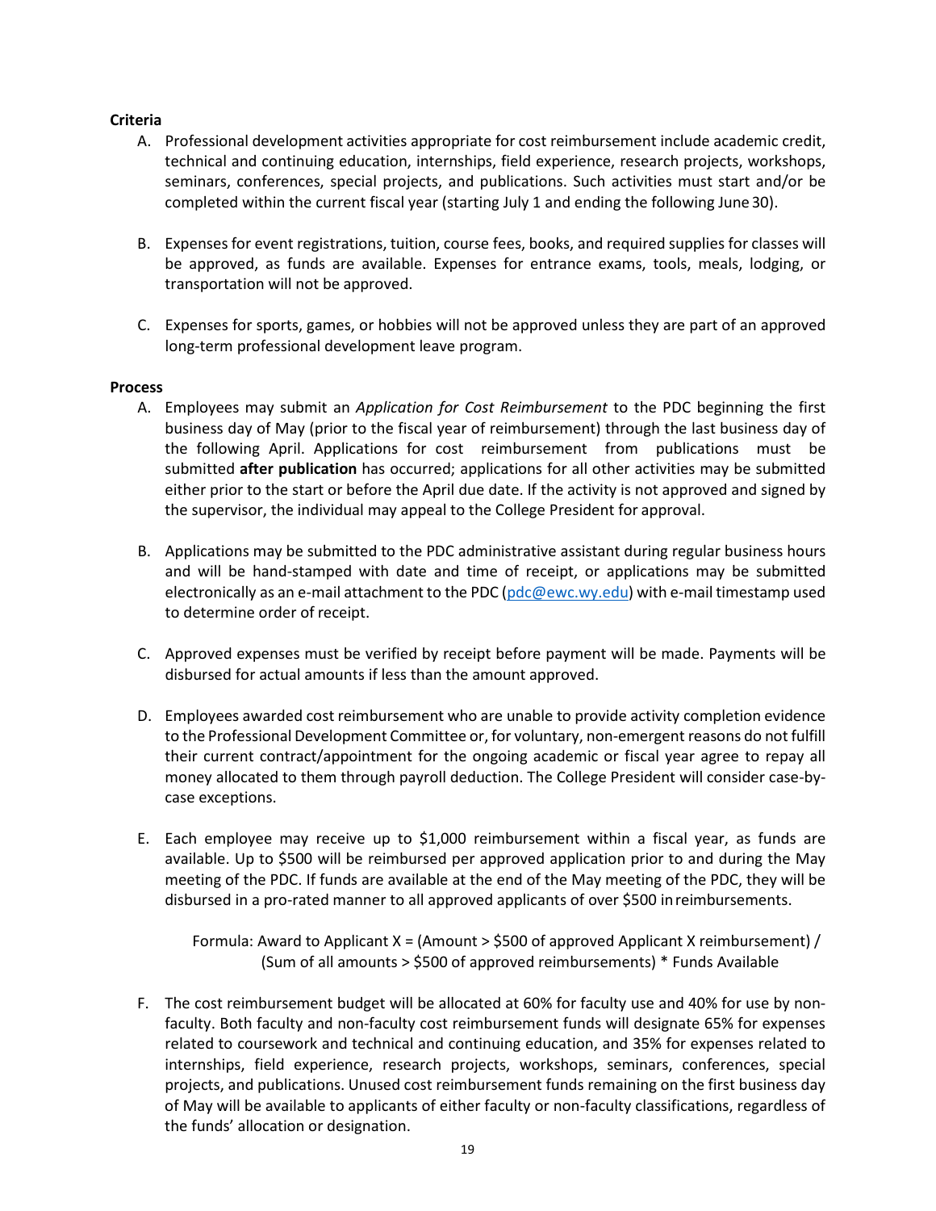**Criteria**

A. Professional development activities appropriate for cost reimbursement include academic credit, technical and continuing education, internships, field experience, research projects, workshops, seminars, conferences, special projects, and publications. Such activities must start and/or be completed within the current fiscal year (starting July 1 and ending the following June 30).

B. Expenses for event registrations, tuition, course fees, books, and required supplies for classes will be approved, as funds are available. Expenses for entrance exams, tools, meals, lodging, or transportation will not be approved.

C. Expenses for sports, games, or hobbies will not be approved unless they are part of an approved long-term professional development leave program.

**Process**

A. Employees may submit an *Application for Cost Reimbursement* to the PDC beginning the first business day of May (prior to the fiscal year of reimbursement) through the last business day of the following April. Applications for cost reimbursement from publications must be submitted **after publication** has occurred; applications for all other activities may be submitted either prior to the start or before the April due date. If the activity is not approved and signed by the supervisor, the individual may appeal to the College President for approval.

B. Applications may be submitted to the PDC administrative assistant during regular business hours and will be hand-stamped with date and time of receipt, or applications may be submitted electronically as an e-mail attachment to the PDC (pdc@ewc.wy.edu) with e-mail timestamp used to determine order of receipt.

C. Approved expenses must be verified by receipt before payment will be made. Payments will be disbursed for actual amounts if less than the amount approved.

D. Employees awarded cost reimbursement who are unable to provide activity completion evidence to the Professional Development Committee or, for voluntary, non-emergent reasons do not fulfill their current contract/appointment for the ongoing academic or fiscal year agree to repay all money allocated to them through payroll deduction. The College President will consider case-by-case exceptions.

E. Each employee may receive up to $1,000 reimbursement within a fiscal year, as funds are available. Up to $500 will be reimbursed per approved application prior to and during the May meeting of the PDC. If funds are available at the end of the May meeting of the PDC, they will be disbursed in a pro-rated manner to all approved applicants of over $500 in reimbursements.

   Formula: Award to Applicant X = (Amount > $500 of approved Applicant X reimbursement) / (Sum of all amounts > $500 of approved reimbursements) * Funds Available

F. The cost reimbursement budget will be allocated at 60% for faculty use and 40% for use by non-faculty. Both faculty and non-faculty cost reimbursement funds will designate 65% for expenses related to coursework and technical and continuing education, and 35% for expenses related to internships, field experience, research projects, workshops, seminars, conferences, special projects, and publications. Unused cost reimbursement funds remaining on the first business day of May will be available to applicants of either faculty or non-faculty classifications, regardless of the funds' allocation or designation.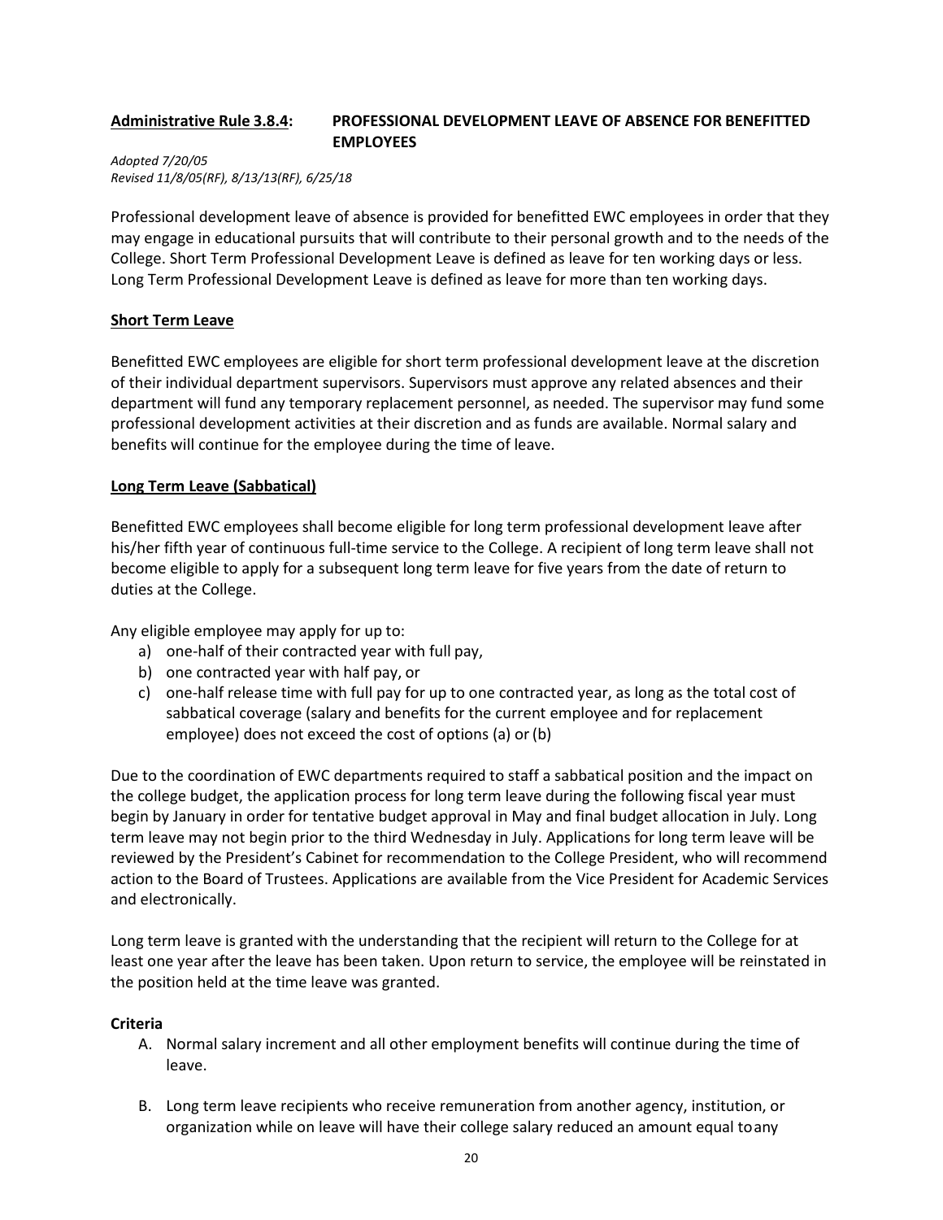**Administrative Rule 3.8.4: PROFESSIONAL DEVELOPMENT LEAVE OF ABSENCE FOR BENEFITTED EMPLOYEES**

*Adopted 7/20/05*
*Revised 11/8/05(RF), 8/13/13(RF), 6/25/18*

Professional development leave of absence is provided for benefitted EWC employees in order that they may engage in educational pursuits that will contribute to their personal growth and to the needs of the College. Short Term Professional Development Leave is defined as leave for ten working days or less. Long Term Professional Development Leave is defined as leave for more than ten working days.

**Short Term Leave**

Benefitted EWC employees are eligible for short term professional development leave at the discretion of their individual department supervisors. Supervisors must approve any related absences and their department will fund any temporary replacement personnel, as needed. The supervisor may fund some professional development activities at their discretion and as funds are available. Normal salary and benefits will continue for the employee during the time of leave.

**Long Term Leave (Sabbatical)**

Benefitted EWC employees shall become eligible for long term professional development leave after his/her fifth year of continuous full-time service to the College. A recipient of long term leave shall not become eligible to apply for a subsequent long term leave for five years from the date of return to duties at the College.

Any eligible employee may apply for up to:

a) one-half of their contracted year with full pay,
b) one contracted year with half pay, or
c) one-half release time with full pay for up to one contracted year, as long as the total cost of sabbatical coverage (salary and benefits for the current employee and for replacement employee) does not exceed the cost of options (a) or (b)

Due to the coordination of EWC departments required to staff a sabbatical position and the impact on the college budget, the application process for long term leave during the following fiscal year must begin by January in order for tentative budget approval in May and final budget allocation in July. Long term leave may not begin prior to the third Wednesday in July. Applications for long term leave will be reviewed by the President's Cabinet for recommendation to the College President, who will recommend action to the Board of Trustees. Applications are available from the Vice President for Academic Services and electronically.

Long term leave is granted with the understanding that the recipient will return to the College for at least one year after the leave has been taken. Upon return to service, the employee will be reinstated in the position held at the time leave was granted.

**Criteria**

A. Normal salary increment and all other employment benefits will continue during the time of leave.

B. Long term leave recipients who receive remuneration from another agency, institution, or organization while on leave will have their college salary reduced an amount equal to any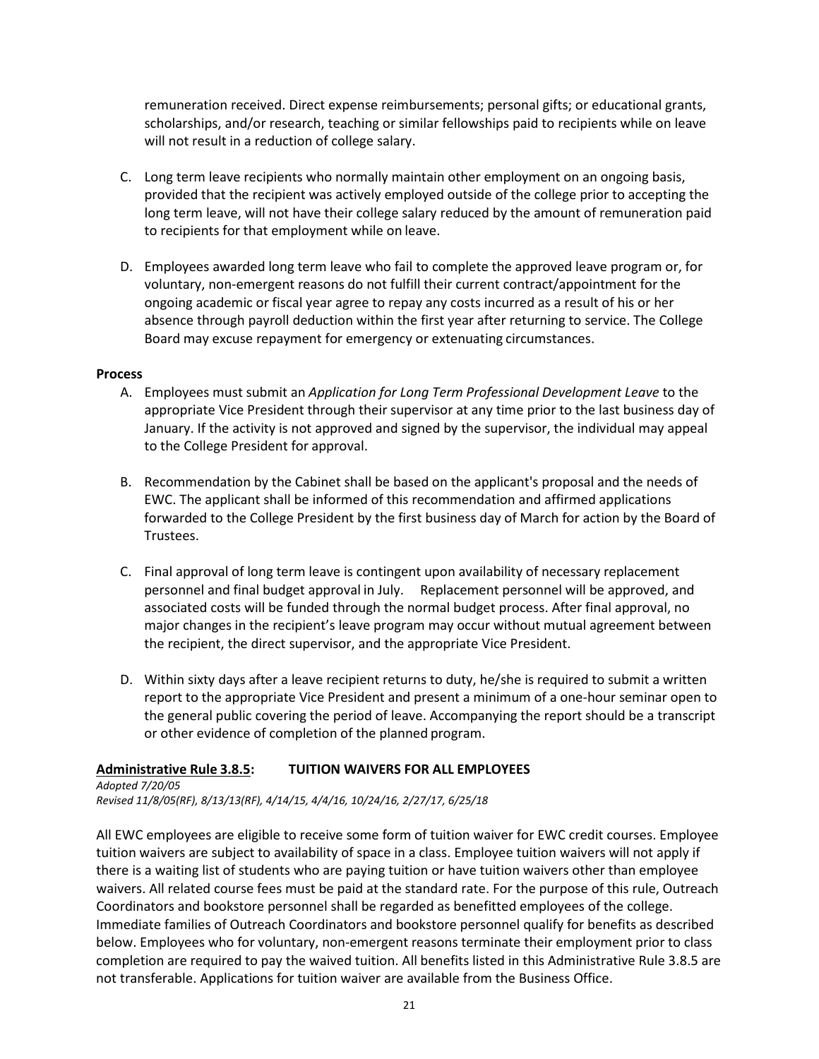remuneration received. Direct expense reimbursements; personal gifts; or educational grants, scholarships, and/or research, teaching or similar fellowships paid to recipients while on leave will not result in a reduction of college salary.

C. Long term leave recipients who normally maintain other employment on an ongoing basis, provided that the recipient was actively employed outside of the college prior to accepting the long term leave, will not have their college salary reduced by the amount of remuneration paid to recipients for that employment while on leave.

D. Employees awarded long term leave who fail to complete the approved leave program or, for voluntary, non-emergent reasons do not fulfill their current contract/appointment for the ongoing academic or fiscal year agree to repay any costs incurred as a result of his or her absence through payroll deduction within the first year after returning to service. The College Board may excuse repayment for emergency or extenuating circumstances.

**Process**

A. Employees must submit an *Application for Long Term Professional Development Leave* to the appropriate Vice President through their supervisor at any time prior to the last business day of January. If the activity is not approved and signed by the supervisor, the individual may appeal to the College President for approval.

B. Recommendation by the Cabinet shall be based on the applicant's proposal and the needs of EWC. The applicant shall be informed of this recommendation and affirmed applications forwarded to the College President by the first business day of March for action by the Board of Trustees.

C. Final approval of long term leave is contingent upon availability of necessary replacement personnel and final budget approval in July. Replacement personnel will be approved, and associated costs will be funded through the normal budget process. After final approval, no major changes in the recipient's leave program may occur without mutual agreement between the recipient, the direct supervisor, and the appropriate Vice President.

D. Within sixty days after a leave recipient returns to duty, he/she is required to submit a written report to the appropriate Vice President and present a minimum of a one-hour seminar open to the general public covering the period of leave. Accompanying the report should be a transcript or other evidence of completion of the planned program.

**Administrative Rule 3.8.5: TUITION WAIVERS FOR ALL EMPLOYEES**

*Adopted 7/20/05*
*Revised 11/8/05(RF), 8/13/13(RF), 4/14/15, 4/4/16, 10/24/16, 2/27/17, 6/25/18*

All EWC employees are eligible to receive some form of tuition waiver for EWC credit courses. Employee tuition waivers are subject to availability of space in a class. Employee tuition waivers will not apply if there is a waiting list of students who are paying tuition or have tuition waivers other than employee waivers. All related course fees must be paid at the standard rate. For the purpose of this rule, Outreach Coordinators and bookstore personnel shall be regarded as benefitted employees of the college. Immediate families of Outreach Coordinators and bookstore personnel qualify for benefits as described below. Employees who for voluntary, non-emergent reasons terminate their employment prior to class completion are required to pay the waived tuition. All benefits listed in this Administrative Rule 3.8.5 are not transferable. Applications for tuition waiver are available from the Business Office.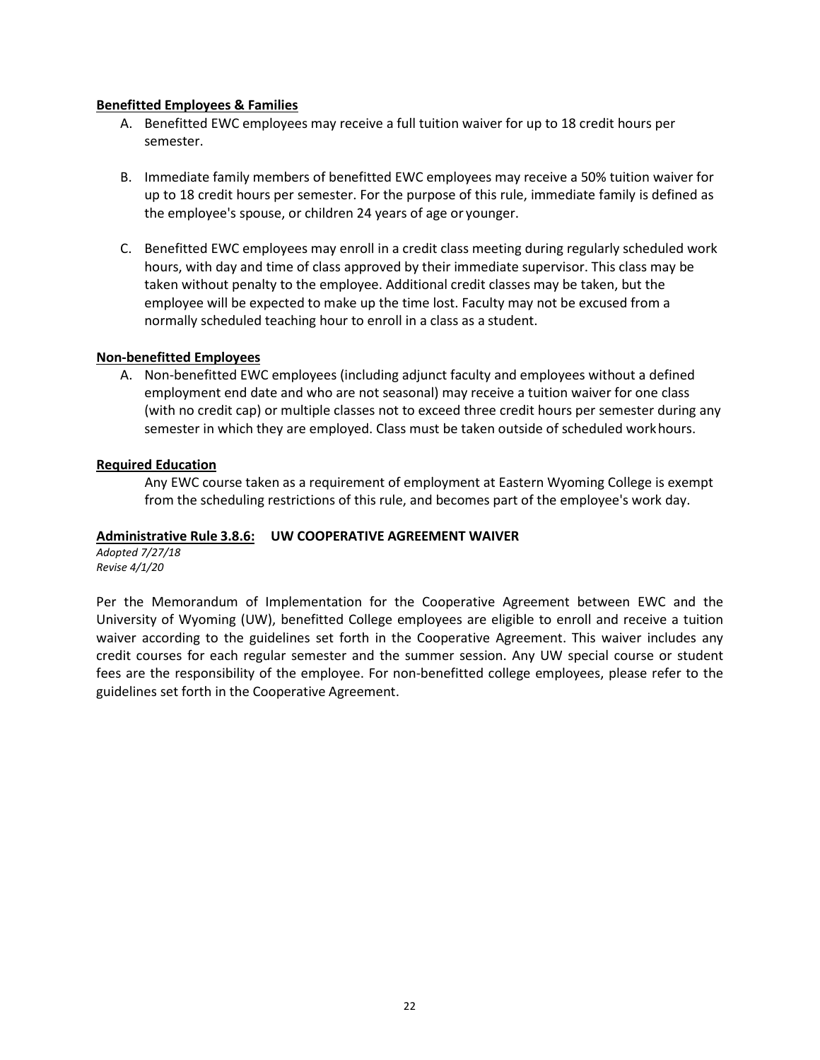**Benefitted Employees & Families**

A. Benefitted EWC employees may receive a full tuition waiver for up to 18 credit hours per semester.

B. Immediate family members of benefitted EWC employees may receive a 50% tuition waiver for up to 18 credit hours per semester. For the purpose of this rule, immediate family is defined as the employee's spouse, or children 24 years of age or younger.

C. Benefitted EWC employees may enroll in a credit class meeting during regularly scheduled work hours, with day and time of class approved by their immediate supervisor. This class may be taken without penalty to the employee. Additional credit classes may be taken, but the employee will be expected to make up the time lost. Faculty may not be excused from a normally scheduled teaching hour to enroll in a class as a student.

**Non-benefitted Employees**

A. Non-benefitted EWC employees (including adjunct faculty and employees without a defined employment end date and who are not seasonal) may receive a tuition waiver for one class (with no credit cap) or multiple classes not to exceed three credit hours per semester during any semester in which they are employed. Class must be taken outside of scheduled work hours.

**Required Education**

Any EWC course taken as a requirement of employment at Eastern Wyoming College is exempt from the scheduling restrictions of this rule, and becomes part of the employee's work day.

**Administrative Rule 3.8.6: UW COOPERATIVE AGREEMENT WAIVER**

*Adopted 7/27/18*
*Revise 4/1/20*

Per the Memorandum of Implementation for the Cooperative Agreement between EWC and the University of Wyoming (UW), benefitted College employees are eligible to enroll and receive a tuition waiver according to the guidelines set forth in the Cooperative Agreement. This waiver includes any credit courses for each regular semester and the summer session. Any UW special course or student fees are the responsibility of the employee. For non-benefitted college employees, please refer to the guidelines set forth in the Cooperative Agreement.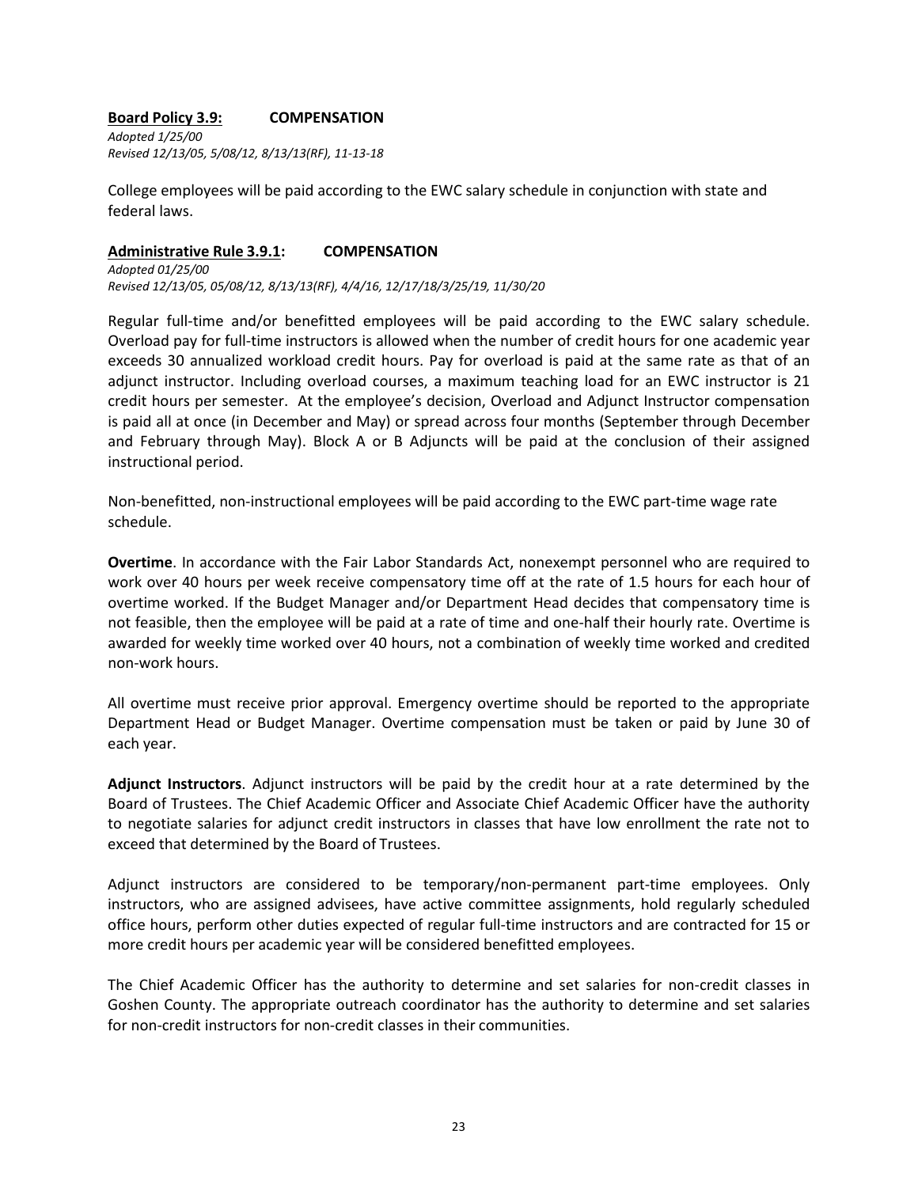**Board Policy 3.9:** **COMPENSATION**

*Adopted 1/25/00*
*Revised 12/13/05, 5/08/12, 8/13/13(RF), 11-13-18*

College employees will be paid according to the EWC salary schedule in conjunction with state and federal laws.

**Administrative Rule 3.9.1:** **COMPENSATION**

*Adopted 01/25/00*
*Revised 12/13/05, 05/08/12, 8/13/13(RF), 4/4/16, 12/17/18/3/25/19, 11/30/20*

Regular full-time and/or benefitted employees will be paid according to the EWC salary schedule. Overload pay for full-time instructors is allowed when the number of credit hours for one academic year exceeds 30 annualized workload credit hours. Pay for overload is paid at the same rate as that of an adjunct instructor. Including overload courses, a maximum teaching load for an EWC instructor is 21 credit hours per semester. At the employee's decision, Overload and Adjunct Instructor compensation is paid all at once (in December and May) or spread across four months (September through December and February through May). Block A or B Adjuncts will be paid at the conclusion of their assigned instructional period.

Non-benefitted, non-instructional employees will be paid according to the EWC part-time wage rate schedule.

**Overtime**. In accordance with the Fair Labor Standards Act, nonexempt personnel who are required to work over 40 hours per week receive compensatory time off at the rate of 1.5 hours for each hour of overtime worked. If the Budget Manager and/or Department Head decides that compensatory time is not feasible, then the employee will be paid at a rate of time and one-half their hourly rate. Overtime is awarded for weekly time worked over 40 hours, not a combination of weekly time worked and credited non-work hours.

All overtime must receive prior approval. Emergency overtime should be reported to the appropriate Department Head or Budget Manager. Overtime compensation must be taken or paid by June 30 of each year.

**Adjunct Instructors**. Adjunct instructors will be paid by the credit hour at a rate determined by the Board of Trustees. The Chief Academic Officer and Associate Chief Academic Officer have the authority to negotiate salaries for adjunct credit instructors in classes that have low enrollment the rate not to exceed that determined by the Board of Trustees.

Adjunct instructors are considered to be temporary/non-permanent part-time employees. Only instructors, who are assigned advisees, have active committee assignments, hold regularly scheduled office hours, perform other duties expected of regular full-time instructors and are contracted for 15 or more credit hours per academic year will be considered benefitted employees.

The Chief Academic Officer has the authority to determine and set salaries for non-credit classes in Goshen County. The appropriate outreach coordinator has the authority to determine and set salaries for non-credit instructors for non-credit classes in their communities.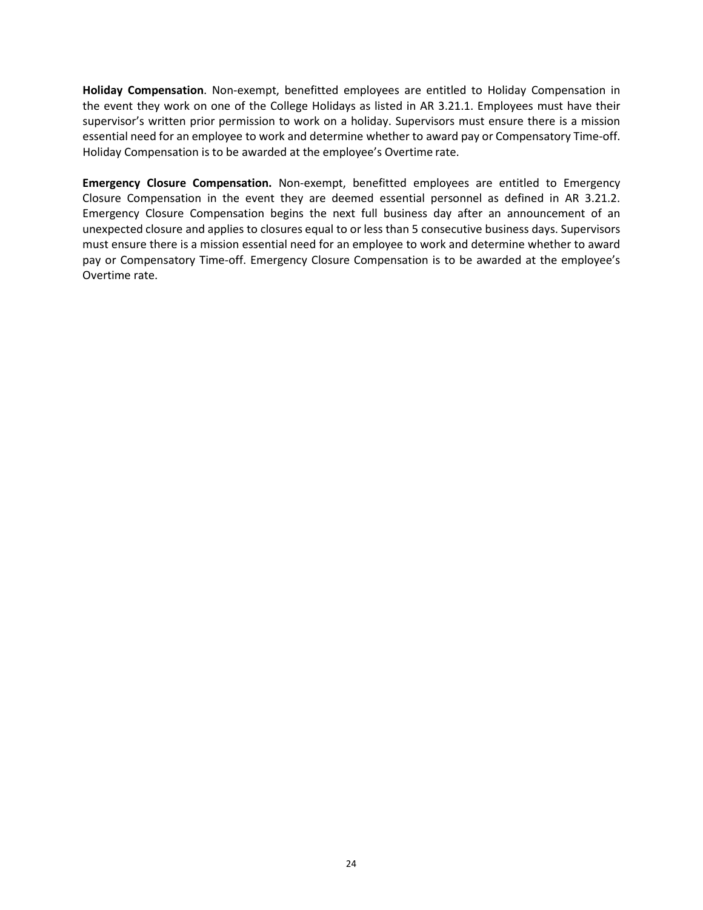**Holiday Compensation**. Non-exempt, benefitted employees are entitled to Holiday Compensation in the event they work on one of the College Holidays as listed in AR 3.21.1. Employees must have their supervisor's written prior permission to work on a holiday. Supervisors must ensure there is a mission essential need for an employee to work and determine whether to award pay or Compensatory Time-off. Holiday Compensation is to be awarded at the employee's Overtime rate.

**Emergency Closure Compensation.** Non-exempt, benefitted employees are entitled to Emergency Closure Compensation in the event they are deemed essential personnel as defined in AR 3.21.2. Emergency Closure Compensation begins the next full business day after an announcement of an unexpected closure and applies to closures equal to or less than 5 consecutive business days. Supervisors must ensure there is a mission essential need for an employee to work and determine whether to award pay or Compensatory Time-off. Emergency Closure Compensation is to be awarded at the employee's Overtime rate.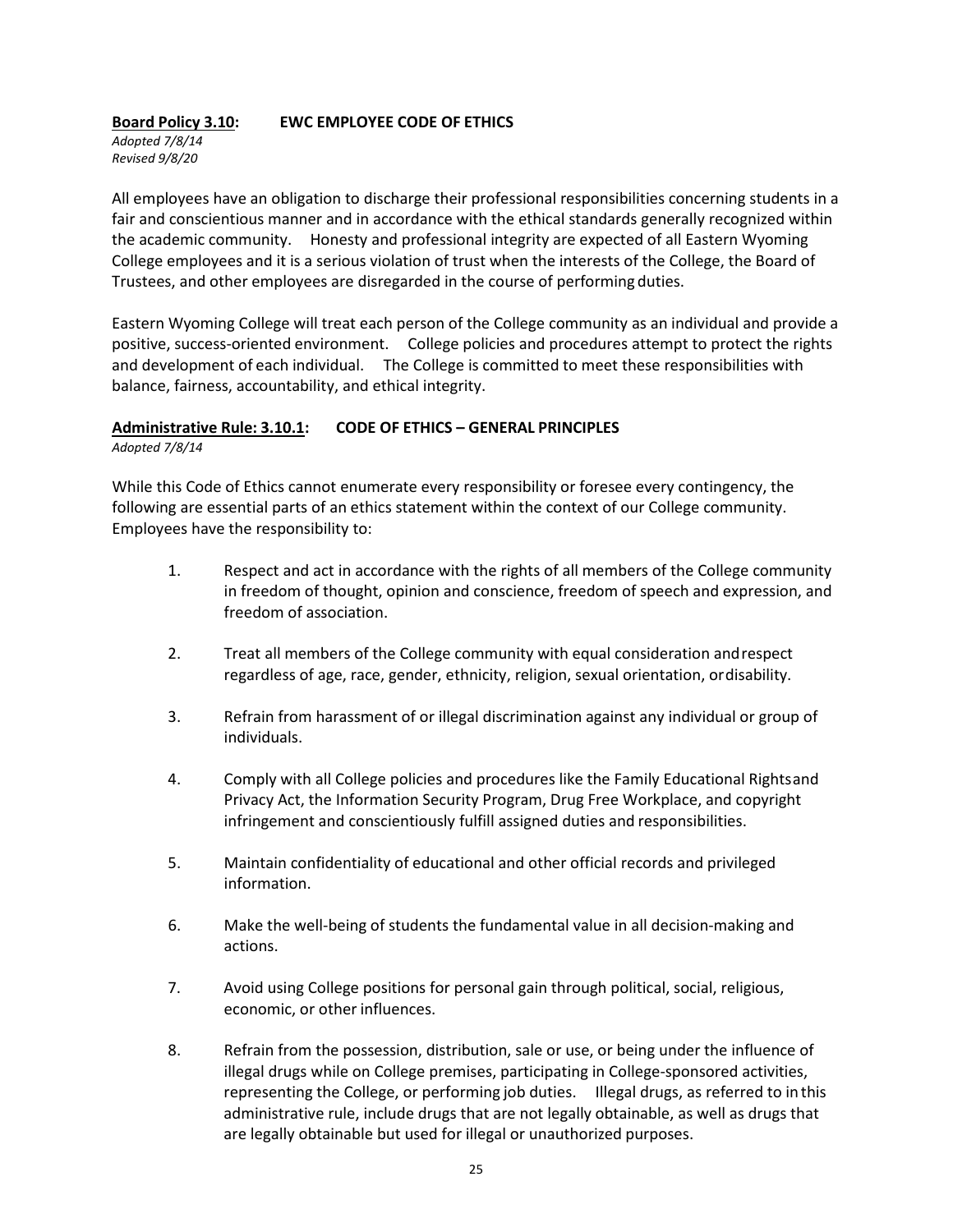**Board Policy 3.10: EWC EMPLOYEE CODE OF ETHICS**

*Adopted 7/8/14*
*Revised 9/8/20*

All employees have an obligation to discharge their professional responsibilities concerning students in a fair and conscientious manner and in accordance with the ethical standards generally recognized within the academic community. Honesty and professional integrity are expected of all Eastern Wyoming College employees and it is a serious violation of trust when the interests of the College, the Board of Trustees, and other employees are disregarded in the course of performing duties.

Eastern Wyoming College will treat each person of the College community as an individual and provide a positive, success-oriented environment. College policies and procedures attempt to protect the rights and development of each individual. The College is committed to meet these responsibilities with balance, fairness, accountability, and ethical integrity.

**Administrative Rule: 3.10.1: CODE OF ETHICS – GENERAL PRINCIPLES**

*Adopted 7/8/14*

While this Code of Ethics cannot enumerate every responsibility or foresee every contingency, the following are essential parts of an ethics statement within the context of our College community. Employees have the responsibility to:

1. Respect and act in accordance with the rights of all members of the College community in freedom of thought, opinion and conscience, freedom of speech and expression, and freedom of association.

2. Treat all members of the College community with equal consideration and respect regardless of age, race, gender, ethnicity, religion, sexual orientation, or disability.

3. Refrain from harassment of or illegal discrimination against any individual or group of individuals.

4. Comply with all College policies and procedures like the Family Educational Rights and Privacy Act, the Information Security Program, Drug Free Workplace, and copyright infringement and conscientiously fulfill assigned duties and responsibilities.

5. Maintain confidentiality of educational and other official records and privileged information.

6. Make the well-being of students the fundamental value in all decision-making and actions.

7. Avoid using College positions for personal gain through political, social, religious, economic, or other influences.

8. Refrain from the possession, distribution, sale or use, or being under the influence of illegal drugs while on College premises, participating in College-sponsored activities, representing the College, or performing job duties. Illegal drugs, as referred to in this administrative rule, include drugs that are not legally obtainable, as well as drugs that are legally obtainable but used for illegal or unauthorized purposes.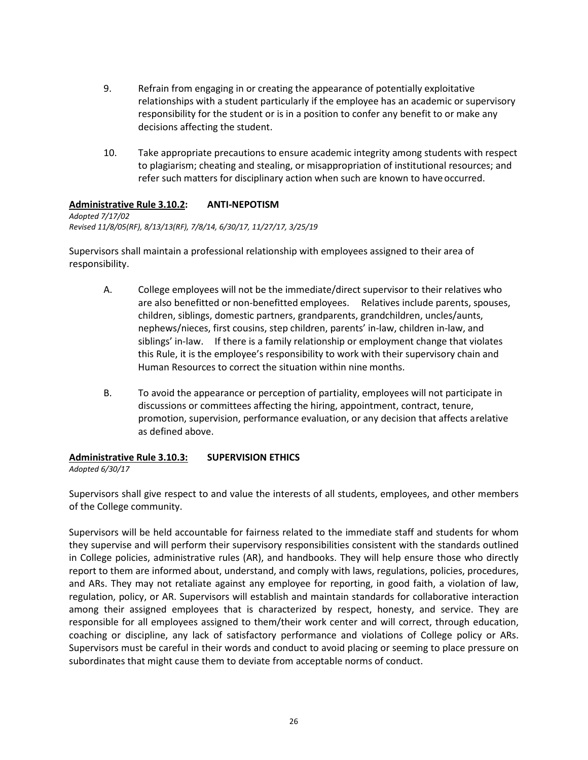9. Refrain from engaging in or creating the appearance of potentially exploitative relationships with a student particularly if the employee has an academic or supervisory responsibility for the student or is in a position to confer any benefit to or make any decisions affecting the student.

10. Take appropriate precautions to ensure academic integrity among students with respect to plagiarism; cheating and stealing, or misappropriation of institutional resources; and refer such matters for disciplinary action when such are known to have occurred.

### <u>**Administrative Rule 3.10.2**</u>**: ANTI-NEPOTISM**

*Adopted 7/17/02*
*Revised 11/8/05(RF), 8/13/13(RF), 7/8/14, 6/30/17, 11/27/17, 3/25/19*

Supervisors shall maintain a professional relationship with employees assigned to their area of responsibility.

A. College employees will not be the immediate/direct supervisor to their relatives who are also benefitted or non-benefitted employees. Relatives include parents, spouses, children, siblings, domestic partners, grandparents, grandchildren, uncles/aunts, nephews/nieces, first cousins, step children, parents' in-law, children in-law, and siblings' in-law. If there is a family relationship or employment change that violates this Rule, it is the employee's responsibility to work with their supervisory chain and Human Resources to correct the situation within nine months.

B. To avoid the appearance or perception of partiality, employees will not participate in discussions or committees affecting the hiring, appointment, contract, tenure, promotion, supervision, performance evaluation, or any decision that affects a relative as defined above.

### <u>**Administrative Rule 3.10.3:**</u> **SUPERVISION ETHICS**

*Adopted 6/30/17*

Supervisors shall give respect to and value the interests of all students, employees, and other members of the College community.

Supervisors will be held accountable for fairness related to the immediate staff and students for whom they supervise and will perform their supervisory responsibilities consistent with the standards outlined in College policies, administrative rules (AR), and handbooks. They will help ensure those who directly report to them are informed about, understand, and comply with laws, regulations, policies, procedures, and ARs. They may not retaliate against any employee for reporting, in good faith, a violation of law, regulation, policy, or AR. Supervisors will establish and maintain standards for collaborative interaction among their assigned employees that is characterized by respect, honesty, and service. They are responsible for all employees assigned to them/their work center and will correct, through education, coaching or discipline, any lack of satisfactory performance and violations of College policy or ARs. Supervisors must be careful in their words and conduct to avoid placing or seeming to place pressure on subordinates that might cause them to deviate from acceptable norms of conduct.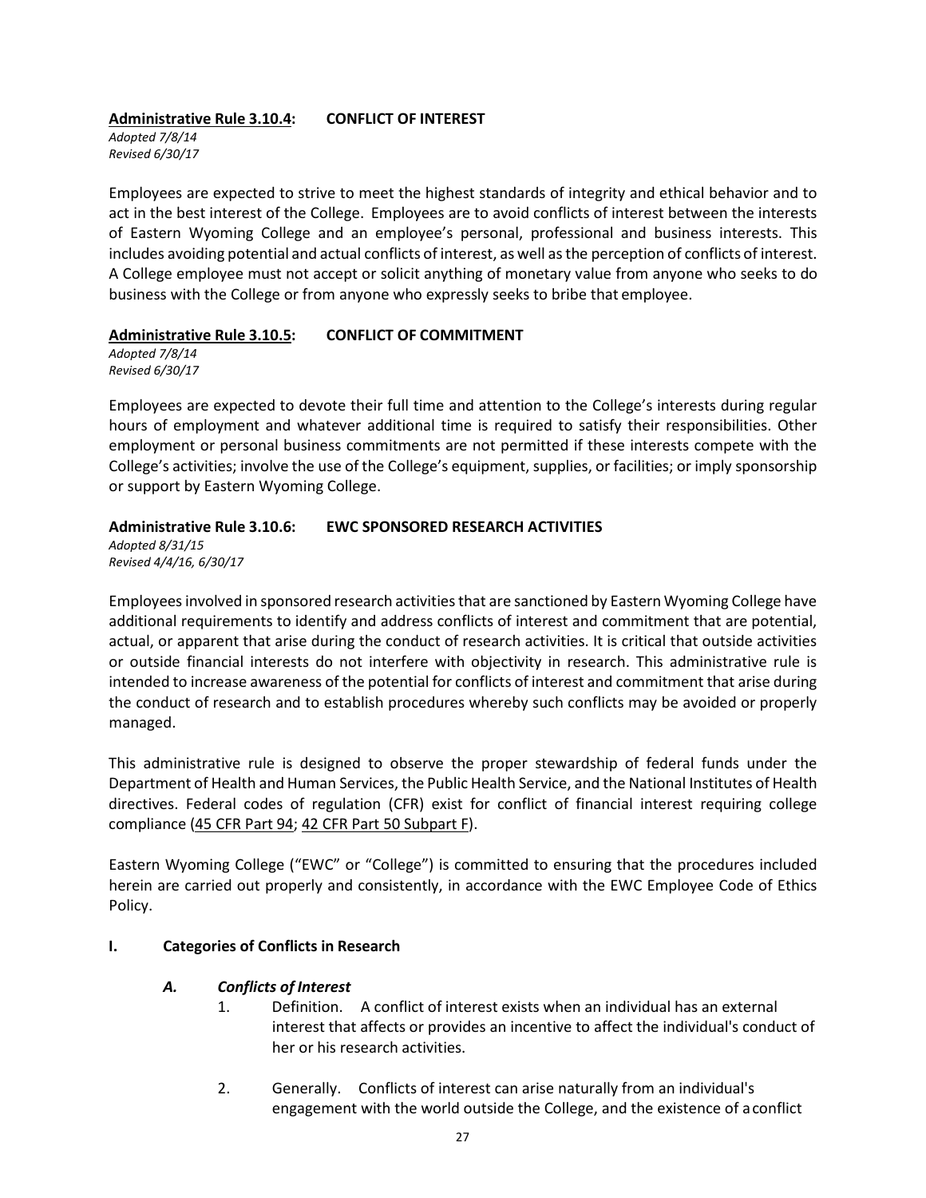**Administrative Rule 3.10.4: CONFLICT OF INTEREST**

*Adopted 7/8/14*
*Revised 6/30/17*

Employees are expected to strive to meet the highest standards of integrity and ethical behavior and to act in the best interest of the College. Employees are to avoid conflicts of interest between the interests of Eastern Wyoming College and an employee's personal, professional and business interests. This includes avoiding potential and actual conflicts of interest, as well as the perception of conflicts of interest. A College employee must not accept or solicit anything of monetary value from anyone who seeks to do business with the College or from anyone who expressly seeks to bribe that employee.

**Administrative Rule 3.10.5: CONFLICT OF COMMITMENT**

*Adopted 7/8/14*
*Revised 6/30/17*

Employees are expected to devote their full time and attention to the College's interests during regular hours of employment and whatever additional time is required to satisfy their responsibilities. Other employment or personal business commitments are not permitted if these interests compete with the College's activities; involve the use of the College's equipment, supplies, or facilities; or imply sponsorship or support by Eastern Wyoming College.

**Administrative Rule 3.10.6: EWC SPONSORED RESEARCH ACTIVITIES**

*Adopted 8/31/15*
*Revised 4/4/16, 6/30/17*

Employees involved in sponsored research activities that are sanctioned by Eastern Wyoming College have additional requirements to identify and address conflicts of interest and commitment that are potential, actual, or apparent that arise during the conduct of research activities. It is critical that outside activities or outside financial interests do not interfere with objectivity in research. This administrative rule is intended to increase awareness of the potential for conflicts of interest and commitment that arise during the conduct of research and to establish procedures whereby such conflicts may be avoided or properly managed.

This administrative rule is designed to observe the proper stewardship of federal funds under the Department of Health and Human Services, the Public Health Service, and the National Institutes of Health directives. Federal codes of regulation (CFR) exist for conflict of financial interest requiring college compliance (45 CFR Part 94; 42 CFR Part 50 Subpart F).

Eastern Wyoming College ("EWC" or "College") is committed to ensuring that the procedures included herein are carried out properly and consistently, in accordance with the EWC Employee Code of Ethics Policy.

**I. Categories of Conflicts in Research**

***A. Conflicts of Interest***

1. Definition. A conflict of interest exists when an individual has an external interest that affects or provides an incentive to affect the individual's conduct of her or his research activities.

2. Generally. Conflicts of interest can arise naturally from an individual's engagement with the world outside the College, and the existence of a conflict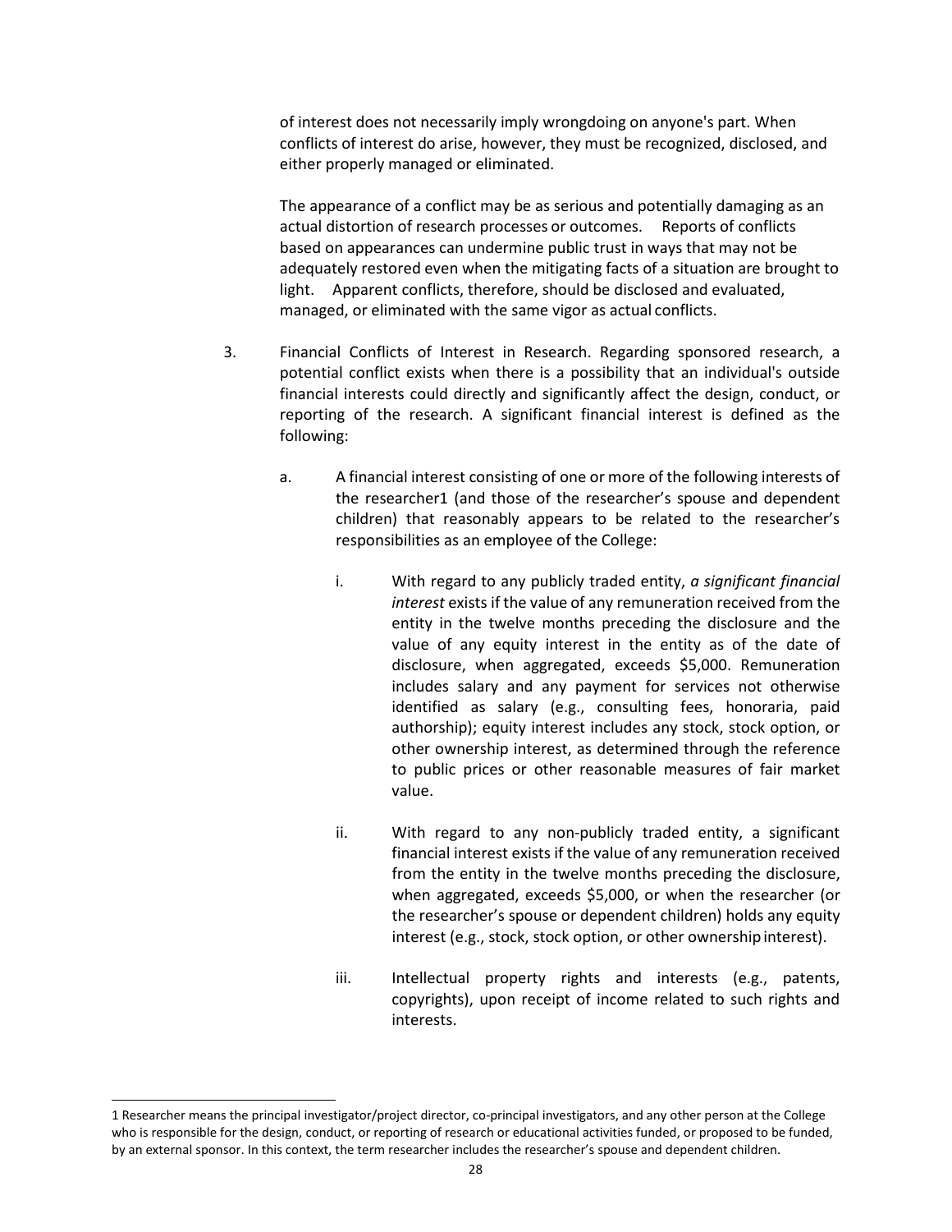of interest does not necessarily imply wrongdoing on anyone's part. When conflicts of interest do arise, however, they must be recognized, disclosed, and either properly managed or eliminated.

The appearance of a conflict may be as serious and potentially damaging as an actual distortion of research processes or outcomes. Reports of conflicts based on appearances can undermine public trust in ways that may not be adequately restored even when the mitigating facts of a situation are brought to light. Apparent conflicts, therefore, should be disclosed and evaluated, managed, or eliminated with the same vigor as actual conflicts.

3. Financial Conflicts of Interest in Research. Regarding sponsored research, a potential conflict exists when there is a possibility that an individual's outside financial interests could directly and significantly affect the design, conduct, or reporting of the research. A significant financial interest is defined as the following:

   a. A financial interest consisting of one or more of the following interests of the researcher[1] (and those of the researcher's spouse and dependent children) that reasonably appears to be related to the researcher's responsibilities as an employee of the College:

      i. With regard to any publicly traded entity, *a significant financial interest* exists if the value of any remuneration received from the entity in the twelve months preceding the disclosure and the value of any equity interest in the entity as of the date of disclosure, when aggregated, exceeds $5,000. Remuneration includes salary and any payment for services not otherwise identified as salary (e.g., consulting fees, honoraria, paid authorship); equity interest includes any stock, stock option, or other ownership interest, as determined through the reference to public prices or other reasonable measures of fair market value.

      ii. With regard to any non-publicly traded entity, a significant financial interest exists if the value of any remuneration received from the entity in the twelve months preceding the disclosure, when aggregated, exceeds $5,000, or when the researcher (or the researcher's spouse or dependent children) holds any equity interest (e.g., stock, stock option, or other ownership interest).

      iii. Intellectual property rights and interests (e.g., patents, copyrights), upon receipt of income related to such rights and interests.

---

[1] Researcher means the principal investigator/project director, co-principal investigators, and any other person at the College who is responsible for the design, conduct, or reporting of research or educational activities funded, or proposed to be funded, by an external sponsor. In this context, the term researcher includes the researcher's spouse and dependent children.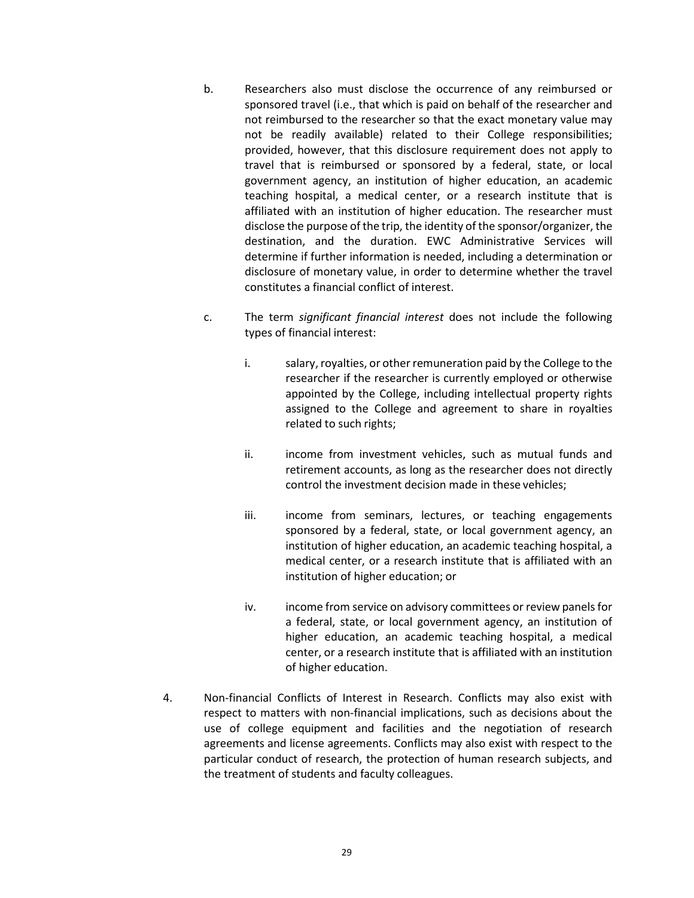b. Researchers also must disclose the occurrence of any reimbursed or sponsored travel (i.e., that which is paid on behalf of the researcher and not reimbursed to the researcher so that the exact monetary value may not be readily available) related to their College responsibilities; provided, however, that this disclosure requirement does not apply to travel that is reimbursed or sponsored by a federal, state, or local government agency, an institution of higher education, an academic teaching hospital, a medical center, or a research institute that is affiliated with an institution of higher education. The researcher must disclose the purpose of the trip, the identity of the sponsor/organizer, the destination, and the duration. EWC Administrative Services will determine if further information is needed, including a determination or disclosure of monetary value, in order to determine whether the travel constitutes a financial conflict of interest.

c. The term *significant financial interest* does not include the following types of financial interest:

   i. salary, royalties, or other remuneration paid by the College to the researcher if the researcher is currently employed or otherwise appointed by the College, including intellectual property rights assigned to the College and agreement to share in royalties related to such rights;

   ii. income from investment vehicles, such as mutual funds and retirement accounts, as long as the researcher does not directly control the investment decision made in these vehicles;

   iii. income from seminars, lectures, or teaching engagements sponsored by a federal, state, or local government agency, an institution of higher education, an academic teaching hospital, a medical center, or a research institute that is affiliated with an institution of higher education; or

   iv. income from service on advisory committees or review panels for a federal, state, or local government agency, an institution of higher education, an academic teaching hospital, a medical center, or a research institute that is affiliated with an institution of higher education.

4. Non-financial Conflicts of Interest in Research. Conflicts may also exist with respect to matters with non-financial implications, such as decisions about the use of college equipment and facilities and the negotiation of research agreements and license agreements. Conflicts may also exist with respect to the particular conduct of research, the protection of human research subjects, and the treatment of students and faculty colleagues.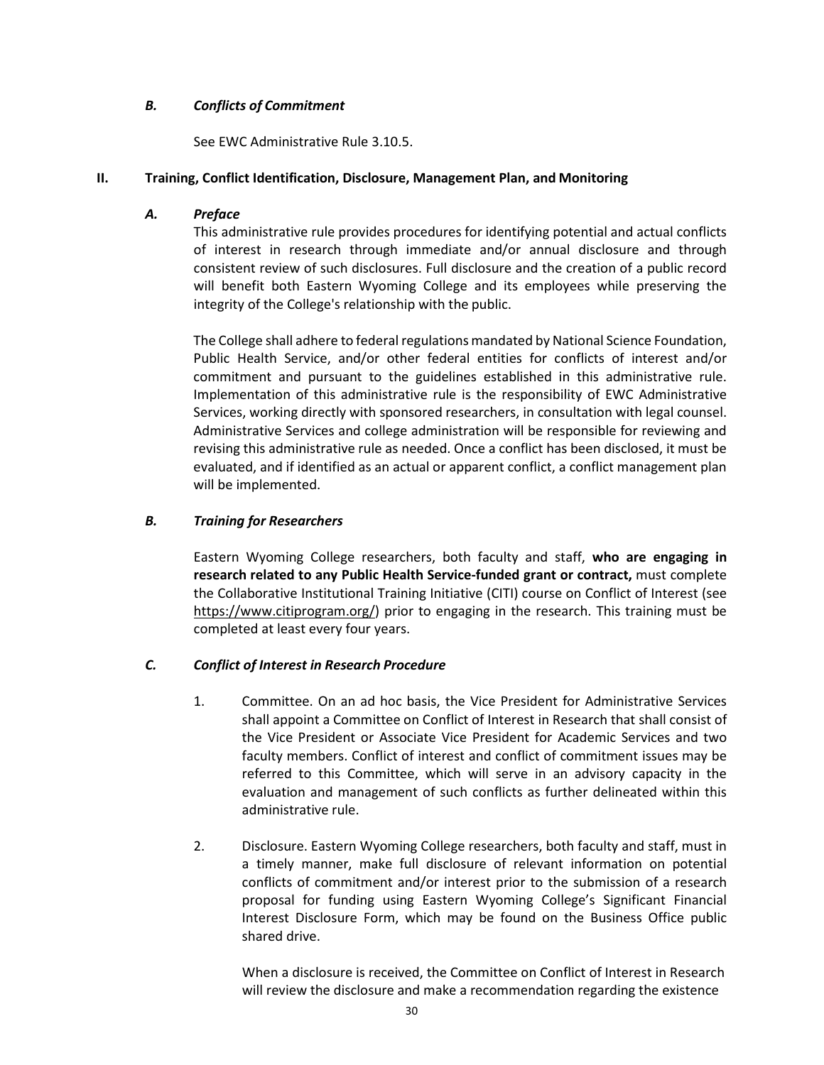### *B. Conflicts of Commitment*

See EWC Administrative Rule 3.10.5.

## II. Training, Conflict Identification, Disclosure, Management Plan, and Monitoring

### *A. Preface*

This administrative rule provides procedures for identifying potential and actual conflicts of interest in research through immediate and/or annual disclosure and through consistent review of such disclosures. Full disclosure and the creation of a public record will benefit both Eastern Wyoming College and its employees while preserving the integrity of the College's relationship with the public.

The College shall adhere to federal regulations mandated by National Science Foundation, Public Health Service, and/or other federal entities for conflicts of interest and/or commitment and pursuant to the guidelines established in this administrative rule. Implementation of this administrative rule is the responsibility of EWC Administrative Services, working directly with sponsored researchers, in consultation with legal counsel. Administrative Services and college administration will be responsible for reviewing and revising this administrative rule as needed. Once a conflict has been disclosed, it must be evaluated, and if identified as an actual or apparent conflict, a conflict management plan will be implemented.

### *B. Training for Researchers*

Eastern Wyoming College researchers, both faculty and staff, **who are engaging in research related to any Public Health Service-funded grant or contract,** must complete the Collaborative Institutional Training Initiative (CITI) course on Conflict of Interest (see https://www.citiprogram.org/) prior to engaging in the research. This training must be completed at least every four years.

### *C. Conflict of Interest in Research Procedure*

1. Committee. On an ad hoc basis, the Vice President for Administrative Services shall appoint a Committee on Conflict of Interest in Research that shall consist of the Vice President or Associate Vice President for Academic Services and two faculty members. Conflict of interest and conflict of commitment issues may be referred to this Committee, which will serve in an advisory capacity in the evaluation and management of such conflicts as further delineated within this administrative rule.

2. Disclosure. Eastern Wyoming College researchers, both faculty and staff, must in a timely manner, make full disclosure of relevant information on potential conflicts of commitment and/or interest prior to the submission of a research proposal for funding using Eastern Wyoming College's Significant Financial Interest Disclosure Form, which may be found on the Business Office public shared drive.

   When a disclosure is received, the Committee on Conflict of Interest in Research will review the disclosure and make a recommendation regarding the existence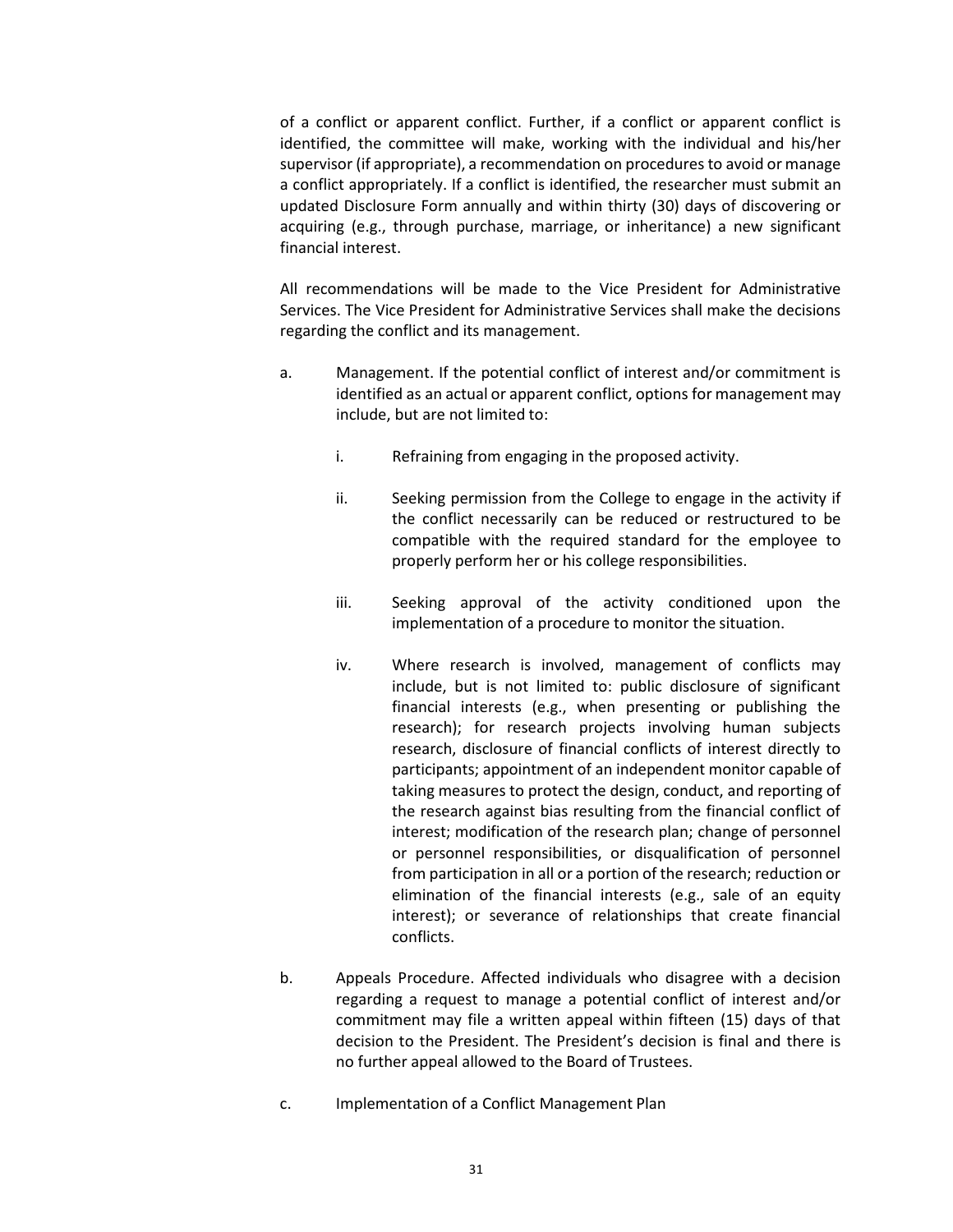of a conflict or apparent conflict. Further, if a conflict or apparent conflict is identified, the committee will make, working with the individual and his/her supervisor (if appropriate), a recommendation on procedures to avoid or manage a conflict appropriately. If a conflict is identified, the researcher must submit an updated Disclosure Form annually and within thirty (30) days of discovering or acquiring (e.g., through purchase, marriage, or inheritance) a new significant financial interest.

All recommendations will be made to the Vice President for Administrative Services. The Vice President for Administrative Services shall make the decisions regarding the conflict and its management.

a. Management. If the potential conflict of interest and/or commitment is identified as an actual or apparent conflict, options for management may include, but are not limited to:

   i. Refraining from engaging in the proposed activity.

   ii. Seeking permission from the College to engage in the activity if the conflict necessarily can be reduced or restructured to be compatible with the required standard for the employee to properly perform her or his college responsibilities.

   iii. Seeking approval of the activity conditioned upon the implementation of a procedure to monitor the situation.

   iv. Where research is involved, management of conflicts may include, but is not limited to: public disclosure of significant financial interests (e.g., when presenting or publishing the research); for research projects involving human subjects research, disclosure of financial conflicts of interest directly to participants; appointment of an independent monitor capable of taking measures to protect the design, conduct, and reporting of the research against bias resulting from the financial conflict of interest; modification of the research plan; change of personnel or personnel responsibilities, or disqualification of personnel from participation in all or a portion of the research; reduction or elimination of the financial interests (e.g., sale of an equity interest); or severance of relationships that create financial conflicts.

b. Appeals Procedure. Affected individuals who disagree with a decision regarding a request to manage a potential conflict of interest and/or commitment may file a written appeal within fifteen (15) days of that decision to the President. The President's decision is final and there is no further appeal allowed to the Board of Trustees.

c. Implementation of a Conflict Management Plan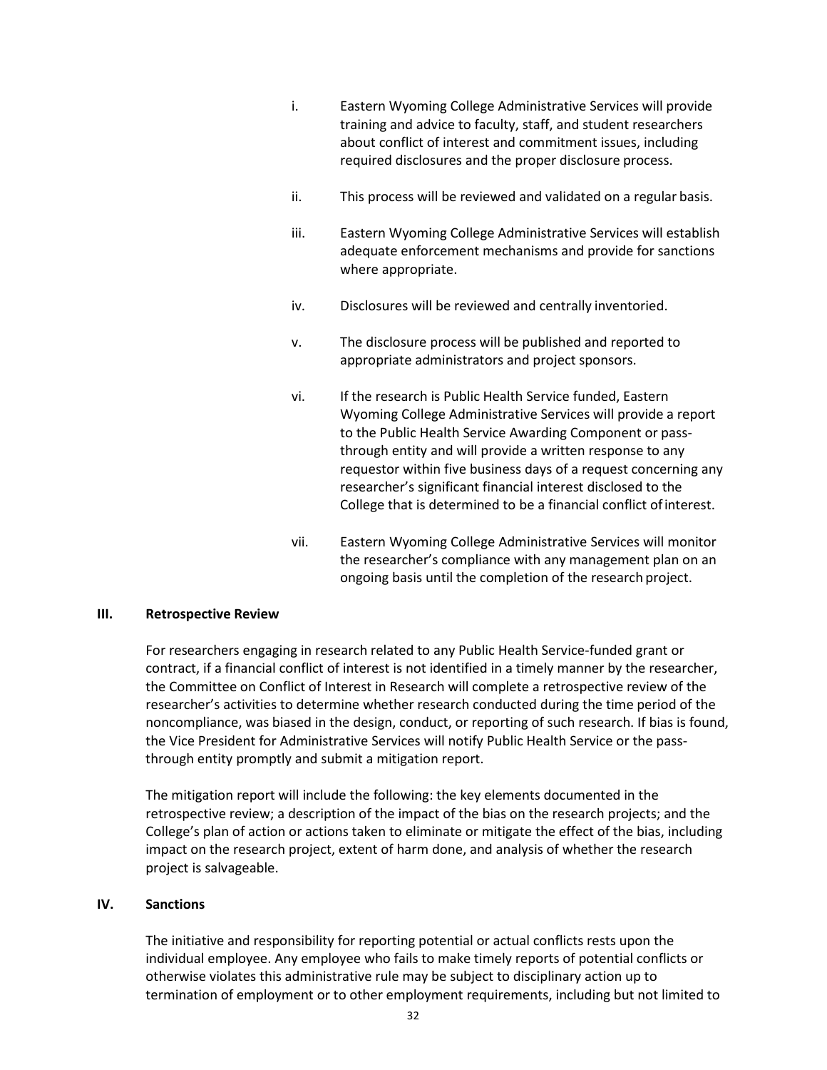i. Eastern Wyoming College Administrative Services will provide training and advice to faculty, staff, and student researchers about conflict of interest and commitment issues, including required disclosures and the proper disclosure process.

ii. This process will be reviewed and validated on a regular basis.

iii. Eastern Wyoming College Administrative Services will establish adequate enforcement mechanisms and provide for sanctions where appropriate.

iv. Disclosures will be reviewed and centrally inventoried.

v. The disclosure process will be published and reported to appropriate administrators and project sponsors.

vi. If the research is Public Health Service funded, Eastern Wyoming College Administrative Services will provide a report to the Public Health Service Awarding Component or pass-through entity and will provide a written response to any requestor within five business days of a request concerning any researcher's significant financial interest disclosed to the College that is determined to be a financial conflict of interest.

vii. Eastern Wyoming College Administrative Services will monitor the researcher's compliance with any management plan on an ongoing basis until the completion of the research project.

**III. Retrospective Review**

For researchers engaging in research related to any Public Health Service-funded grant or contract, if a financial conflict of interest is not identified in a timely manner by the researcher, the Committee on Conflict of Interest in Research will complete a retrospective review of the researcher's activities to determine whether research conducted during the time period of the noncompliance, was biased in the design, conduct, or reporting of such research. If bias is found, the Vice President for Administrative Services will notify Public Health Service or the pass-through entity promptly and submit a mitigation report.

The mitigation report will include the following: the key elements documented in the retrospective review; a description of the impact of the bias on the research projects; and the College's plan of action or actions taken to eliminate or mitigate the effect of the bias, including impact on the research project, extent of harm done, and analysis of whether the research project is salvageable.

**IV. Sanctions**

The initiative and responsibility for reporting potential or actual conflicts rests upon the individual employee. Any employee who fails to make timely reports of potential conflicts or otherwise violates this administrative rule may be subject to disciplinary action up to termination of employment or to other employment requirements, including but not limited to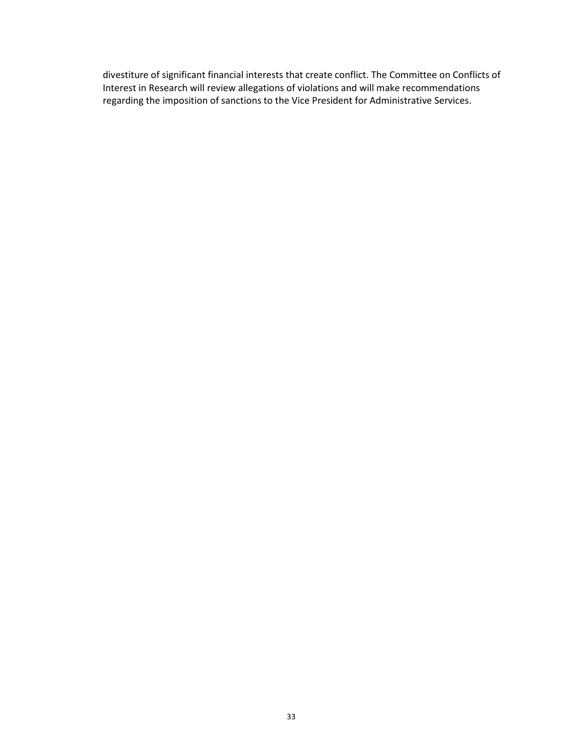divestiture of significant financial interests that create conflict. The Committee on Conflicts of Interest in Research will review allegations of violations and will make recommendations regarding the imposition of sanctions to the Vice President for Administrative Services.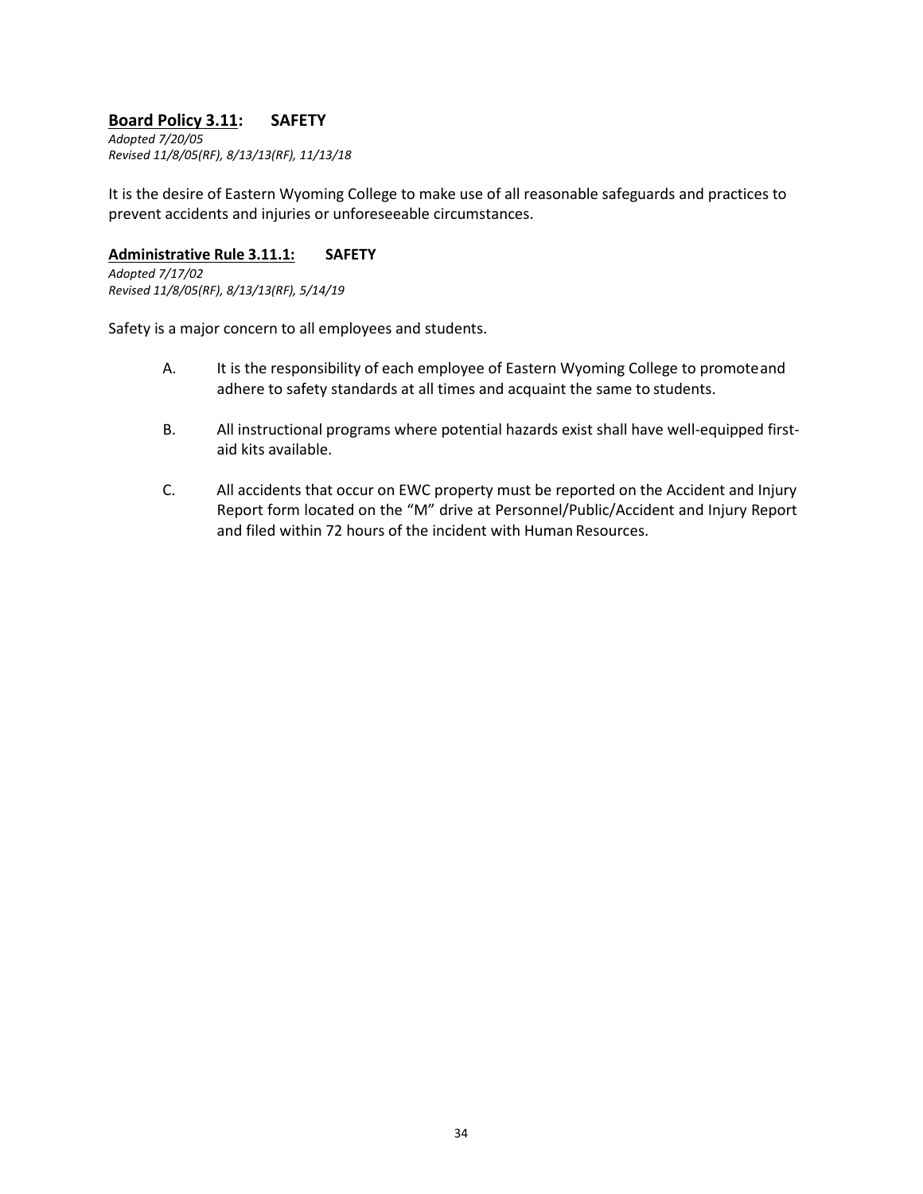## Board Policy 3.11: SAFETY

*Adopted 7/20/05*
*Revised 11/8/05(RF), 8/13/13(RF), 11/13/18*

It is the desire of Eastern Wyoming College to make use of all reasonable safeguards and practices to prevent accidents and injuries or unforeseeable circumstances.

### Administrative Rule 3.11.1: SAFETY

*Adopted 7/17/02*
*Revised 11/8/05(RF), 8/13/13(RF), 5/14/19*

Safety is a major concern to all employees and students.

A. It is the responsibility of each employee of Eastern Wyoming College to promote and adhere to safety standards at all times and acquaint the same to students.

B. All instructional programs where potential hazards exist shall have well-equipped first-aid kits available.

C. All accidents that occur on EWC property must be reported on the Accident and Injury Report form located on the "M" drive at Personnel/Public/Accident and Injury Report and filed within 72 hours of the incident with Human Resources.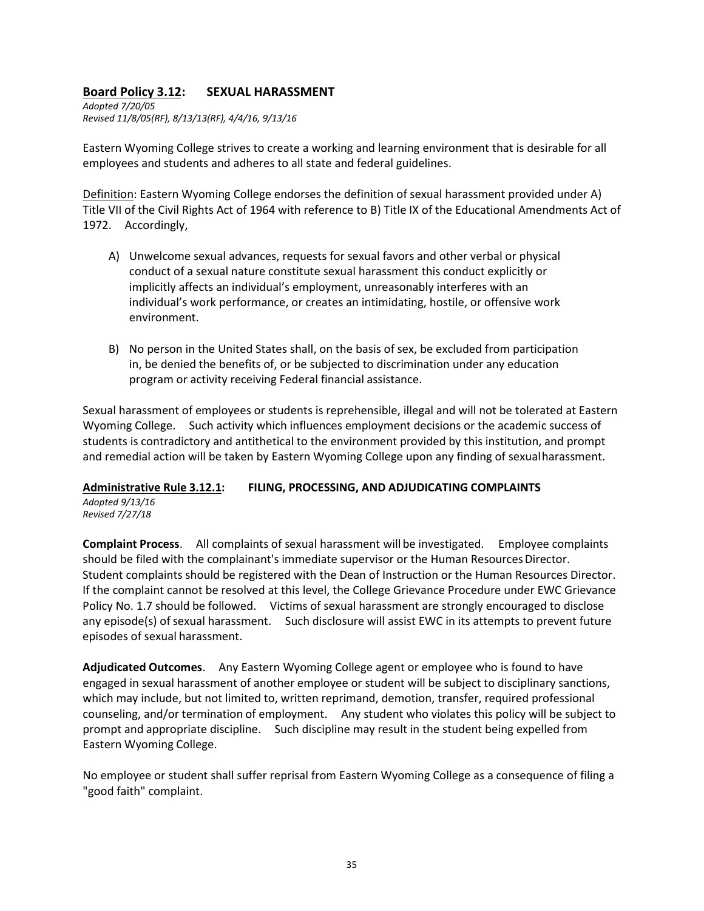## <u>Board Policy 3.12</u>: SEXUAL HARASSMENT

*Adopted 7/20/05*
*Revised 11/8/05(RF), 8/13/13(RF), 4/4/16, 9/13/16*

Eastern Wyoming College strives to create a working and learning environment that is desirable for all employees and students and adheres to all state and federal guidelines.

<u>Definition</u>: Eastern Wyoming College endorses the definition of sexual harassment provided under A) Title VII of the Civil Rights Act of 1964 with reference to B) Title IX of the Educational Amendments Act of 1972. Accordingly,

A) Unwelcome sexual advances, requests for sexual favors and other verbal or physical conduct of a sexual nature constitute sexual harassment this conduct explicitly or implicitly affects an individual's employment, unreasonably interferes with an individual's work performance, or creates an intimidating, hostile, or offensive work environment.

B) No person in the United States shall, on the basis of sex, be excluded from participation in, be denied the benefits of, or be subjected to discrimination under any education program or activity receiving Federal financial assistance.

Sexual harassment of employees or students is reprehensible, illegal and will not be tolerated at Eastern Wyoming College. Such activity which influences employment decisions or the academic success of students is contradictory and antithetical to the environment provided by this institution, and prompt and remedial action will be taken by Eastern Wyoming College upon any finding of sexual harassment.

## <u>Administrative Rule 3.12.1</u>: FILING, PROCESSING, AND ADJUDICATING COMPLAINTS

*Adopted 9/13/16*
*Revised 7/27/18*

**Complaint Process**. All complaints of sexual harassment will be investigated. Employee complaints should be filed with the complainant's immediate supervisor or the Human Resources Director. Student complaints should be registered with the Dean of Instruction or the Human Resources Director. If the complaint cannot be resolved at this level, the College Grievance Procedure under EWC Grievance Policy No. 1.7 should be followed. Victims of sexual harassment are strongly encouraged to disclose any episode(s) of sexual harassment. Such disclosure will assist EWC in its attempts to prevent future episodes of sexual harassment.

**Adjudicated Outcomes**. Any Eastern Wyoming College agent or employee who is found to have engaged in sexual harassment of another employee or student will be subject to disciplinary sanctions, which may include, but not limited to, written reprimand, demotion, transfer, required professional counseling, and/or termination of employment. Any student who violates this policy will be subject to prompt and appropriate discipline. Such discipline may result in the student being expelled from Eastern Wyoming College.

No employee or student shall suffer reprisal from Eastern Wyoming College as a consequence of filing a "good faith" complaint.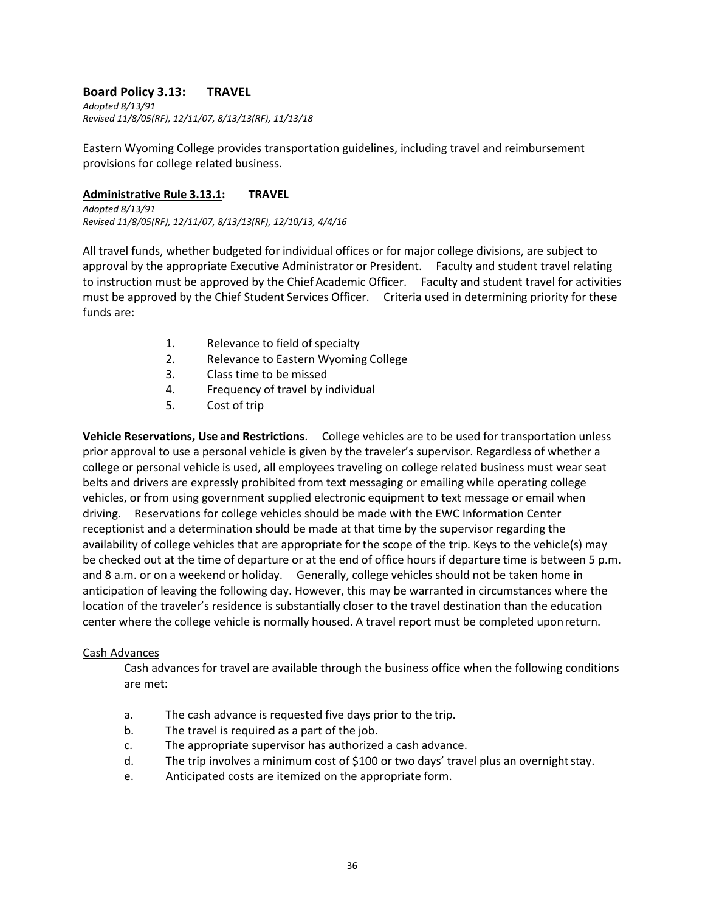## **<u>Board Policy 3.13</u>: TRAVEL**

*Adopted 8/13/91*
*Revised 11/8/05(RF), 12/11/07, 8/13/13(RF), 11/13/18*

Eastern Wyoming College provides transportation guidelines, including travel and reimbursement provisions for college related business.

### **<u>Administrative Rule 3.13.1</u>: TRAVEL**

*Adopted 8/13/91*
*Revised 11/8/05(RF), 12/11/07, 8/13/13(RF), 12/10/13, 4/4/16*

All travel funds, whether budgeted for individual offices or for major college divisions, are subject to approval by the appropriate Executive Administrator or President. Faculty and student travel relating to instruction must be approved by the Chief Academic Officer. Faculty and student travel for activities must be approved by the Chief Student Services Officer. Criteria used in determining priority for these funds are:

1. Relevance to field of specialty
2. Relevance to Eastern Wyoming College
3. Class time to be missed
4. Frequency of travel by individual
5. Cost of trip

**Vehicle Reservations, Use and Restrictions**. College vehicles are to be used for transportation unless prior approval to use a personal vehicle is given by the traveler's supervisor. Regardless of whether a college or personal vehicle is used, all employees traveling on college related business must wear seat belts and drivers are expressly prohibited from text messaging or emailing while operating college vehicles, or from using government supplied electronic equipment to text message or email when driving. Reservations for college vehicles should be made with the EWC Information Center receptionist and a determination should be made at that time by the supervisor regarding the availability of college vehicles that are appropriate for the scope of the trip. Keys to the vehicle(s) may be checked out at the time of departure or at the end of office hours if departure time is between 5 p.m. and 8 a.m. or on a weekend or holiday. Generally, college vehicles should not be taken home in anticipation of leaving the following day. However, this may be warranted in circumstances where the location of the traveler's residence is substantially closer to the travel destination than the education center where the college vehicle is normally housed. A travel report must be completed upon return.

<u>Cash Advances</u>

Cash advances for travel are available through the business office when the following conditions are met:

a. The cash advance is requested five days prior to the trip.
b. The travel is required as a part of the job.
c. The appropriate supervisor has authorized a cash advance.
d. The trip involves a minimum cost of $100 or two days' travel plus an overnight stay.
e. Anticipated costs are itemized on the appropriate form.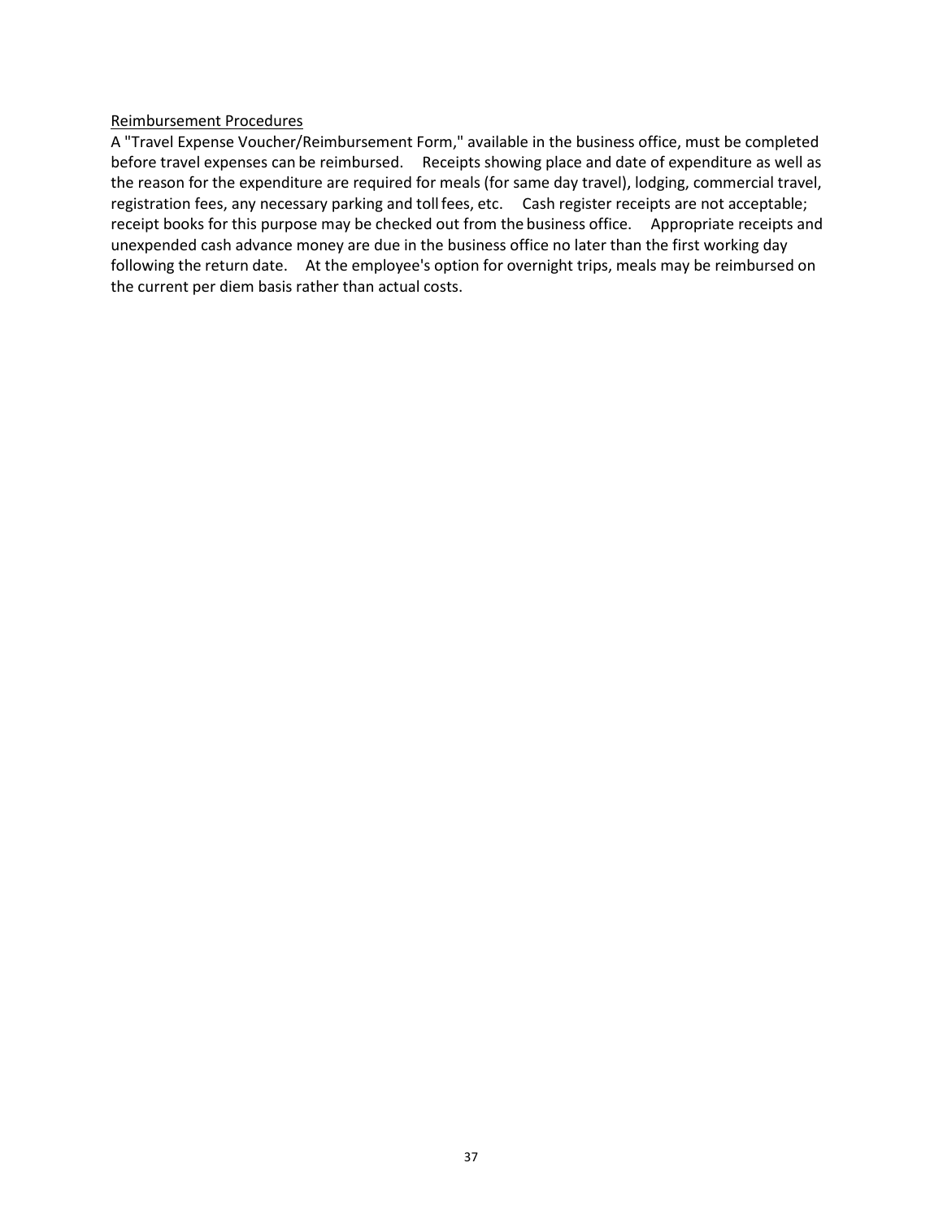Reimbursement Procedures

A "Travel Expense Voucher/Reimbursement Form," available in the business office, must be completed before travel expenses can be reimbursed. Receipts showing place and date of expenditure as well as the reason for the expenditure are required for meals (for same day travel), lodging, commercial travel, registration fees, any necessary parking and toll fees, etc. Cash register receipts are not acceptable; receipt books for this purpose may be checked out from the business office. Appropriate receipts and unexpended cash advance money are due in the business office no later than the first working day following the return date. At the employee's option for overnight trips, meals may be reimbursed on the current per diem basis rather than actual costs.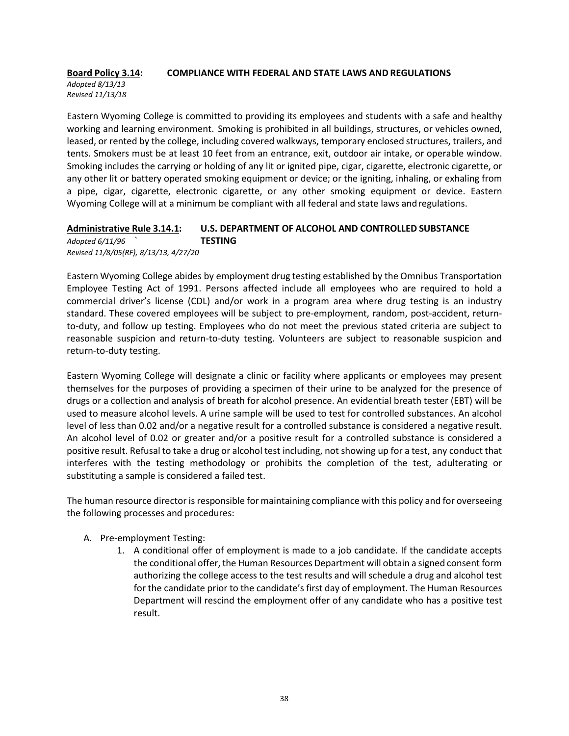**Board Policy 3.14: COMPLIANCE WITH FEDERAL AND STATE LAWS AND REGULATIONS**

*Adopted 8/13/13*
*Revised 11/13/18*

Eastern Wyoming College is committed to providing its employees and students with a safe and healthy working and learning environment. Smoking is prohibited in all buildings, structures, or vehicles owned, leased, or rented by the college, including covered walkways, temporary enclosed structures, trailers, and tents. Smokers must be at least 10 feet from an entrance, exit, outdoor air intake, or operable window. Smoking includes the carrying or holding of any lit or ignited pipe, cigar, cigarette, electronic cigarette, or any other lit or battery operated smoking equipment or device; or the igniting, inhaling, or exhaling from a pipe, cigar, cigarette, electronic cigarette, or any other smoking equipment or device. Eastern Wyoming College will at a minimum be compliant with all federal and state laws and regulations.

**Administrative Rule 3.14.1: U.S. DEPARTMENT OF ALCOHOL AND CONTROLLED SUBSTANCE TESTING**

*Adopted 6/11/96* `
*Revised 11/8/05(RF), 8/13/13, 4/27/20*

Eastern Wyoming College abides by employment drug testing established by the Omnibus Transportation Employee Testing Act of 1991. Persons affected include all employees who are required to hold a commercial driver's license (CDL) and/or work in a program area where drug testing is an industry standard. These covered employees will be subject to pre-employment, random, post-accident, return-to-duty, and follow up testing. Employees who do not meet the previous stated criteria are subject to reasonable suspicion and return-to-duty testing. Volunteers are subject to reasonable suspicion and return-to-duty testing.

Eastern Wyoming College will designate a clinic or facility where applicants or employees may present themselves for the purposes of providing a specimen of their urine to be analyzed for the presence of drugs or a collection and analysis of breath for alcohol presence. An evidential breath tester (EBT) will be used to measure alcohol levels. A urine sample will be used to test for controlled substances. An alcohol level of less than 0.02 and/or a negative result for a controlled substance is considered a negative result. An alcohol level of 0.02 or greater and/or a positive result for a controlled substance is considered a positive result. Refusal to take a drug or alcohol test including, not showing up for a test, any conduct that interferes with the testing methodology or prohibits the completion of the test, adulterating or substituting a sample is considered a failed test.

The human resource director is responsible for maintaining compliance with this policy and for overseeing the following processes and procedures:

A. Pre-employment Testing:
    1. A conditional offer of employment is made to a job candidate. If the candidate accepts the conditional offer, the Human Resources Department will obtain a signed consent form authorizing the college access to the test results and will schedule a drug and alcohol test for the candidate prior to the candidate's first day of employment. The Human Resources Department will rescind the employment offer of any candidate who has a positive test result.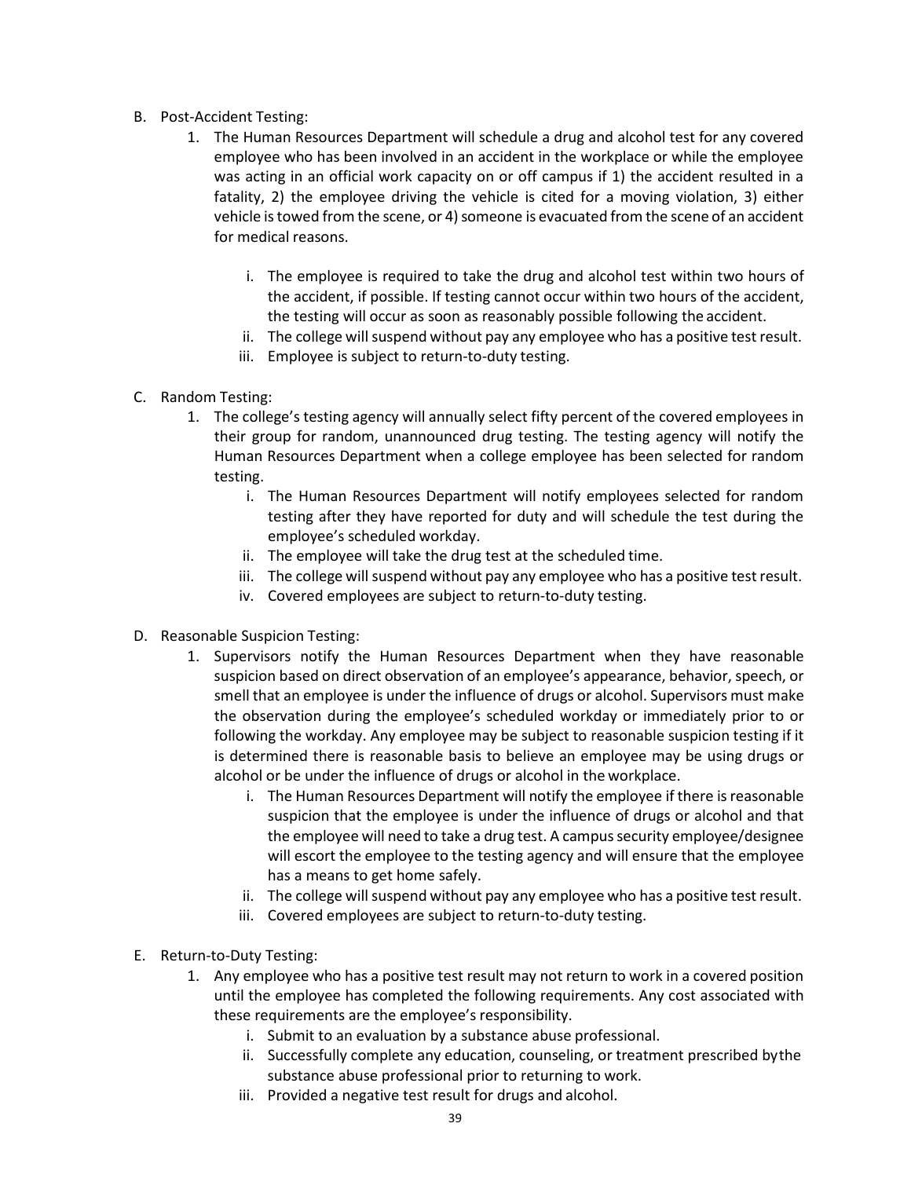B. Post-Accident Testing:

1. The Human Resources Department will schedule a drug and alcohol test for any covered employee who has been involved in an accident in the workplace or while the employee was acting in an official work capacity on or off campus if 1) the accident resulted in a fatality, 2) the employee driving the vehicle is cited for a moving violation, 3) either vehicle is towed from the scene, or 4) someone is evacuated from the scene of an accident for medical reasons.

    i. The employee is required to take the drug and alcohol test within two hours of the accident, if possible. If testing cannot occur within two hours of the accident, the testing will occur as soon as reasonably possible following the accident.

    ii. The college will suspend without pay any employee who has a positive test result.

    iii. Employee is subject to return-to-duty testing.

C. Random Testing:

1. The college's testing agency will annually select fifty percent of the covered employees in their group for random, unannounced drug testing. The testing agency will notify the Human Resources Department when a college employee has been selected for random testing.

    i. The Human Resources Department will notify employees selected for random testing after they have reported for duty and will schedule the test during the employee's scheduled workday.

    ii. The employee will take the drug test at the scheduled time.

    iii. The college will suspend without pay any employee who has a positive test result.

    iv. Covered employees are subject to return-to-duty testing.

D. Reasonable Suspicion Testing:

1. Supervisors notify the Human Resources Department when they have reasonable suspicion based on direct observation of an employee's appearance, behavior, speech, or smell that an employee is under the influence of drugs or alcohol. Supervisors must make the observation during the employee's scheduled workday or immediately prior to or following the workday. Any employee may be subject to reasonable suspicion testing if it is determined there is reasonable basis to believe an employee may be using drugs or alcohol or be under the influence of drugs or alcohol in the workplace.

    i. The Human Resources Department will notify the employee if there is reasonable suspicion that the employee is under the influence of drugs or alcohol and that the employee will need to take a drug test. A campus security employee/designee will escort the employee to the testing agency and will ensure that the employee has a means to get home safely.

    ii. The college will suspend without pay any employee who has a positive test result.

    iii. Covered employees are subject to return-to-duty testing.

E. Return-to-Duty Testing:

1. Any employee who has a positive test result may not return to work in a covered position until the employee has completed the following requirements. Any cost associated with these requirements are the employee's responsibility.

    i. Submit to an evaluation by a substance abuse professional.

    ii. Successfully complete any education, counseling, or treatment prescribed by the substance abuse professional prior to returning to work.

    iii. Provided a negative test result for drugs and alcohol.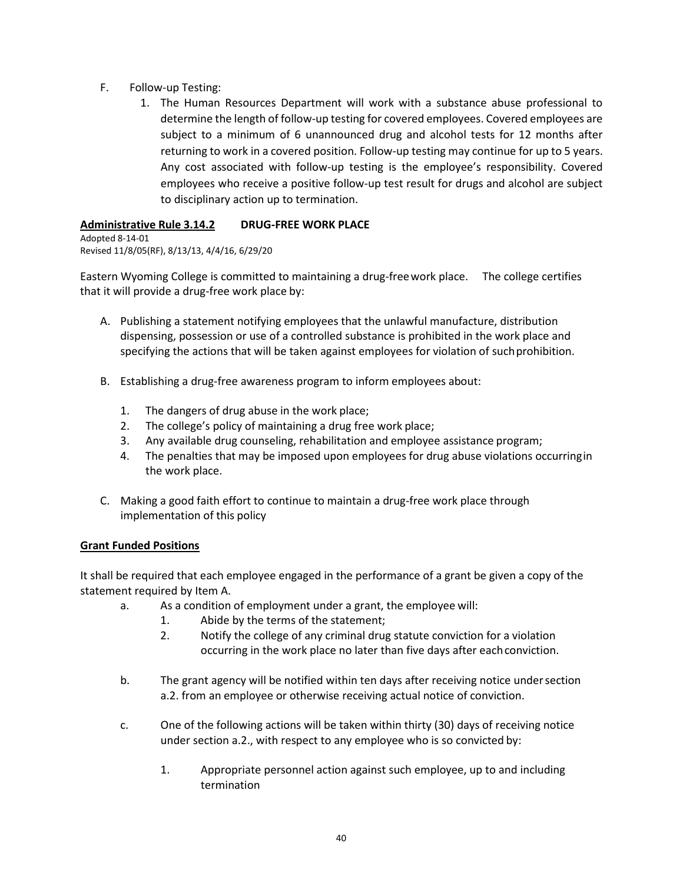F. Follow-up Testing:
   1. The Human Resources Department will work with a substance abuse professional to determine the length of follow-up testing for covered employees. Covered employees are subject to a minimum of 6 unannounced drug and alcohol tests for 12 months after returning to work in a covered position. Follow-up testing may continue for up to 5 years. Any cost associated with follow-up testing is the employee's responsibility. Covered employees who receive a positive follow-up test result for drugs and alcohol are subject to disciplinary action up to termination.

**Administrative Rule 3.14.2 DRUG-FREE WORK PLACE**

Adopted 8-14-01
Revised 11/8/05(RF), 8/13/13, 4/4/16, 6/29/20

Eastern Wyoming College is committed to maintaining a drug-free work place. The college certifies that it will provide a drug-free work place by:

A. Publishing a statement notifying employees that the unlawful manufacture, distribution dispensing, possession or use of a controlled substance is prohibited in the work place and specifying the actions that will be taken against employees for violation of such prohibition.

B. Establishing a drug-free awareness program to inform employees about:
   1. The dangers of drug abuse in the work place;
   2. The college's policy of maintaining a drug free work place;
   3. Any available drug counseling, rehabilitation and employee assistance program;
   4. The penalties that may be imposed upon employees for drug abuse violations occurring in the work place.

C. Making a good faith effort to continue to maintain a drug-free work place through implementation of this policy

**Grant Funded Positions**

It shall be required that each employee engaged in the performance of a grant be given a copy of the statement required by Item A.

a. As a condition of employment under a grant, the employee will:
   1. Abide by the terms of the statement;
   2. Notify the college of any criminal drug statute conviction for a violation occurring in the work place no later than five days after each conviction.

b. The grant agency will be notified within ten days after receiving notice under section a.2. from an employee or otherwise receiving actual notice of conviction.

c. One of the following actions will be taken within thirty (30) days of receiving notice under section a.2., with respect to any employee who is so convicted by:
   1. Appropriate personnel action against such employee, up to and including termination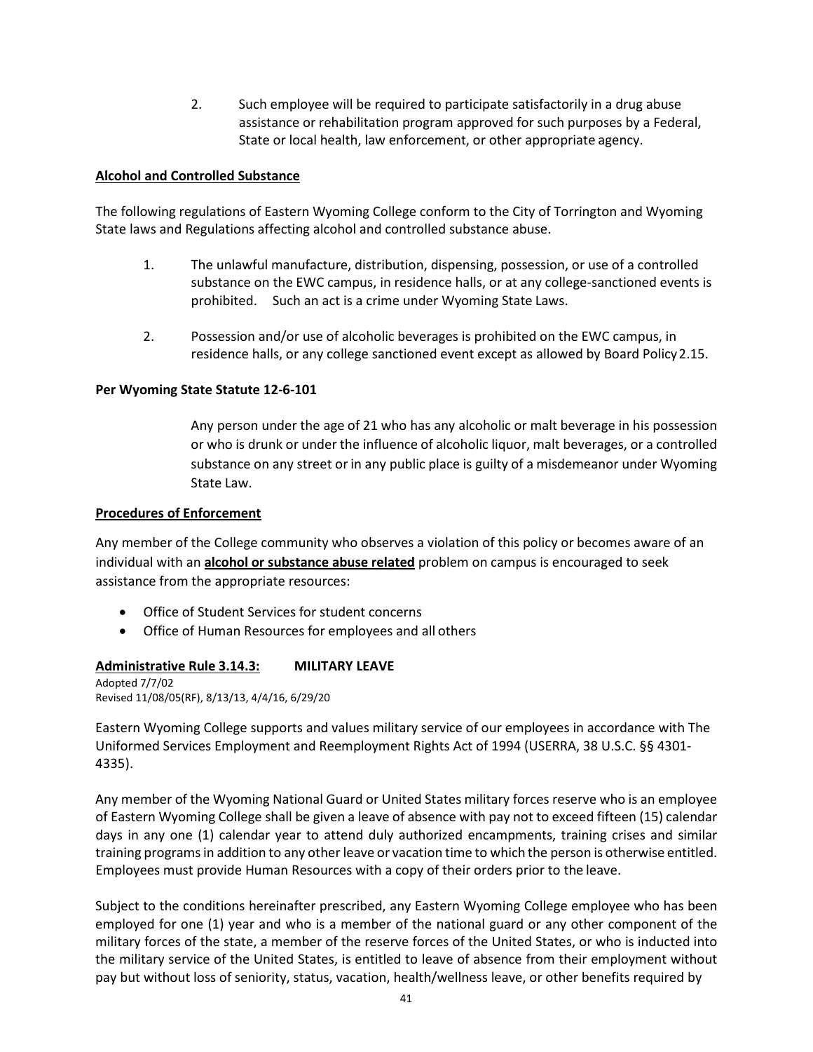2. Such employee will be required to participate satisfactorily in a drug abuse assistance or rehabilitation program approved for such purposes by a Federal, State or local health, law enforcement, or other appropriate agency.

**Alcohol and Controlled Substance**

The following regulations of Eastern Wyoming College conform to the City of Torrington and Wyoming State laws and Regulations affecting alcohol and controlled substance abuse.

1. The unlawful manufacture, distribution, dispensing, possession, or use of a controlled substance on the EWC campus, in residence halls, or at any college-sanctioned events is prohibited. Such an act is a crime under Wyoming State Laws.

2. Possession and/or use of alcoholic beverages is prohibited on the EWC campus, in residence halls, or any college sanctioned event except as allowed by Board Policy 2.15.

**Per Wyoming State Statute 12-6-101**

Any person under the age of 21 who has any alcoholic or malt beverage in his possession or who is drunk or under the influence of alcoholic liquor, malt beverages, or a controlled substance on any street or in any public place is guilty of a misdemeanor under Wyoming State Law.

**Procedures of Enforcement**

Any member of the College community who observes a violation of this policy or becomes aware of an individual with an **alcohol or substance abuse related** problem on campus is encouraged to seek assistance from the appropriate resources:

- Office of Student Services for student concerns
- Office of Human Resources for employees and all others

**Administrative Rule 3.14.3: MILITARY LEAVE**

Adopted 7/7/02
Revised 11/08/05(RF), 8/13/13, 4/4/16, 6/29/20

Eastern Wyoming College supports and values military service of our employees in accordance with The Uniformed Services Employment and Reemployment Rights Act of 1994 (USERRA, 38 U.S.C. §§ 4301-4335).

Any member of the Wyoming National Guard or United States military forces reserve who is an employee of Eastern Wyoming College shall be given a leave of absence with pay not to exceed fifteen (15) calendar days in any one (1) calendar year to attend duly authorized encampments, training crises and similar training programs in addition to any other leave or vacation time to which the person is otherwise entitled. Employees must provide Human Resources with a copy of their orders prior to the leave.

Subject to the conditions hereinafter prescribed, any Eastern Wyoming College employee who has been employed for one (1) year and who is a member of the national guard or any other component of the military forces of the state, a member of the reserve forces of the United States, or who is inducted into the military service of the United States, is entitled to leave of absence from their employment without pay but without loss of seniority, status, vacation, health/wellness leave, or other benefits required by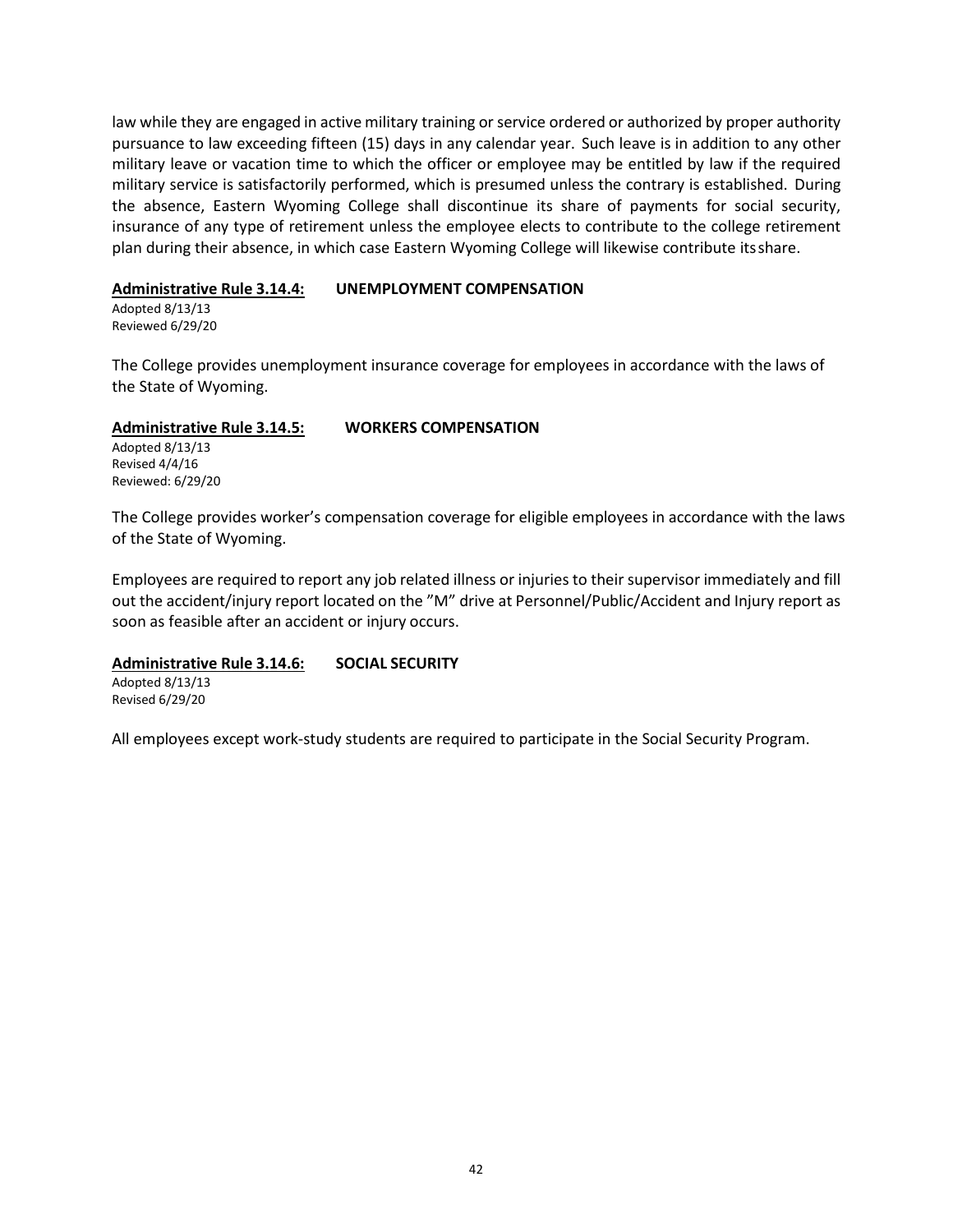law while they are engaged in active military training or service ordered or authorized by proper authority pursuance to law exceeding fifteen (15) days in any calendar year. Such leave is in addition to any other military leave or vacation time to which the officer or employee may be entitled by law if the required military service is satisfactorily performed, which is presumed unless the contrary is established. During the absence, Eastern Wyoming College shall discontinue its share of payments for social security, insurance of any type of retirement unless the employee elects to contribute to the college retirement plan during their absence, in which case Eastern Wyoming College will likewise contribute its share.

**Administrative Rule 3.14.4: UNEMPLOYMENT COMPENSATION**

Adopted 8/13/13
Reviewed 6/29/20

The College provides unemployment insurance coverage for employees in accordance with the laws of the State of Wyoming.

**Administrative Rule 3.14.5: WORKERS COMPENSATION**

Adopted 8/13/13
Revised 4/4/16
Reviewed: 6/29/20

The College provides worker's compensation coverage for eligible employees in accordance with the laws of the State of Wyoming.

Employees are required to report any job related illness or injuries to their supervisor immediately and fill out the accident/injury report located on the "M" drive at Personnel/Public/Accident and Injury report as soon as feasible after an accident or injury occurs.

**Administrative Rule 3.14.6: SOCIAL SECURITY**

Adopted 8/13/13
Revised 6/29/20

All employees except work-study students are required to participate in the Social Security Program.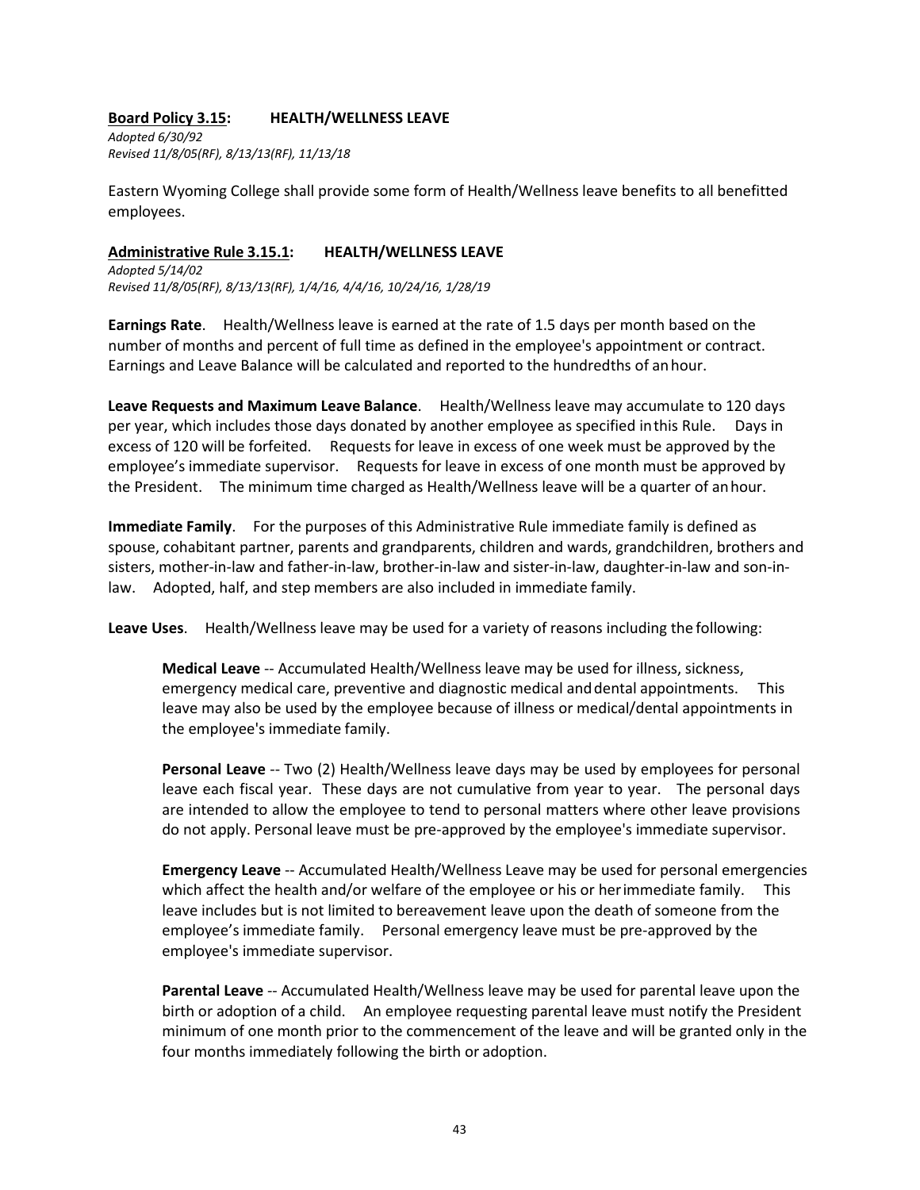**Board Policy 3.15: HEALTH/WELLNESS LEAVE**

*Adopted 6/30/92*
*Revised 11/8/05(RF), 8/13/13(RF), 11/13/18*

Eastern Wyoming College shall provide some form of Health/Wellness leave benefits to all benefitted employees.

**Administrative Rule 3.15.1: HEALTH/WELLNESS LEAVE**

*Adopted 5/14/02*
*Revised 11/8/05(RF), 8/13/13(RF), 1/4/16, 4/4/16, 10/24/16, 1/28/19*

**Earnings Rate**. Health/Wellness leave is earned at the rate of 1.5 days per month based on the number of months and percent of full time as defined in the employee's appointment or contract. Earnings and Leave Balance will be calculated and reported to the hundredths of an hour.

**Leave Requests and Maximum Leave Balance**. Health/Wellness leave may accumulate to 120 days per year, which includes those days donated by another employee as specified in this Rule. Days in excess of 120 will be forfeited. Requests for leave in excess of one week must be approved by the employee's immediate supervisor. Requests for leave in excess of one month must be approved by the President. The minimum time charged as Health/Wellness leave will be a quarter of an hour.

**Immediate Family**. For the purposes of this Administrative Rule immediate family is defined as spouse, cohabitant partner, parents and grandparents, children and wards, grandchildren, brothers and sisters, mother-in-law and father-in-law, brother-in-law and sister-in-law, daughter-in-law and son-in-law. Adopted, half, and step members are also included in immediate family.

**Leave Uses**. Health/Wellness leave may be used for a variety of reasons including the following:

> **Medical Leave** -- Accumulated Health/Wellness leave may be used for illness, sickness, emergency medical care, preventive and diagnostic medical and dental appointments. This leave may also be used by the employee because of illness or medical/dental appointments in the employee's immediate family.
>
> **Personal Leave** -- Two (2) Health/Wellness leave days may be used by employees for personal leave each fiscal year. These days are not cumulative from year to year. The personal days are intended to allow the employee to tend to personal matters where other leave provisions do not apply. Personal leave must be pre-approved by the employee's immediate supervisor.
>
> **Emergency Leave** -- Accumulated Health/Wellness Leave may be used for personal emergencies which affect the health and/or welfare of the employee or his or her immediate family. This leave includes but is not limited to bereavement leave upon the death of someone from the employee's immediate family. Personal emergency leave must be pre-approved by the employee's immediate supervisor.
>
> **Parental Leave** -- Accumulated Health/Wellness leave may be used for parental leave upon the birth or adoption of a child. An employee requesting parental leave must notify the President minimum of one month prior to the commencement of the leave and will be granted only in the four months immediately following the birth or adoption.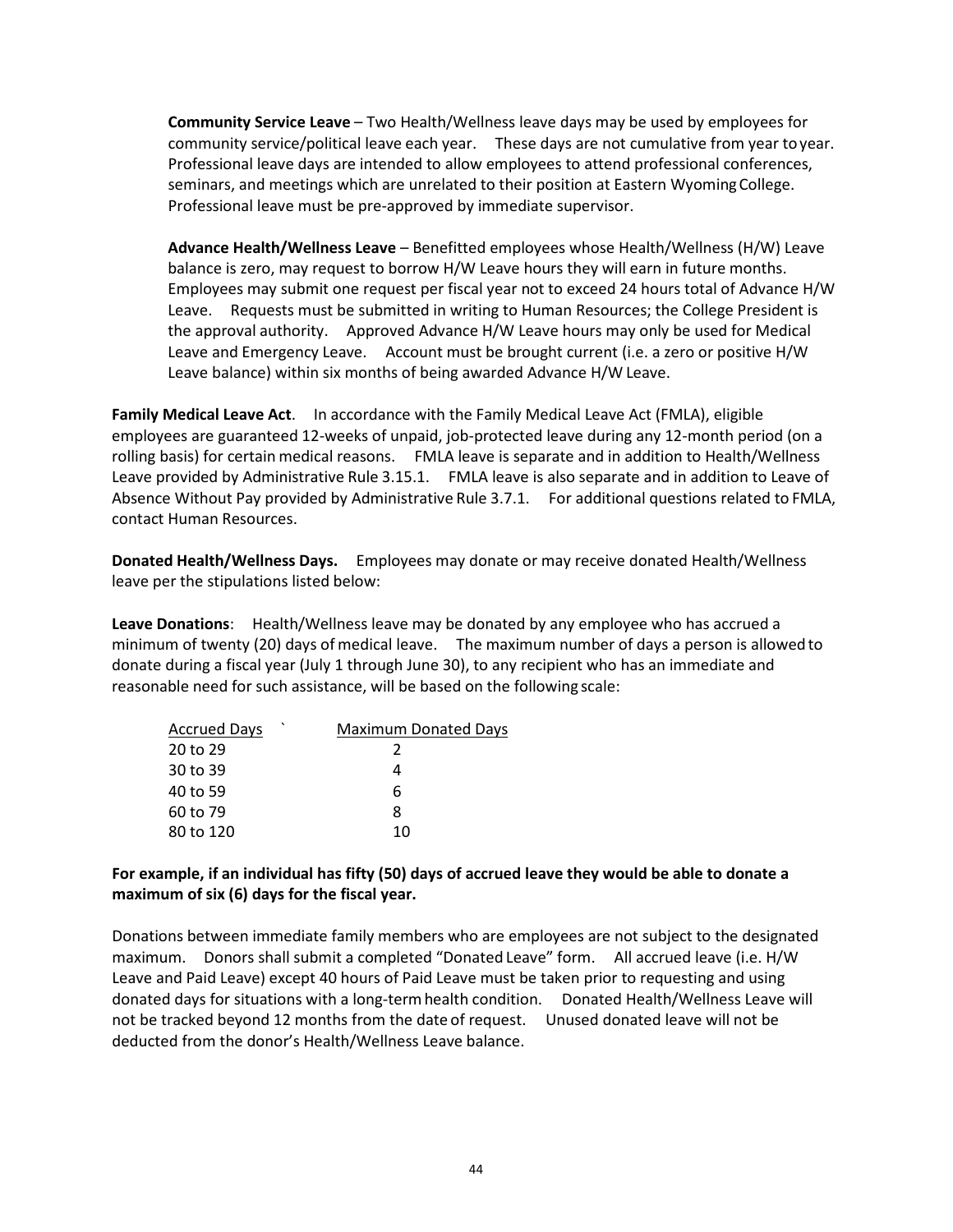**Community Service Leave** – Two Health/Wellness leave days may be used by employees for community service/political leave each year. These days are not cumulative from year to year. Professional leave days are intended to allow employees to attend professional conferences, seminars, and meetings which are unrelated to their position at Eastern Wyoming College. Professional leave must be pre-approved by immediate supervisor.

**Advance Health/Wellness Leave** – Benefitted employees whose Health/Wellness (H/W) Leave balance is zero, may request to borrow H/W Leave hours they will earn in future months. Employees may submit one request per fiscal year not to exceed 24 hours total of Advance H/W Leave. Requests must be submitted in writing to Human Resources; the College President is the approval authority. Approved Advance H/W Leave hours may only be used for Medical Leave and Emergency Leave. Account must be brought current (i.e. a zero or positive H/W Leave balance) within six months of being awarded Advance H/W Leave.

**Family Medical Leave Act**. In accordance with the Family Medical Leave Act (FMLA), eligible employees are guaranteed 12-weeks of unpaid, job-protected leave during any 12-month period (on a rolling basis) for certain medical reasons. FMLA leave is separate and in addition to Health/Wellness Leave provided by Administrative Rule 3.15.1. FMLA leave is also separate and in addition to Leave of Absence Without Pay provided by Administrative Rule 3.7.1. For additional questions related to FMLA, contact Human Resources.

**Donated Health/Wellness Days.** Employees may donate or may receive donated Health/Wellness leave per the stipulations listed below:

**Leave Donations**: Health/Wellness leave may be donated by any employee who has accrued a minimum of twenty (20) days of medical leave. The maximum number of days a person is allowed to donate during a fiscal year (July 1 through June 30), to any recipient who has an immediate and reasonable need for such assistance, will be based on the following scale:

| Accrued Days | Maximum Donated Days |
|---|---|
| 20 to 29 | 2 |
| 30 to 39 | 4 |
| 40 to 59 | 6 |
| 60 to 79 | 8 |
| 80 to 120 | 10 |

**For example, if an individual has fifty (50) days of accrued leave they would be able to donate a maximum of six (6) days for the fiscal year.**

Donations between immediate family members who are employees are not subject to the designated maximum. Donors shall submit a completed "Donated Leave" form. All accrued leave (i.e. H/W Leave and Paid Leave) except 40 hours of Paid Leave must be taken prior to requesting and using donated days for situations with a long-term health condition. Donated Health/Wellness Leave will not be tracked beyond 12 months from the date of request. Unused donated leave will not be deducted from the donor's Health/Wellness Leave balance.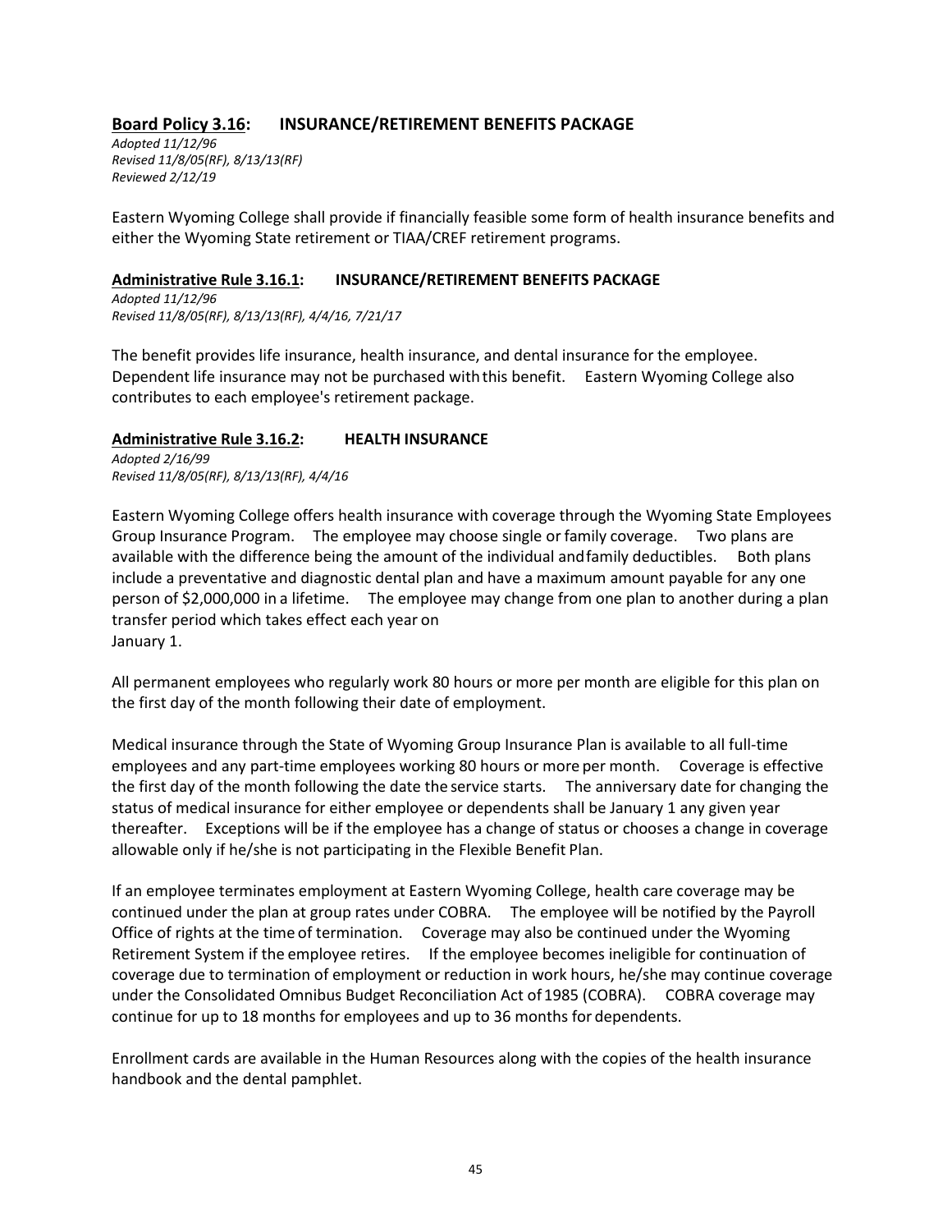## **Board Policy 3.16**: INSURANCE/RETIREMENT BENEFITS PACKAGE

*Adopted 11/12/96*
*Revised 11/8/05(RF), 8/13/13(RF)*
*Reviewed 2/12/19*

Eastern Wyoming College shall provide if financially feasible some form of health insurance benefits and either the Wyoming State retirement or TIAA/CREF retirement programs.

### **Administrative Rule 3.16.1**: INSURANCE/RETIREMENT BENEFITS PACKAGE

*Adopted 11/12/96*
*Revised 11/8/05(RF), 8/13/13(RF), 4/4/16, 7/21/17*

The benefit provides life insurance, health insurance, and dental insurance for the employee. Dependent life insurance may not be purchased with this benefit. Eastern Wyoming College also contributes to each employee's retirement package.

### **Administrative Rule 3.16.2**: HEALTH INSURANCE

*Adopted 2/16/99*
*Revised 11/8/05(RF), 8/13/13(RF), 4/4/16*

Eastern Wyoming College offers health insurance with coverage through the Wyoming State Employees Group Insurance Program. The employee may choose single or family coverage. Two plans are available with the difference being the amount of the individual and family deductibles. Both plans include a preventative and diagnostic dental plan and have a maximum amount payable for any one person of $2,000,000 in a lifetime. The employee may change from one plan to another during a plan transfer period which takes effect each year on January 1.

All permanent employees who regularly work 80 hours or more per month are eligible for this plan on the first day of the month following their date of employment.

Medical insurance through the State of Wyoming Group Insurance Plan is available to all full-time employees and any part-time employees working 80 hours or more per month. Coverage is effective the first day of the month following the date the service starts. The anniversary date for changing the status of medical insurance for either employee or dependents shall be January 1 any given year thereafter. Exceptions will be if the employee has a change of status or chooses a change in coverage allowable only if he/she is not participating in the Flexible Benefit Plan.

If an employee terminates employment at Eastern Wyoming College, health care coverage may be continued under the plan at group rates under COBRA. The employee will be notified by the Payroll Office of rights at the time of termination. Coverage may also be continued under the Wyoming Retirement System if the employee retires. If the employee becomes ineligible for continuation of coverage due to termination of employment or reduction in work hours, he/she may continue coverage under the Consolidated Omnibus Budget Reconciliation Act of 1985 (COBRA). COBRA coverage may continue for up to 18 months for employees and up to 36 months for dependents.

Enrollment cards are available in the Human Resources along with the copies of the health insurance handbook and the dental pamphlet.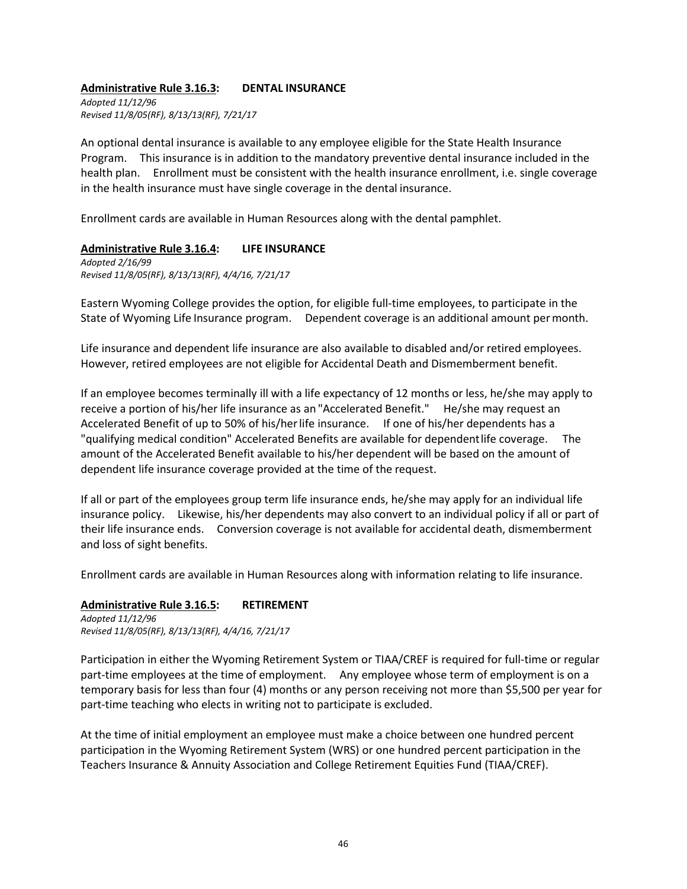**Administrative Rule 3.16.3: DENTAL INSURANCE**

*Adopted 11/12/96*
*Revised 11/8/05(RF), 8/13/13(RF), 7/21/17*

An optional dental insurance is available to any employee eligible for the State Health Insurance Program. This insurance is in addition to the mandatory preventive dental insurance included in the health plan. Enrollment must be consistent with the health insurance enrollment, i.e. single coverage in the health insurance must have single coverage in the dental insurance.

Enrollment cards are available in Human Resources along with the dental pamphlet.

**Administrative Rule 3.16.4: LIFE INSURANCE**

*Adopted 2/16/99*
*Revised 11/8/05(RF), 8/13/13(RF), 4/4/16, 7/21/17*

Eastern Wyoming College provides the option, for eligible full-time employees, to participate in the State of Wyoming Life Insurance program. Dependent coverage is an additional amount per month.

Life insurance and dependent life insurance are also available to disabled and/or retired employees. However, retired employees are not eligible for Accidental Death and Dismemberment benefit.

If an employee becomes terminally ill with a life expectancy of 12 months or less, he/she may apply to receive a portion of his/her life insurance as an "Accelerated Benefit." He/she may request an Accelerated Benefit of up to 50% of his/her life insurance. If one of his/her dependents has a "qualifying medical condition" Accelerated Benefits are available for dependent life coverage. The amount of the Accelerated Benefit available to his/her dependent will be based on the amount of dependent life insurance coverage provided at the time of the request.

If all or part of the employees group term life insurance ends, he/she may apply for an individual life insurance policy. Likewise, his/her dependents may also convert to an individual policy if all or part of their life insurance ends. Conversion coverage is not available for accidental death, dismemberment and loss of sight benefits.

Enrollment cards are available in Human Resources along with information relating to life insurance.

**Administrative Rule 3.16.5: RETIREMENT**

*Adopted 11/12/96*
*Revised 11/8/05(RF), 8/13/13(RF), 4/4/16, 7/21/17*

Participation in either the Wyoming Retirement System or TIAA/CREF is required for full-time or regular part-time employees at the time of employment. Any employee whose term of employment is on a temporary basis for less than four (4) months or any person receiving not more than $5,500 per year for part-time teaching who elects in writing not to participate is excluded.

At the time of initial employment an employee must make a choice between one hundred percent participation in the Wyoming Retirement System (WRS) or one hundred percent participation in the Teachers Insurance & Annuity Association and College Retirement Equities Fund (TIAA/CREF).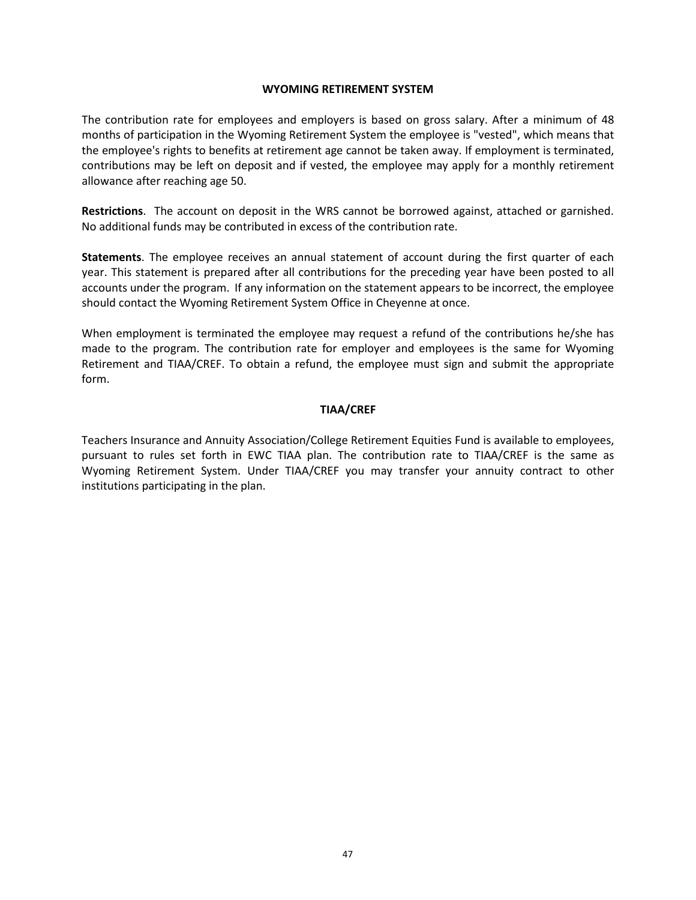## WYOMING RETIREMENT SYSTEM

The contribution rate for employees and employers is based on gross salary. After a minimum of 48 months of participation in the Wyoming Retirement System the employee is "vested", which means that the employee's rights to benefits at retirement age cannot be taken away. If employment is terminated, contributions may be left on deposit and if vested, the employee may apply for a monthly retirement allowance after reaching age 50.

**Restrictions**. The account on deposit in the WRS cannot be borrowed against, attached or garnished. No additional funds may be contributed in excess of the contribution rate.

**Statements**. The employee receives an annual statement of account during the first quarter of each year. This statement is prepared after all contributions for the preceding year have been posted to all accounts under the program. If any information on the statement appears to be incorrect, the employee should contact the Wyoming Retirement System Office in Cheyenne at once.

When employment is terminated the employee may request a refund of the contributions he/she has made to the program. The contribution rate for employer and employees is the same for Wyoming Retirement and TIAA/CREF. To obtain a refund, the employee must sign and submit the appropriate form.

## TIAA/CREF

Teachers Insurance and Annuity Association/College Retirement Equities Fund is available to employees, pursuant to rules set forth in EWC TIAA plan. The contribution rate to TIAA/CREF is the same as Wyoming Retirement System. Under TIAA/CREF you may transfer your annuity contract to other institutions participating in the plan.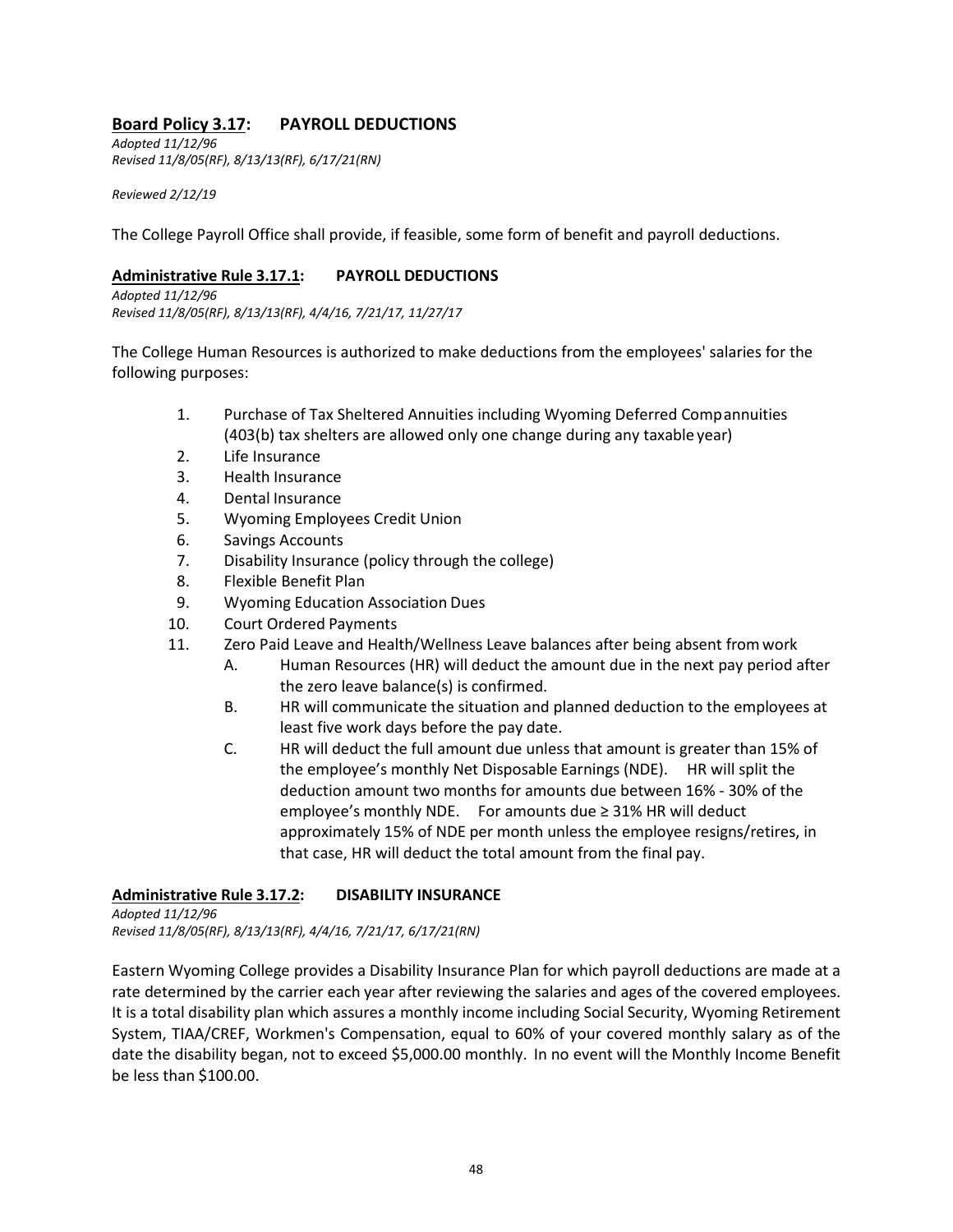## <u>Board Policy 3.17</u>: PAYROLL DEDUCTIONS

*Adopted 11/12/96*
*Revised 11/8/05(RF), 8/13/13(RF), 6/17/21(RN)*

*Reviewed 2/12/19*

The College Payroll Office shall provide, if feasible, some form of benefit and payroll deductions.

### <u>Administrative Rule 3.17.1</u>: PAYROLL DEDUCTIONS

*Adopted 11/12/96*
*Revised 11/8/05(RF), 8/13/13(RF), 4/4/16, 7/21/17, 11/27/17*

The College Human Resources is authorized to make deductions from the employees' salaries for the following purposes:

1. Purchase of Tax Sheltered Annuities including Wyoming Deferred Compannuities (403(b) tax shelters are allowed only one change during any taxable year)
2. Life Insurance
3. Health Insurance
4. Dental Insurance
5. Wyoming Employees Credit Union
6. Savings Accounts
7. Disability Insurance (policy through the college)
8. Flexible Benefit Plan
9. Wyoming Education Association Dues
10. Court Ordered Payments
11. Zero Paid Leave and Health/Wellness Leave balances after being absent from work
    - A. Human Resources (HR) will deduct the amount due in the next pay period after the zero leave balance(s) is confirmed.
    - B. HR will communicate the situation and planned deduction to the employees at least five work days before the pay date.
    - C. HR will deduct the full amount due unless that amount is greater than 15% of the employee's monthly Net Disposable Earnings (NDE). HR will split the deduction amount two months for amounts due between 16% - 30% of the employee's monthly NDE. For amounts due ≥ 31% HR will deduct approximately 15% of NDE per month unless the employee resigns/retires, in that case, HR will deduct the total amount from the final pay.

### <u>Administrative Rule 3.17.2</u>: DISABILITY INSURANCE

*Adopted 11/12/96*
*Revised 11/8/05(RF), 8/13/13(RF), 4/4/16, 7/21/17, 6/17/21(RN)*

Eastern Wyoming College provides a Disability Insurance Plan for which payroll deductions are made at a rate determined by the carrier each year after reviewing the salaries and ages of the covered employees. It is a total disability plan which assures a monthly income including Social Security, Wyoming Retirement System, TIAA/CREF, Workmen's Compensation, equal to 60% of your covered monthly salary as of the date the disability began, not to exceed $5,000.00 monthly. In no event will the Monthly Income Benefit be less than $100.00.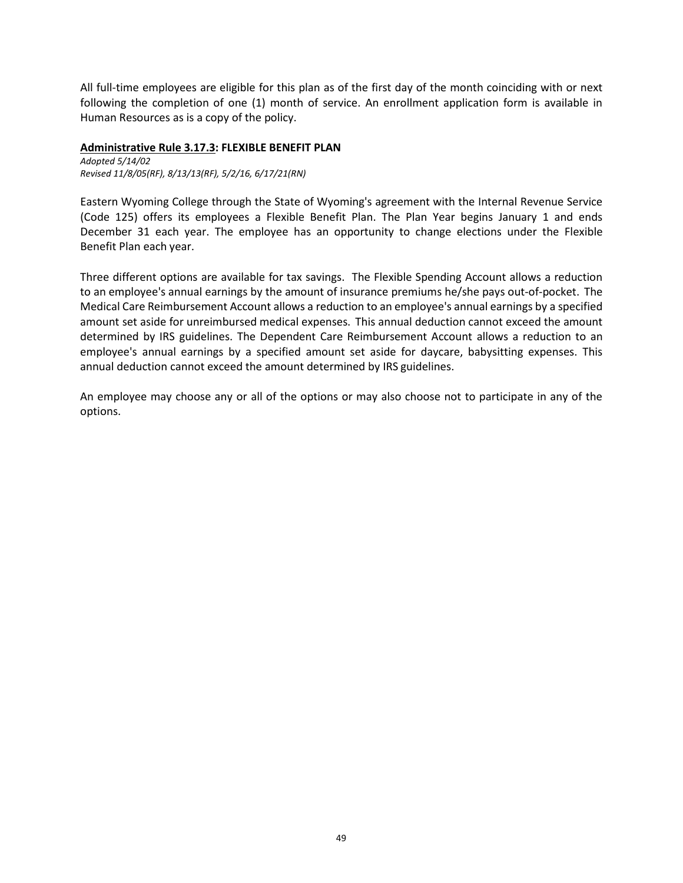All full-time employees are eligible for this plan as of the first day of the month coinciding with or next following the completion of one (1) month of service. An enrollment application form is available in Human Resources as is a copy of the policy.

**Administrative Rule 3.17.3: FLEXIBLE BENEFIT PLAN**

*Adopted 5/14/02*
*Revised 11/8/05(RF), 8/13/13(RF), 5/2/16, 6/17/21(RN)*

Eastern Wyoming College through the State of Wyoming's agreement with the Internal Revenue Service (Code 125) offers its employees a Flexible Benefit Plan. The Plan Year begins January 1 and ends December 31 each year. The employee has an opportunity to change elections under the Flexible Benefit Plan each year.

Three different options are available for tax savings. The Flexible Spending Account allows a reduction to an employee's annual earnings by the amount of insurance premiums he/she pays out-of-pocket. The Medical Care Reimbursement Account allows a reduction to an employee's annual earnings by a specified amount set aside for unreimbursed medical expenses. This annual deduction cannot exceed the amount determined by IRS guidelines. The Dependent Care Reimbursement Account allows a reduction to an employee's annual earnings by a specified amount set aside for daycare, babysitting expenses. This annual deduction cannot exceed the amount determined by IRS guidelines.

An employee may choose any or all of the options or may also choose not to participate in any of the options.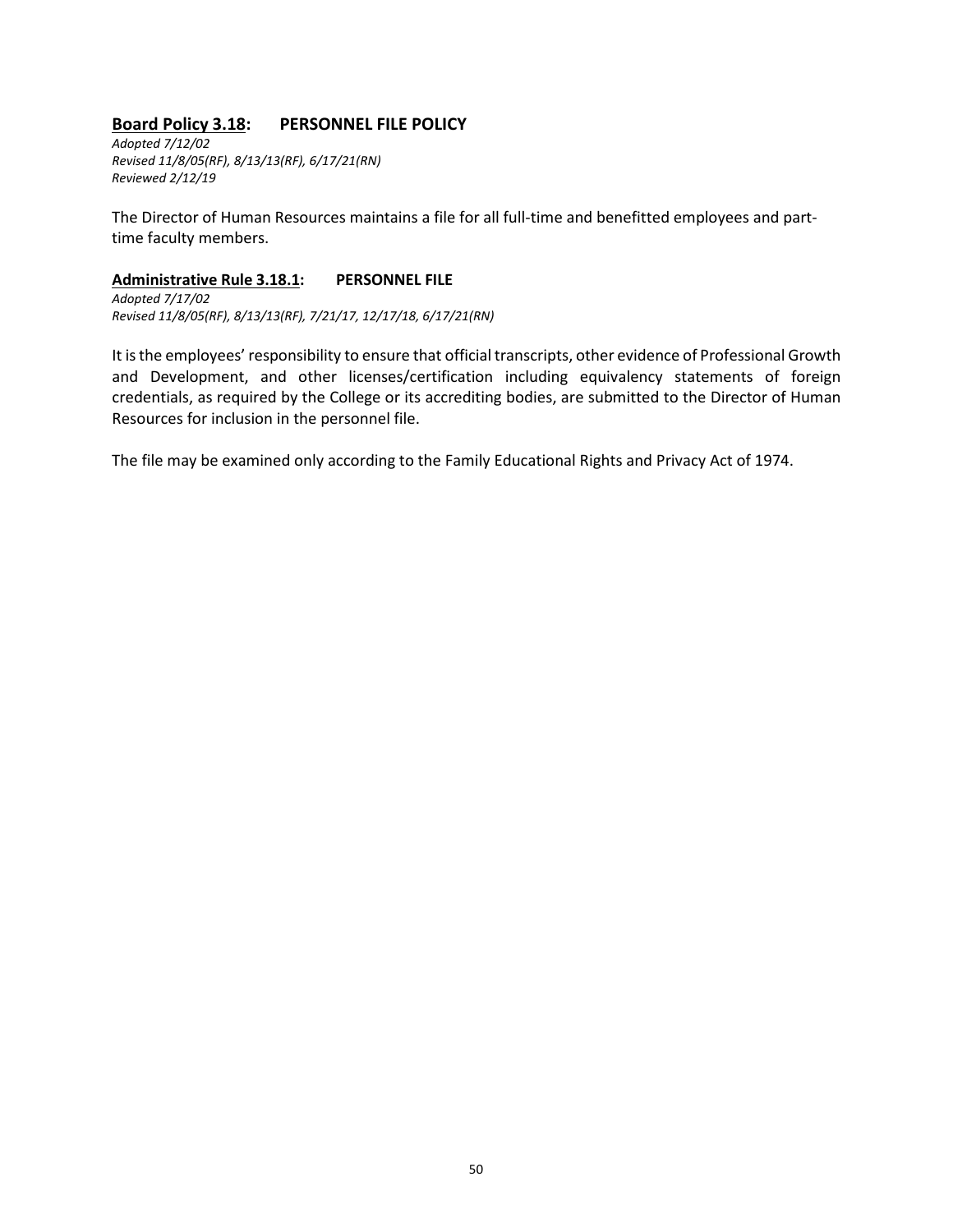## <u>Board Policy 3.18</u>: PERSONNEL FILE POLICY

*Adopted 7/12/02*
*Revised 11/8/05(RF), 8/13/13(RF), 6/17/21(RN)*
*Reviewed 2/12/19*

The Director of Human Resources maintains a file for all full-time and benefitted employees and part-time faculty members.

### <u>Administrative Rule 3.18.1</u>: PERSONNEL FILE

*Adopted 7/17/02*
*Revised 11/8/05(RF), 8/13/13(RF), 7/21/17, 12/17/18, 6/17/21(RN)*

It is the employees' responsibility to ensure that official transcripts, other evidence of Professional Growth and Development, and other licenses/certification including equivalency statements of foreign credentials, as required by the College or its accrediting bodies, are submitted to the Director of Human Resources for inclusion in the personnel file.

The file may be examined only according to the Family Educational Rights and Privacy Act of 1974.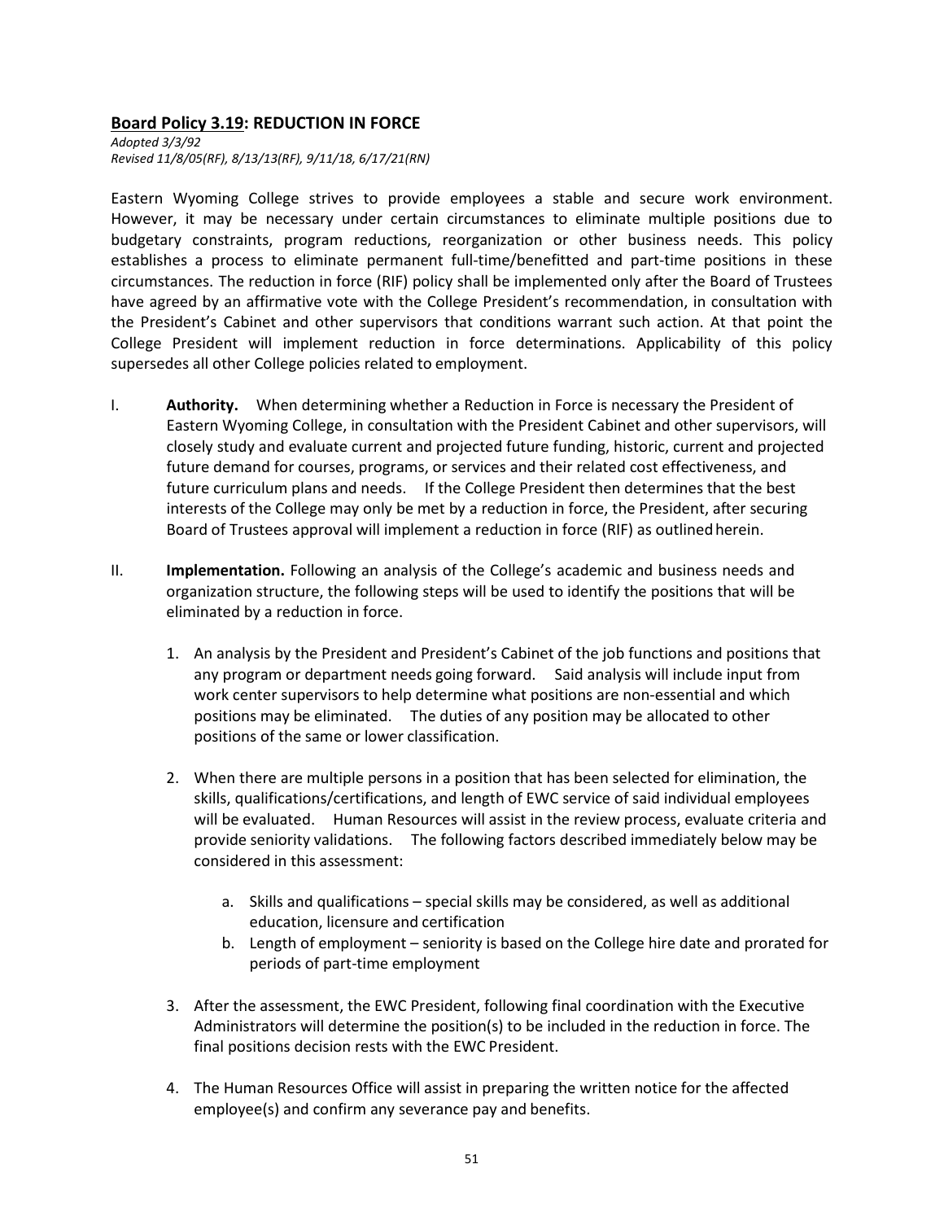**Board Policy 3.19: REDUCTION IN FORCE**

*Adopted 3/3/92*
*Revised 11/8/05(RF), 8/13/13(RF), 9/11/18, 6/17/21(RN)*

Eastern Wyoming College strives to provide employees a stable and secure work environment. However, it may be necessary under certain circumstances to eliminate multiple positions due to budgetary constraints, program reductions, reorganization or other business needs. This policy establishes a process to eliminate permanent full-time/benefitted and part-time positions in these circumstances. The reduction in force (RIF) policy shall be implemented only after the Board of Trustees have agreed by an affirmative vote with the College President's recommendation, in consultation with the President's Cabinet and other supervisors that conditions warrant such action. At that point the College President will implement reduction in force determinations. Applicability of this policy supersedes all other College policies related to employment.

I. **Authority.** When determining whether a Reduction in Force is necessary the President of Eastern Wyoming College, in consultation with the President Cabinet and other supervisors, will closely study and evaluate current and projected future funding, historic, current and projected future demand for courses, programs, or services and their related cost effectiveness, and future curriculum plans and needs. If the College President then determines that the best interests of the College may only be met by a reduction in force, the President, after securing Board of Trustees approval will implement a reduction in force (RIF) as outlined herein.

II. **Implementation.** Following an analysis of the College's academic and business needs and organization structure, the following steps will be used to identify the positions that will be eliminated by a reduction in force.

1. An analysis by the President and President's Cabinet of the job functions and positions that any program or department needs going forward. Said analysis will include input from work center supervisors to help determine what positions are non-essential and which positions may be eliminated. The duties of any position may be allocated to other positions of the same or lower classification.

2. When there are multiple persons in a position that has been selected for elimination, the skills, qualifications/certifications, and length of EWC service of said individual employees will be evaluated. Human Resources will assist in the review process, evaluate criteria and provide seniority validations. The following factors described immediately below may be considered in this assessment:

    a. Skills and qualifications – special skills may be considered, as well as additional education, licensure and certification
    b. Length of employment – seniority is based on the College hire date and prorated for periods of part-time employment

3. After the assessment, the EWC President, following final coordination with the Executive Administrators will determine the position(s) to be included in the reduction in force. The final positions decision rests with the EWC President.

4. The Human Resources Office will assist in preparing the written notice for the affected employee(s) and confirm any severance pay and benefits.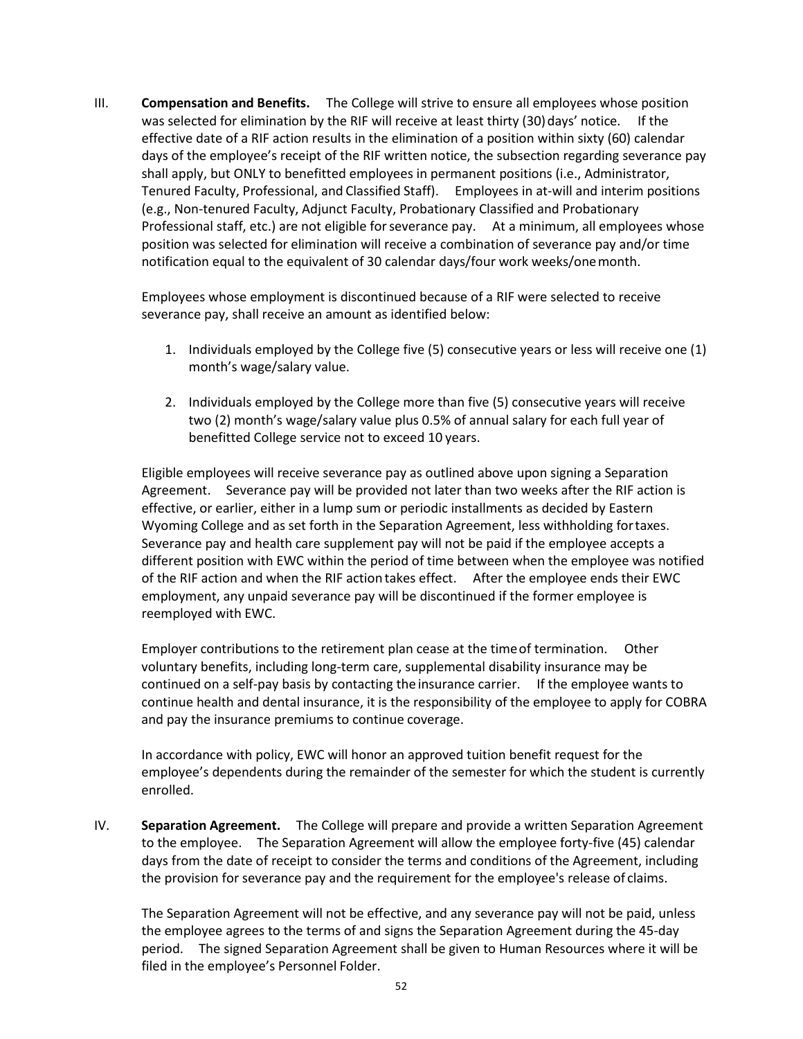III. **Compensation and Benefits.** The College will strive to ensure all employees whose position was selected for elimination by the RIF will receive at least thirty (30) days' notice. If the effective date of a RIF action results in the elimination of a position within sixty (60) calendar days of the employee's receipt of the RIF written notice, the subsection regarding severance pay shall apply, but ONLY to benefitted employees in permanent positions (i.e., Administrator, Tenured Faculty, Professional, and Classified Staff). Employees in at-will and interim positions (e.g., Non-tenured Faculty, Adjunct Faculty, Probationary Classified and Probationary Professional staff, etc.) are not eligible for severance pay. At a minimum, all employees whose position was selected for elimination will receive a combination of severance pay and/or time notification equal to the equivalent of 30 calendar days/four work weeks/one month.

Employees whose employment is discontinued because of a RIF were selected to receive severance pay, shall receive an amount as identified below:

1. Individuals employed by the College five (5) consecutive years or less will receive one (1) month's wage/salary value.
2. Individuals employed by the College more than five (5) consecutive years will receive two (2) month's wage/salary value plus 0.5% of annual salary for each full year of benefitted College service not to exceed 10 years.

Eligible employees will receive severance pay as outlined above upon signing a Separation Agreement. Severance pay will be provided not later than two weeks after the RIF action is effective, or earlier, either in a lump sum or periodic installments as decided by Eastern Wyoming College and as set forth in the Separation Agreement, less withholding for taxes. Severance pay and health care supplement pay will not be paid if the employee accepts a different position with EWC within the period of time between when the employee was notified of the RIF action and when the RIF action takes effect. After the employee ends their EWC employment, any unpaid severance pay will be discontinued if the former employee is reemployed with EWC.

Employer contributions to the retirement plan cease at the time of termination. Other voluntary benefits, including long-term care, supplemental disability insurance may be continued on a self-pay basis by contacting the insurance carrier. If the employee wants to continue health and dental insurance, it is the responsibility of the employee to apply for COBRA and pay the insurance premiums to continue coverage.

In accordance with policy, EWC will honor an approved tuition benefit request for the employee's dependents during the remainder of the semester for which the student is currently enrolled.

IV. **Separation Agreement.** The College will prepare and provide a written Separation Agreement to the employee. The Separation Agreement will allow the employee forty-five (45) calendar days from the date of receipt to consider the terms and conditions of the Agreement, including the provision for severance pay and the requirement for the employee's release of claims.

The Separation Agreement will not be effective, and any severance pay will not be paid, unless the employee agrees to the terms of and signs the Separation Agreement during the 45-day period. The signed Separation Agreement shall be given to Human Resources where it will be filed in the employee's Personnel Folder.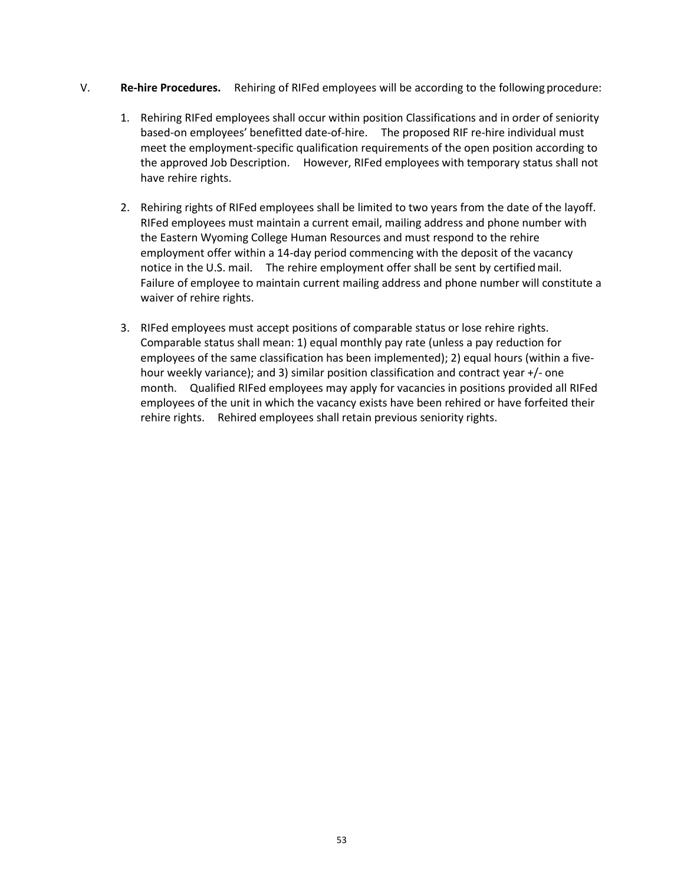V. **Re-hire Procedures.** Rehiring of RIFed employees will be according to the following procedure:

1. Rehiring RIFed employees shall occur within position Classifications and in order of seniority based-on employees' benefitted date-of-hire. The proposed RIF re-hire individual must meet the employment-specific qualification requirements of the open position according to the approved Job Description. However, RIFed employees with temporary status shall not have rehire rights.

2. Rehiring rights of RIFed employees shall be limited to two years from the date of the layoff. RIFed employees must maintain a current email, mailing address and phone number with the Eastern Wyoming College Human Resources and must respond to the rehire employment offer within a 14-day period commencing with the deposit of the vacancy notice in the U.S. mail. The rehire employment offer shall be sent by certified mail. Failure of employee to maintain current mailing address and phone number will constitute a waiver of rehire rights.

3. RIFed employees must accept positions of comparable status or lose rehire rights. Comparable status shall mean: 1) equal monthly pay rate (unless a pay reduction for employees of the same classification has been implemented); 2) equal hours (within a five-hour weekly variance); and 3) similar position classification and contract year +/- one month. Qualified RIFed employees may apply for vacancies in positions provided all RIFed employees of the unit in which the vacancy exists have been rehired or have forfeited their rehire rights. Rehired employees shall retain previous seniority rights.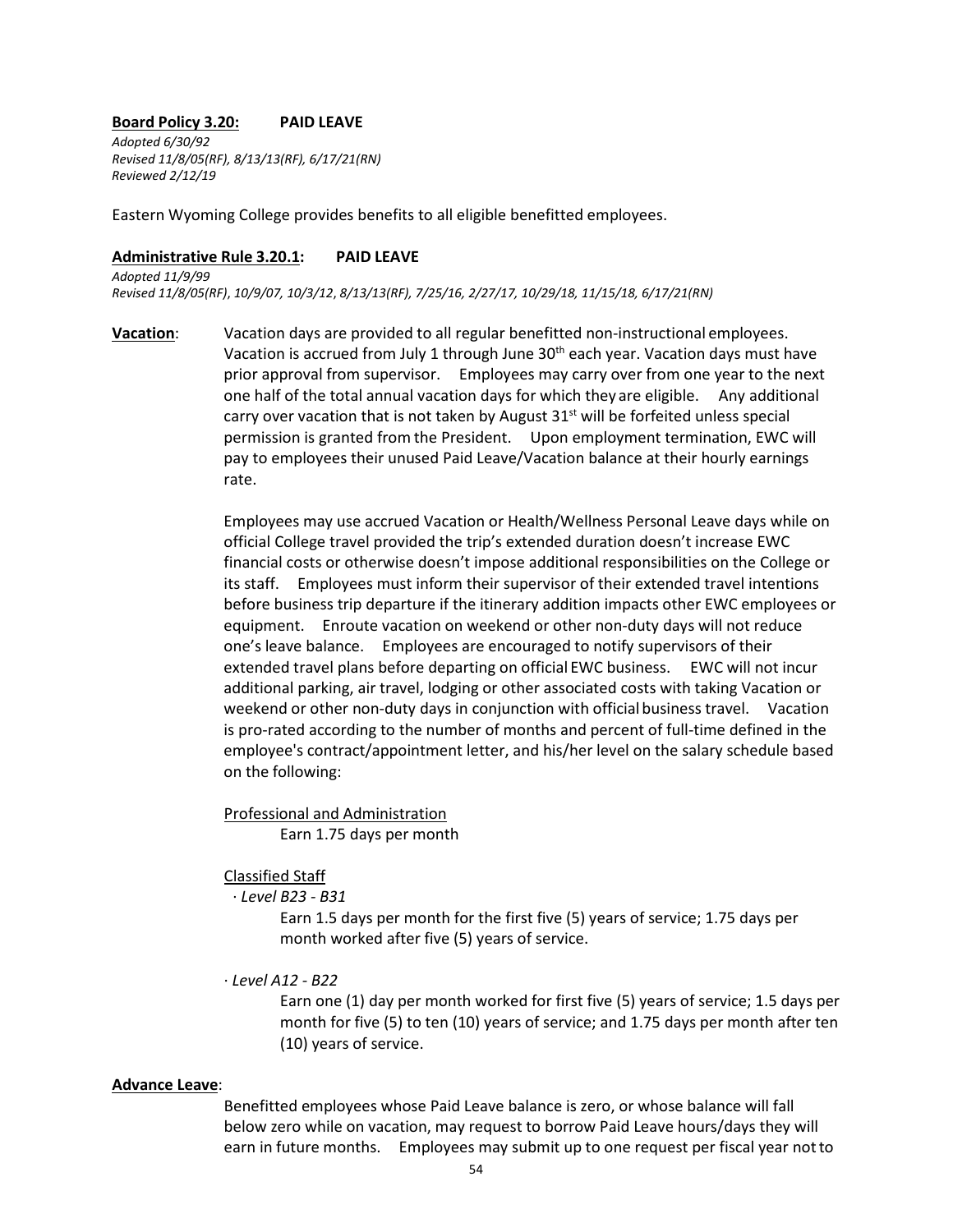**Board Policy 3.20: PAID LEAVE**

*Adopted 6/30/92*
*Revised 11/8/05(RF), 8/13/13(RF), 6/17/21(RN)*
*Reviewed 2/12/19*

Eastern Wyoming College provides benefits to all eligible benefitted employees.

**Administrative Rule 3.20.1: PAID LEAVE**

*Adopted 11/9/99*
*Revised 11/8/05(RF), 10/9/07, 10/3/12, 8/13/13(RF), 7/25/16, 2/27/17, 10/29/18, 11/15/18, 6/17/21(RN)*

**Vacation**: Vacation days are provided to all regular benefitted non-instructional employees. Vacation is accrued from July 1 through June 30th each year. Vacation days must have prior approval from supervisor. Employees may carry over from one year to the next one half of the total annual vacation days for which they are eligible. Any additional carry over vacation that is not taken by August 31st will be forfeited unless special permission is granted from the President. Upon employment termination, EWC will pay to employees their unused Paid Leave/Vacation balance at their hourly earnings rate.

Employees may use accrued Vacation or Health/Wellness Personal Leave days while on official College travel provided the trip's extended duration doesn't increase EWC financial costs or otherwise doesn't impose additional responsibilities on the College or its staff. Employees must inform their supervisor of their extended travel intentions before business trip departure if the itinerary addition impacts other EWC employees or equipment. Enroute vacation on weekend or other non-duty days will not reduce one's leave balance. Employees are encouraged to notify supervisors of their extended travel plans before departing on official EWC business. EWC will not incur additional parking, air travel, lodging or other associated costs with taking Vacation or weekend or other non-duty days in conjunction with official business travel. Vacation is pro-rated according to the number of months and percent of full-time defined in the employee's contract/appointment letter, and his/her level on the salary schedule based on the following:

Professional and Administration

Earn 1.75 days per month

Classified Staff

- *Level B23 - B31*

  Earn 1.5 days per month for the first five (5) years of service; 1.75 days per month worked after five (5) years of service.

- *Level A12 - B22*

  Earn one (1) day per month worked for first five (5) years of service; 1.5 days per month for five (5) to ten (10) years of service; and 1.75 days per month after ten (10) years of service.

**Advance Leave**:

Benefitted employees whose Paid Leave balance is zero, or whose balance will fall below zero while on vacation, may request to borrow Paid Leave hours/days they will earn in future months. Employees may submit up to one request per fiscal year not to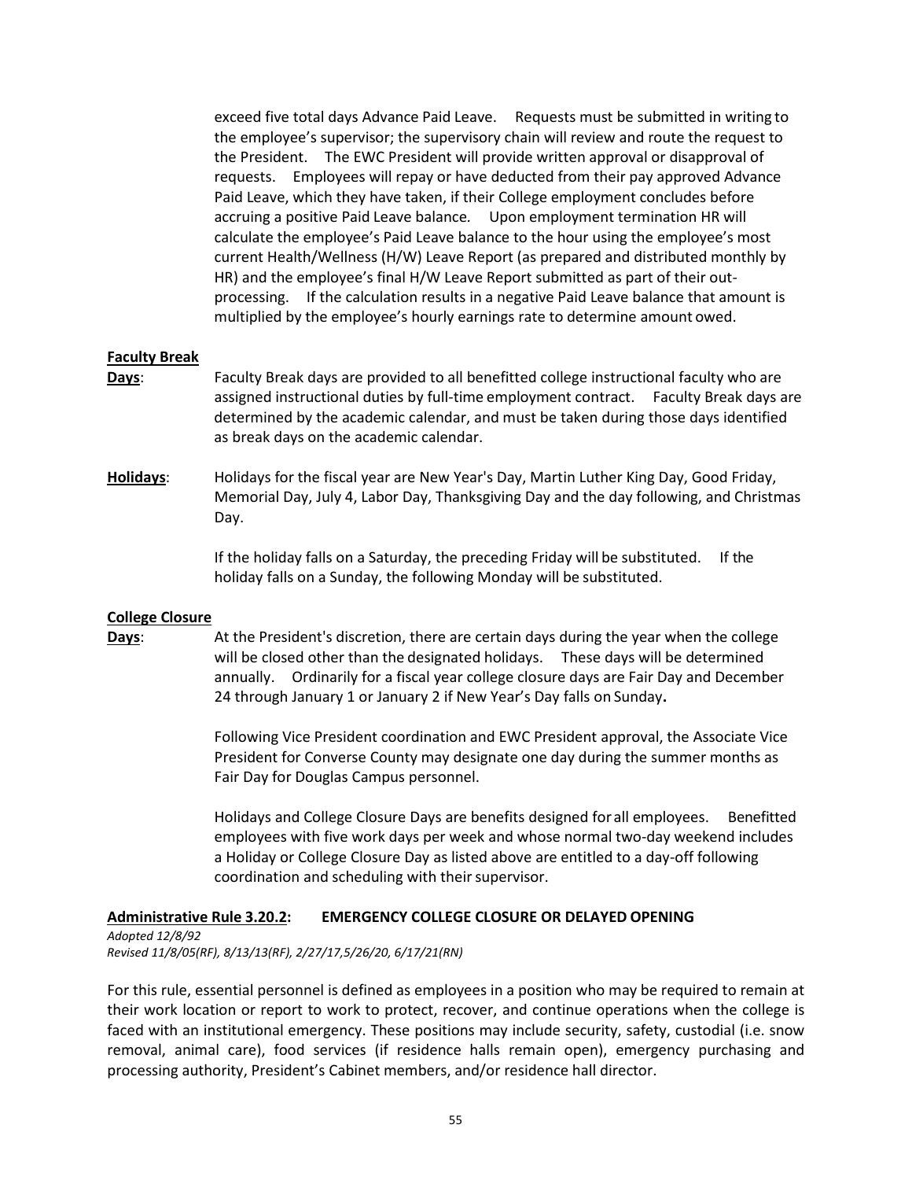exceed five total days Advance Paid Leave. Requests must be submitted in writing to the employee's supervisor; the supervisory chain will review and route the request to the President. The EWC President will provide written approval or disapproval of requests. Employees will repay or have deducted from their pay approved Advance Paid Leave, which they have taken, if their College employment concludes before accruing a positive Paid Leave balance. Upon employment termination HR will calculate the employee's Paid Leave balance to the hour using the employee's most current Health/Wellness (H/W) Leave Report (as prepared and distributed monthly by HR) and the employee's final H/W Leave Report submitted as part of their out-processing. If the calculation results in a negative Paid Leave balance that amount is multiplied by the employee's hourly earnings rate to determine amount owed.

**Faculty Break Days**: Faculty Break days are provided to all benefitted college instructional faculty who are assigned instructional duties by full-time employment contract. Faculty Break days are determined by the academic calendar, and must be taken during those days identified as break days on the academic calendar.

**Holidays**: Holidays for the fiscal year are New Year's Day, Martin Luther King Day, Good Friday, Memorial Day, July 4, Labor Day, Thanksgiving Day and the day following, and Christmas Day.

If the holiday falls on a Saturday, the preceding Friday will be substituted. If the holiday falls on a Sunday, the following Monday will be substituted.

**College Closure Days**: At the President's discretion, there are certain days during the year when the college will be closed other than the designated holidays. These days will be determined annually. Ordinarily for a fiscal year college closure days are Fair Day and December 24 through January 1 or January 2 if New Year's Day falls on Sunday**.**

Following Vice President coordination and EWC President approval, the Associate Vice President for Converse County may designate one day during the summer months as Fair Day for Douglas Campus personnel.

Holidays and College Closure Days are benefits designed for all employees. Benefitted employees with five work days per week and whose normal two-day weekend includes a Holiday or College Closure Day as listed above are entitled to a day-off following coordination and scheduling with their supervisor.

## Administrative Rule 3.20.2: EMERGENCY COLLEGE CLOSURE OR DELAYED OPENING

*Adopted 12/8/92*
*Revised 11/8/05(RF), 8/13/13(RF), 2/27/17,5/26/20, 6/17/21(RN)*

For this rule, essential personnel is defined as employees in a position who may be required to remain at their work location or report to work to protect, recover, and continue operations when the college is faced with an institutional emergency. These positions may include security, safety, custodial (i.e. snow removal, animal care), food services (if residence halls remain open), emergency purchasing and processing authority, President's Cabinet members, and/or residence hall director.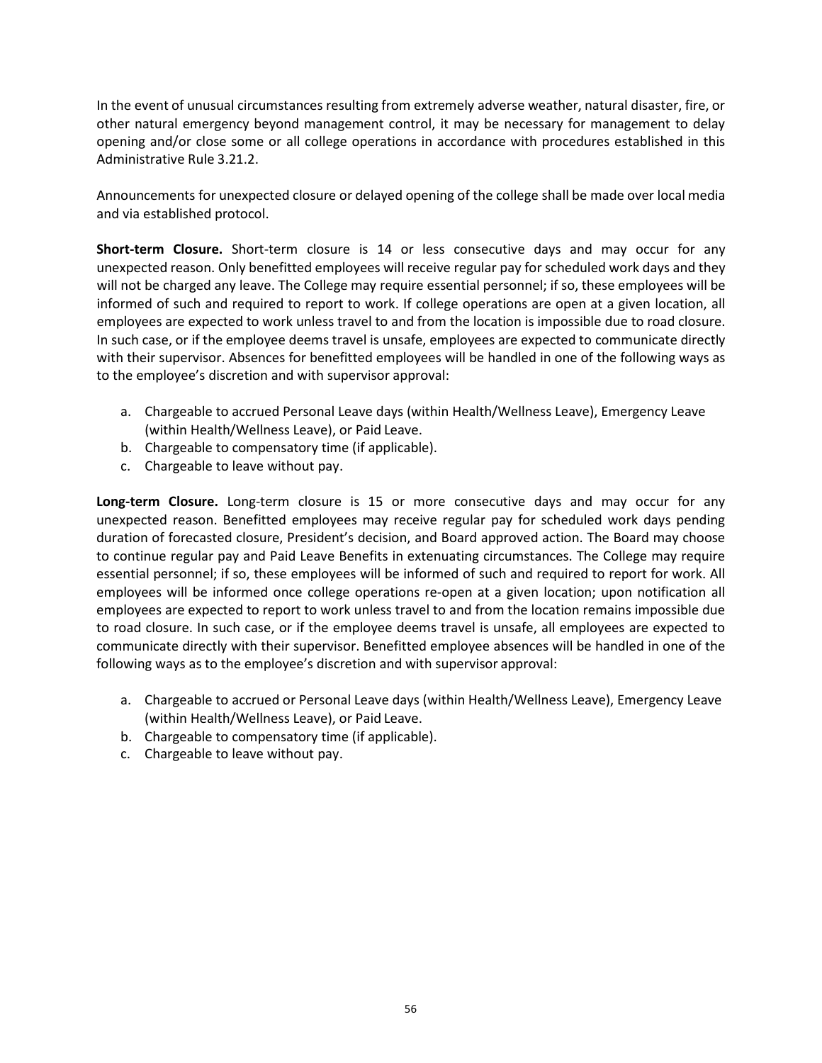In the event of unusual circumstances resulting from extremely adverse weather, natural disaster, fire, or other natural emergency beyond management control, it may be necessary for management to delay opening and/or close some or all college operations in accordance with procedures established in this Administrative Rule 3.21.2.

Announcements for unexpected closure or delayed opening of the college shall be made over local media and via established protocol.

**Short-term Closure.** Short-term closure is 14 or less consecutive days and may occur for any unexpected reason. Only benefitted employees will receive regular pay for scheduled work days and they will not be charged any leave. The College may require essential personnel; if so, these employees will be informed of such and required to report to work. If college operations are open at a given location, all employees are expected to work unless travel to and from the location is impossible due to road closure. In such case, or if the employee deems travel is unsafe, employees are expected to communicate directly with their supervisor. Absences for benefitted employees will be handled in one of the following ways as to the employee's discretion and with supervisor approval:

a. Chargeable to accrued Personal Leave days (within Health/Wellness Leave), Emergency Leave (within Health/Wellness Leave), or Paid Leave.
b. Chargeable to compensatory time (if applicable).
c. Chargeable to leave without pay.

**Long-term Closure.** Long-term closure is 15 or more consecutive days and may occur for any unexpected reason. Benefitted employees may receive regular pay for scheduled work days pending duration of forecasted closure, President's decision, and Board approved action. The Board may choose to continue regular pay and Paid Leave Benefits in extenuating circumstances. The College may require essential personnel; if so, these employees will be informed of such and required to report for work. All employees will be informed once college operations re-open at a given location; upon notification all employees are expected to report to work unless travel to and from the location remains impossible due to road closure. In such case, or if the employee deems travel is unsafe, all employees are expected to communicate directly with their supervisor. Benefitted employee absences will be handled in one of the following ways as to the employee's discretion and with supervisor approval:

a. Chargeable to accrued or Personal Leave days (within Health/Wellness Leave), Emergency Leave (within Health/Wellness Leave), or Paid Leave.
b. Chargeable to compensatory time (if applicable).
c. Chargeable to leave without pay.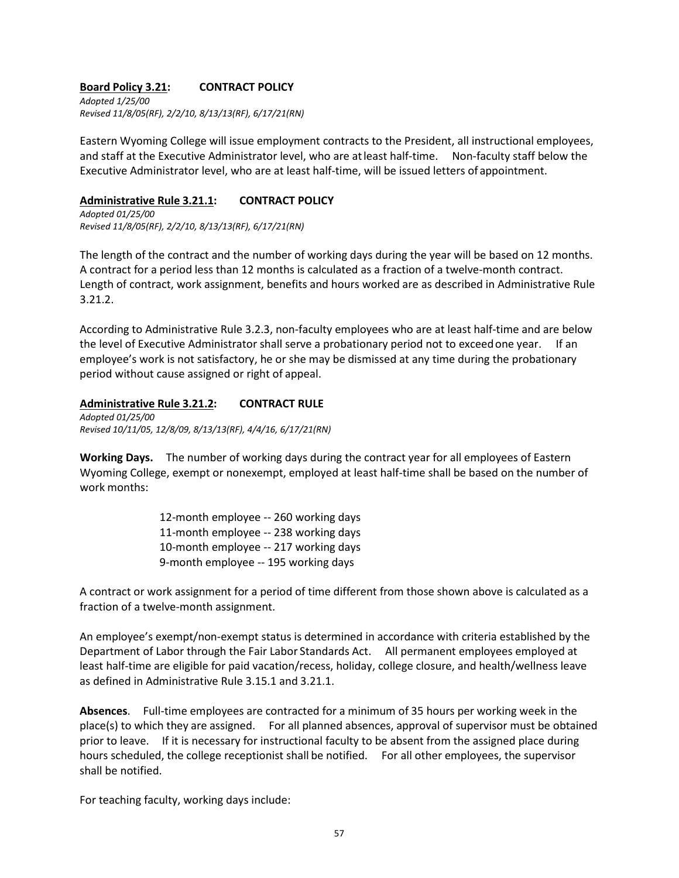**Board Policy 3.21: CONTRACT POLICY**

*Adopted 1/25/00*
*Revised 11/8/05(RF), 2/2/10, 8/13/13(RF), 6/17/21(RN)*

Eastern Wyoming College will issue employment contracts to the President, all instructional employees, and staff at the Executive Administrator level, who are at least half-time. Non-faculty staff below the Executive Administrator level, who are at least half-time, will be issued letters of appointment.

**Administrative Rule 3.21.1: CONTRACT POLICY**

*Adopted 01/25/00*
*Revised 11/8/05(RF), 2/2/10, 8/13/13(RF), 6/17/21(RN)*

The length of the contract and the number of working days during the year will be based on 12 months. A contract for a period less than 12 months is calculated as a fraction of a twelve-month contract. Length of contract, work assignment, benefits and hours worked are as described in Administrative Rule 3.21.2.

According to Administrative Rule 3.2.3, non-faculty employees who are at least half-time and are below the level of Executive Administrator shall serve a probationary period not to exceed one year. If an employee's work is not satisfactory, he or she may be dismissed at any time during the probationary period without cause assigned or right of appeal.

**Administrative Rule 3.21.2: CONTRACT RULE**

*Adopted 01/25/00*
*Revised 10/11/05, 12/8/09, 8/13/13(RF), 4/4/16, 6/17/21(RN)*

**Working Days.** The number of working days during the contract year for all employees of Eastern Wyoming College, exempt or nonexempt, employed at least half-time shall be based on the number of work months:

12-month employee -- 260 working days
11-month employee -- 238 working days
10-month employee -- 217 working days
9-month employee -- 195 working days

A contract or work assignment for a period of time different from those shown above is calculated as a fraction of a twelve-month assignment.

An employee's exempt/non-exempt status is determined in accordance with criteria established by the Department of Labor through the Fair Labor Standards Act. All permanent employees employed at least half-time are eligible for paid vacation/recess, holiday, college closure, and health/wellness leave as defined in Administrative Rule 3.15.1 and 3.21.1.

**Absences**. Full-time employees are contracted for a minimum of 35 hours per working week in the place(s) to which they are assigned. For all planned absences, approval of supervisor must be obtained prior to leave. If it is necessary for instructional faculty to be absent from the assigned place during hours scheduled, the college receptionist shall be notified. For all other employees, the supervisor shall be notified.

For teaching faculty, working days include: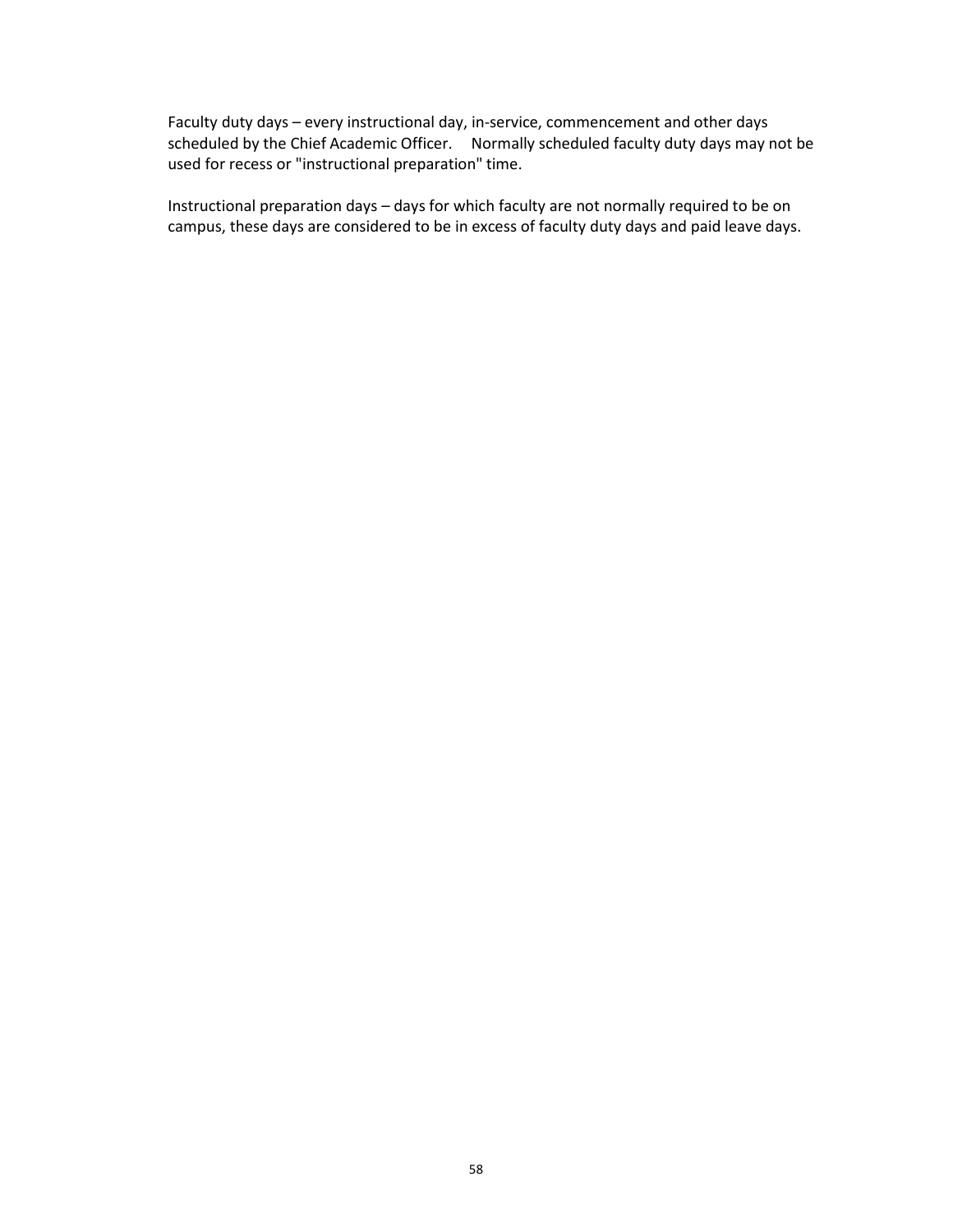Faculty duty days – every instructional day, in-service, commencement and other days scheduled by the Chief Academic Officer. Normally scheduled faculty duty days may not be used for recess or "instructional preparation" time.

Instructional preparation days – days for which faculty are not normally required to be on campus, these days are considered to be in excess of faculty duty days and paid leave days.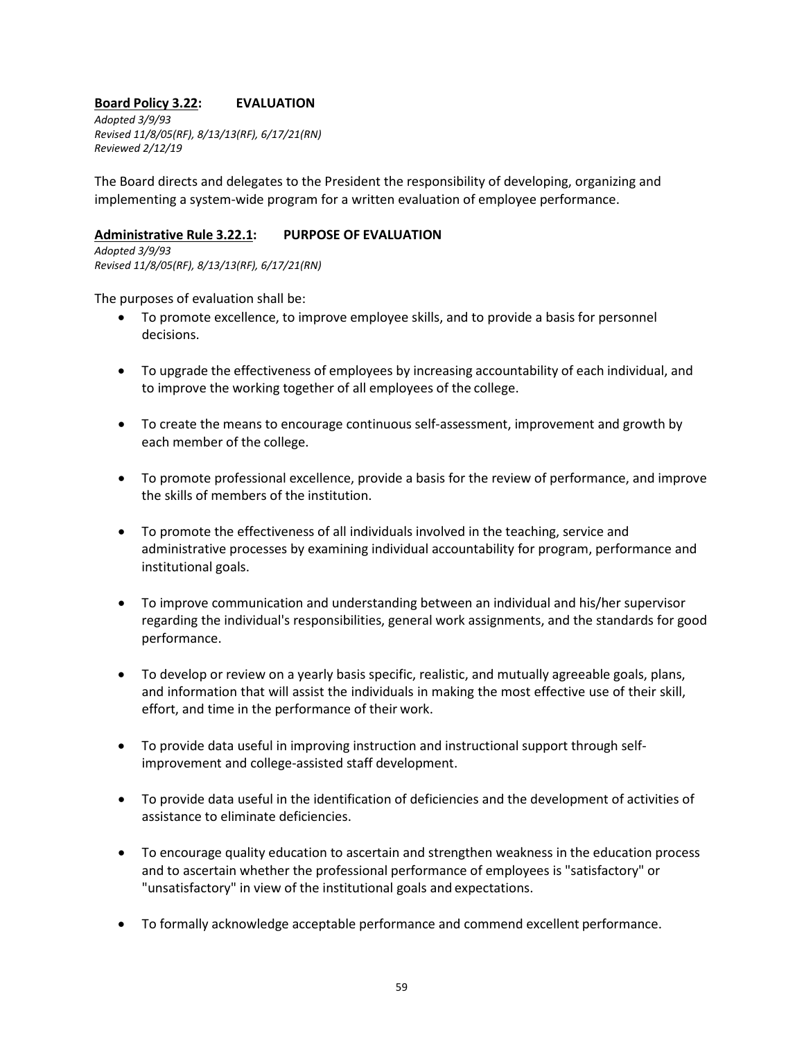**Board Policy 3.22: EVALUATION**

*Adopted 3/9/93*
*Revised 11/8/05(RF), 8/13/13(RF), 6/17/21(RN)*
*Reviewed 2/12/19*

The Board directs and delegates to the President the responsibility of developing, organizing and implementing a system-wide program for a written evaluation of employee performance.

**Administrative Rule 3.22.1: PURPOSE OF EVALUATION**

*Adopted 3/9/93*
*Revised 11/8/05(RF), 8/13/13(RF), 6/17/21(RN)*

The purposes of evaluation shall be:

- To promote excellence, to improve employee skills, and to provide a basis for personnel decisions.

- To upgrade the effectiveness of employees by increasing accountability of each individual, and to improve the working together of all employees of the college.

- To create the means to encourage continuous self-assessment, improvement and growth by each member of the college.

- To promote professional excellence, provide a basis for the review of performance, and improve the skills of members of the institution.

- To promote the effectiveness of all individuals involved in the teaching, service and administrative processes by examining individual accountability for program, performance and institutional goals.

- To improve communication and understanding between an individual and his/her supervisor regarding the individual's responsibilities, general work assignments, and the standards for good performance.

- To develop or review on a yearly basis specific, realistic, and mutually agreeable goals, plans, and information that will assist the individuals in making the most effective use of their skill, effort, and time in the performance of their work.

- To provide data useful in improving instruction and instructional support through self-improvement and college-assisted staff development.

- To provide data useful in the identification of deficiencies and the development of activities of assistance to eliminate deficiencies.

- To encourage quality education to ascertain and strengthen weakness in the education process and to ascertain whether the professional performance of employees is "satisfactory" or "unsatisfactory" in view of the institutional goals and expectations.

- To formally acknowledge acceptable performance and commend excellent performance.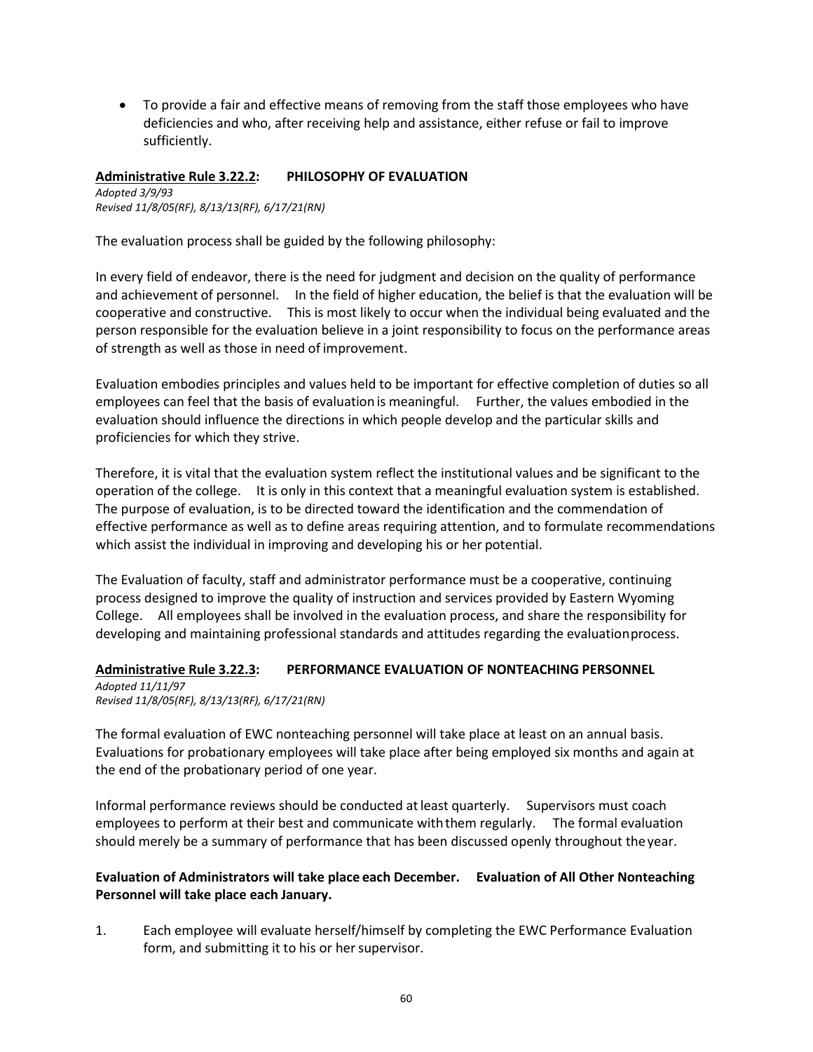- To provide a fair and effective means of removing from the staff those employees who have deficiencies and who, after receiving help and assistance, either refuse or fail to improve sufficiently.

### **Administrative Rule 3.22.2: PHILOSOPHY OF EVALUATION**

*Adopted 3/9/93*
*Revised 11/8/05(RF), 8/13/13(RF), 6/17/21(RN)*

The evaluation process shall be guided by the following philosophy:

In every field of endeavor, there is the need for judgment and decision on the quality of performance and achievement of personnel. In the field of higher education, the belief is that the evaluation will be cooperative and constructive. This is most likely to occur when the individual being evaluated and the person responsible for the evaluation believe in a joint responsibility to focus on the performance areas of strength as well as those in need of improvement.

Evaluation embodies principles and values held to be important for effective completion of duties so all employees can feel that the basis of evaluation is meaningful. Further, the values embodied in the evaluation should influence the directions in which people develop and the particular skills and proficiencies for which they strive.

Therefore, it is vital that the evaluation system reflect the institutional values and be significant to the operation of the college. It is only in this context that a meaningful evaluation system is established. The purpose of evaluation, is to be directed toward the identification and the commendation of effective performance as well as to define areas requiring attention, and to formulate recommendations which assist the individual in improving and developing his or her potential.

The Evaluation of faculty, staff and administrator performance must be a cooperative, continuing process designed to improve the quality of instruction and services provided by Eastern Wyoming College. All employees shall be involved in the evaluation process, and share the responsibility for developing and maintaining professional standards and attitudes regarding the evaluation process.

### **Administrative Rule 3.22.3: PERFORMANCE EVALUATION OF NONTEACHING PERSONNEL**

*Adopted 11/11/97*
*Revised 11/8/05(RF), 8/13/13(RF), 6/17/21(RN)*

The formal evaluation of EWC nonteaching personnel will take place at least on an annual basis. Evaluations for probationary employees will take place after being employed six months and again at the end of the probationary period of one year.

Informal performance reviews should be conducted at least quarterly. Supervisors must coach employees to perform at their best and communicate with them regularly. The formal evaluation should merely be a summary of performance that has been discussed openly throughout the year.

**Evaluation of Administrators will take place each December. Evaluation of All Other Nonteaching Personnel will take place each January.**

1. Each employee will evaluate herself/himself by completing the EWC Performance Evaluation form, and submitting it to his or her supervisor.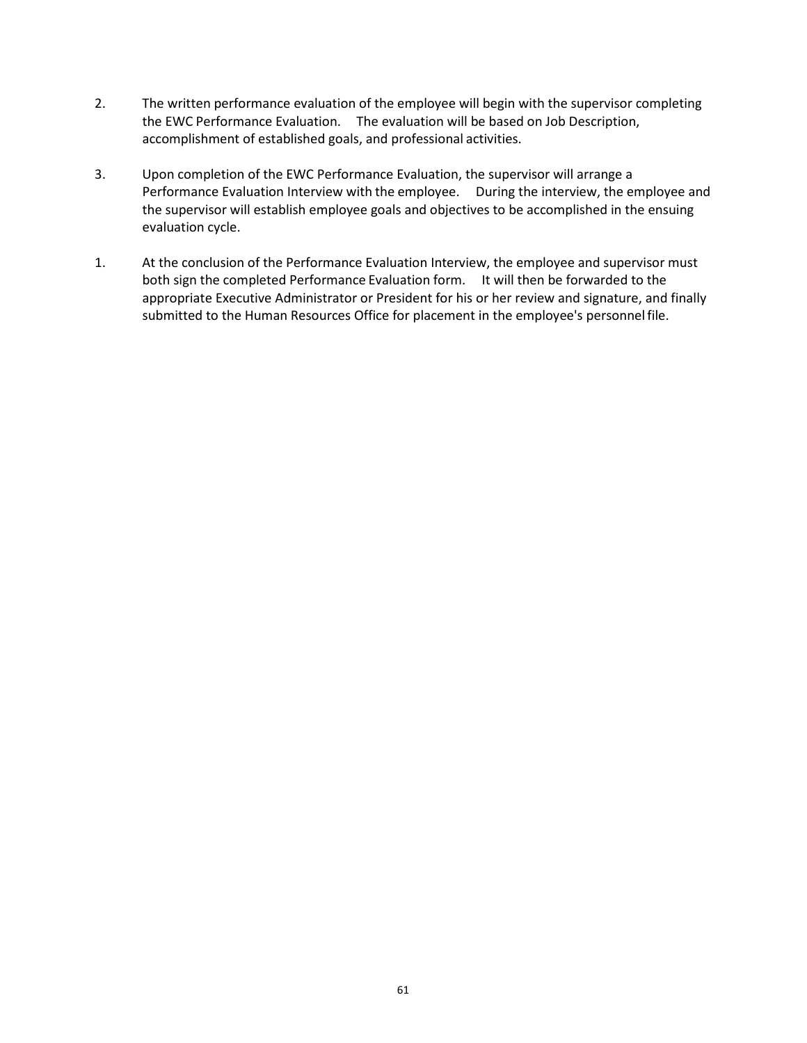2. The written performance evaluation of the employee will begin with the supervisor completing the EWC Performance Evaluation. The evaluation will be based on Job Description, accomplishment of established goals, and professional activities.

3. Upon completion of the EWC Performance Evaluation, the supervisor will arrange a Performance Evaluation Interview with the employee. During the interview, the employee and the supervisor will establish employee goals and objectives to be accomplished in the ensuing evaluation cycle.

1. At the conclusion of the Performance Evaluation Interview, the employee and supervisor must both sign the completed Performance Evaluation form. It will then be forwarded to the appropriate Executive Administrator or President for his or her review and signature, and finally submitted to the Human Resources Office for placement in the employee's personnel file.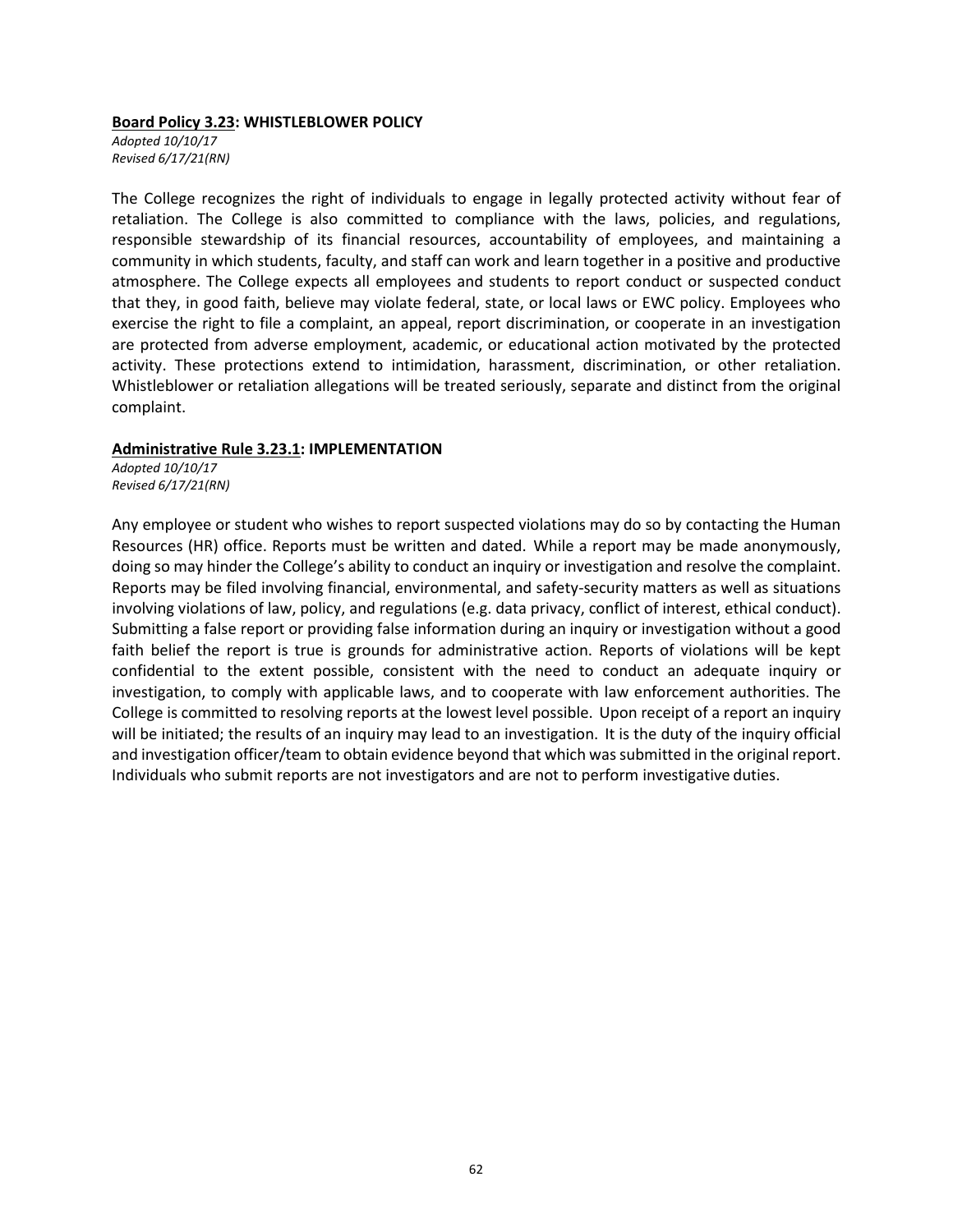**<u>Board Policy 3.23</u>: WHISTLEBLOWER POLICY**

*Adopted 10/10/17*
*Revised 6/17/21(RN)*

The College recognizes the right of individuals to engage in legally protected activity without fear of retaliation. The College is also committed to compliance with the laws, policies, and regulations, responsible stewardship of its financial resources, accountability of employees, and maintaining a community in which students, faculty, and staff can work and learn together in a positive and productive atmosphere. The College expects all employees and students to report conduct or suspected conduct that they, in good faith, believe may violate federal, state, or local laws or EWC policy. Employees who exercise the right to file a complaint, an appeal, report discrimination, or cooperate in an investigation are protected from adverse employment, academic, or educational action motivated by the protected activity. These protections extend to intimidation, harassment, discrimination, or other retaliation. Whistleblower or retaliation allegations will be treated seriously, separate and distinct from the original complaint.

**<u>Administrative Rule 3.23.1</u>: IMPLEMENTATION**

*Adopted 10/10/17*
*Revised 6/17/21(RN)*

Any employee or student who wishes to report suspected violations may do so by contacting the Human Resources (HR) office. Reports must be written and dated. While a report may be made anonymously, doing so may hinder the College's ability to conduct an inquiry or investigation and resolve the complaint. Reports may be filed involving financial, environmental, and safety-security matters as well as situations involving violations of law, policy, and regulations (e.g. data privacy, conflict of interest, ethical conduct). Submitting a false report or providing false information during an inquiry or investigation without a good faith belief the report is true is grounds for administrative action. Reports of violations will be kept confidential to the extent possible, consistent with the need to conduct an adequate inquiry or investigation, to comply with applicable laws, and to cooperate with law enforcement authorities. The College is committed to resolving reports at the lowest level possible. Upon receipt of a report an inquiry will be initiated; the results of an inquiry may lead to an investigation. It is the duty of the inquiry official and investigation officer/team to obtain evidence beyond that which was submitted in the original report. Individuals who submit reports are not investigators and are not to perform investigative duties.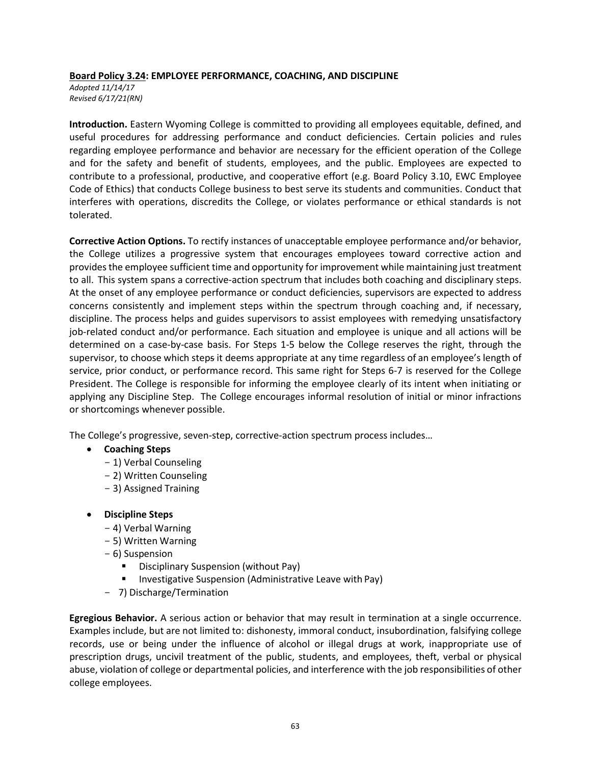**Board Policy 3.24: EMPLOYEE PERFORMANCE, COACHING, AND DISCIPLINE**

*Adopted 11/14/17*
*Revised 6/17/21(RN)*

**Introduction.** Eastern Wyoming College is committed to providing all employees equitable, defined, and useful procedures for addressing performance and conduct deficiencies. Certain policies and rules regarding employee performance and behavior are necessary for the efficient operation of the College and for the safety and benefit of students, employees, and the public. Employees are expected to contribute to a professional, productive, and cooperative effort (e.g. Board Policy 3.10, EWC Employee Code of Ethics) that conducts College business to best serve its students and communities. Conduct that interferes with operations, discredits the College, or violates performance or ethical standards is not tolerated.

**Corrective Action Options.** To rectify instances of unacceptable employee performance and/or behavior, the College utilizes a progressive system that encourages employees toward corrective action and provides the employee sufficient time and opportunity for improvement while maintaining just treatment to all. This system spans a corrective-action spectrum that includes both coaching and disciplinary steps. At the onset of any employee performance or conduct deficiencies, supervisors are expected to address concerns consistently and implement steps within the spectrum through coaching and, if necessary, discipline. The process helps and guides supervisors to assist employees with remedying unsatisfactory job-related conduct and/or performance. Each situation and employee is unique and all actions will be determined on a case-by-case basis. For Steps 1-5 below the College reserves the right, through the supervisor, to choose which steps it deems appropriate at any time regardless of an employee's length of service, prior conduct, or performance record. This same right for Steps 6-7 is reserved for the College President. The College is responsible for informing the employee clearly of its intent when initiating or applying any Discipline Step. The College encourages informal resolution of initial or minor infractions or shortcomings whenever possible.

The College's progressive, seven-step, corrective-action spectrum process includes…

- **Coaching Steps**
  - 1) Verbal Counseling
  - 2) Written Counseling
  - 3) Assigned Training

- **Discipline Steps**
  - 4) Verbal Warning
  - 5) Written Warning
  - 6) Suspension
    - Disciplinary Suspension (without Pay)
    - Investigative Suspension (Administrative Leave with Pay)
  - 7) Discharge/Termination

**Egregious Behavior.** A serious action or behavior that may result in termination at a single occurrence. Examples include, but are not limited to: dishonesty, immoral conduct, insubordination, falsifying college records, use or being under the influence of alcohol or illegal drugs at work, inappropriate use of prescription drugs, uncivil treatment of the public, students, and employees, theft, verbal or physical abuse, violation of college or departmental policies, and interference with the job responsibilities of other college employees.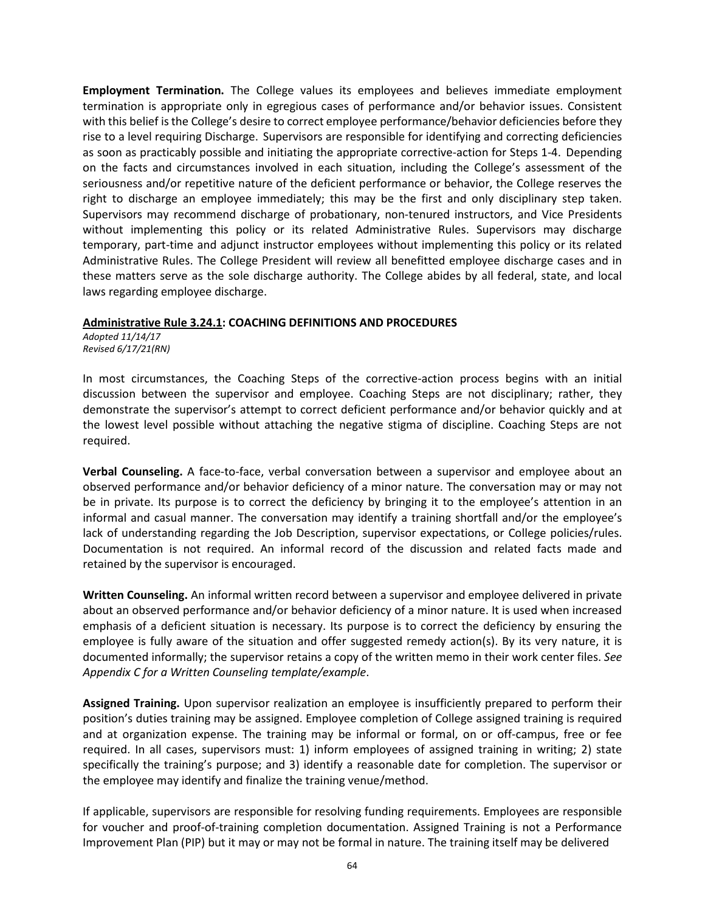**Employment Termination.** The College values its employees and believes immediate employment termination is appropriate only in egregious cases of performance and/or behavior issues. Consistent with this belief is the College's desire to correct employee performance/behavior deficiencies before they rise to a level requiring Discharge. Supervisors are responsible for identifying and correcting deficiencies as soon as practicably possible and initiating the appropriate corrective-action for Steps 1-4. Depending on the facts and circumstances involved in each situation, including the College's assessment of the seriousness and/or repetitive nature of the deficient performance or behavior, the College reserves the right to discharge an employee immediately; this may be the first and only disciplinary step taken. Supervisors may recommend discharge of probationary, non-tenured instructors, and Vice Presidents without implementing this policy or its related Administrative Rules. Supervisors may discharge temporary, part-time and adjunct instructor employees without implementing this policy or its related Administrative Rules. The College President will review all benefitted employee discharge cases and in these matters serve as the sole discharge authority. The College abides by all federal, state, and local laws regarding employee discharge.

**Administrative Rule 3.24.1: COACHING DEFINITIONS AND PROCEDURES**

*Adopted 11/14/17*
*Revised 6/17/21(RN)*

In most circumstances, the Coaching Steps of the corrective-action process begins with an initial discussion between the supervisor and employee. Coaching Steps are not disciplinary; rather, they demonstrate the supervisor's attempt to correct deficient performance and/or behavior quickly and at the lowest level possible without attaching the negative stigma of discipline. Coaching Steps are not required.

**Verbal Counseling.** A face-to-face, verbal conversation between a supervisor and employee about an observed performance and/or behavior deficiency of a minor nature. The conversation may or may not be in private. Its purpose is to correct the deficiency by bringing it to the employee's attention in an informal and casual manner. The conversation may identify a training shortfall and/or the employee's lack of understanding regarding the Job Description, supervisor expectations, or College policies/rules. Documentation is not required. An informal record of the discussion and related facts made and retained by the supervisor is encouraged.

**Written Counseling.** An informal written record between a supervisor and employee delivered in private about an observed performance and/or behavior deficiency of a minor nature. It is used when increased emphasis of a deficient situation is necessary. Its purpose is to correct the deficiency by ensuring the employee is fully aware of the situation and offer suggested remedy action(s). By its very nature, it is documented informally; the supervisor retains a copy of the written memo in their work center files. *See Appendix C for a Written Counseling template/example*.

**Assigned Training.** Upon supervisor realization an employee is insufficiently prepared to perform their position's duties training may be assigned. Employee completion of College assigned training is required and at organization expense. The training may be informal or formal, on or off-campus, free or fee required. In all cases, supervisors must: 1) inform employees of assigned training in writing; 2) state specifically the training's purpose; and 3) identify a reasonable date for completion. The supervisor or the employee may identify and finalize the training venue/method.

If applicable, supervisors are responsible for resolving funding requirements. Employees are responsible for voucher and proof-of-training completion documentation. Assigned Training is not a Performance Improvement Plan (PIP) but it may or may not be formal in nature. The training itself may be delivered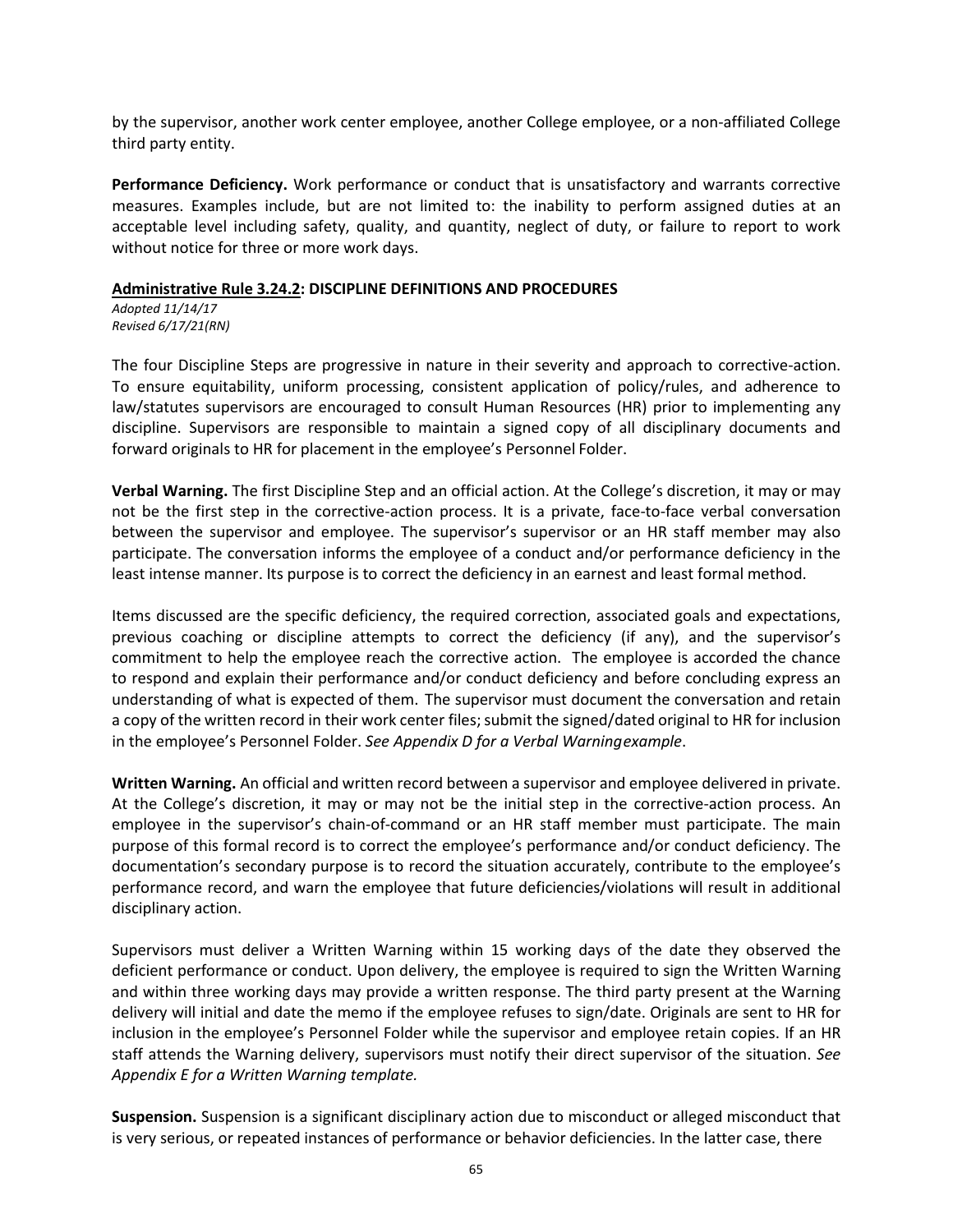by the supervisor, another work center employee, another College employee, or a non-affiliated College third party entity.

**Performance Deficiency.** Work performance or conduct that is unsatisfactory and warrants corrective measures. Examples include, but are not limited to: the inability to perform assigned duties at an acceptable level including safety, quality, and quantity, neglect of duty, or failure to report to work without notice for three or more work days.

**<u>Administrative Rule 3.24.2</u>: DISCIPLINE DEFINITIONS AND PROCEDURES**

*Adopted 11/14/17*
*Revised 6/17/21(RN)*

The four Discipline Steps are progressive in nature in their severity and approach to corrective-action. To ensure equitability, uniform processing, consistent application of policy/rules, and adherence to law/statutes supervisors are encouraged to consult Human Resources (HR) prior to implementing any discipline. Supervisors are responsible to maintain a signed copy of all disciplinary documents and forward originals to HR for placement in the employee's Personnel Folder.

**Verbal Warning.** The first Discipline Step and an official action. At the College's discretion, it may or may not be the first step in the corrective-action process. It is a private, face-to-face verbal conversation between the supervisor and employee. The supervisor's supervisor or an HR staff member may also participate. The conversation informs the employee of a conduct and/or performance deficiency in the least intense manner. Its purpose is to correct the deficiency in an earnest and least formal method.

Items discussed are the specific deficiency, the required correction, associated goals and expectations, previous coaching or discipline attempts to correct the deficiency (if any), and the supervisor's commitment to help the employee reach the corrective action. The employee is accorded the chance to respond and explain their performance and/or conduct deficiency and before concluding express an understanding of what is expected of them. The supervisor must document the conversation and retain a copy of the written record in their work center files; submit the signed/dated original to HR for inclusion in the employee's Personnel Folder. *See Appendix D for a Verbal Warning example*.

**Written Warning.** An official and written record between a supervisor and employee delivered in private. At the College's discretion, it may or may not be the initial step in the corrective-action process. An employee in the supervisor's chain-of-command or an HR staff member must participate. The main purpose of this formal record is to correct the employee's performance and/or conduct deficiency. The documentation's secondary purpose is to record the situation accurately, contribute to the employee's performance record, and warn the employee that future deficiencies/violations will result in additional disciplinary action.

Supervisors must deliver a Written Warning within 15 working days of the date they observed the deficient performance or conduct. Upon delivery, the employee is required to sign the Written Warning and within three working days may provide a written response. The third party present at the Warning delivery will initial and date the memo if the employee refuses to sign/date. Originals are sent to HR for inclusion in the employee's Personnel Folder while the supervisor and employee retain copies. If an HR staff attends the Warning delivery, supervisors must notify their direct supervisor of the situation. *See Appendix E for a Written Warning template.*

**Suspension.** Suspension is a significant disciplinary action due to misconduct or alleged misconduct that is very serious, or repeated instances of performance or behavior deficiencies. In the latter case, there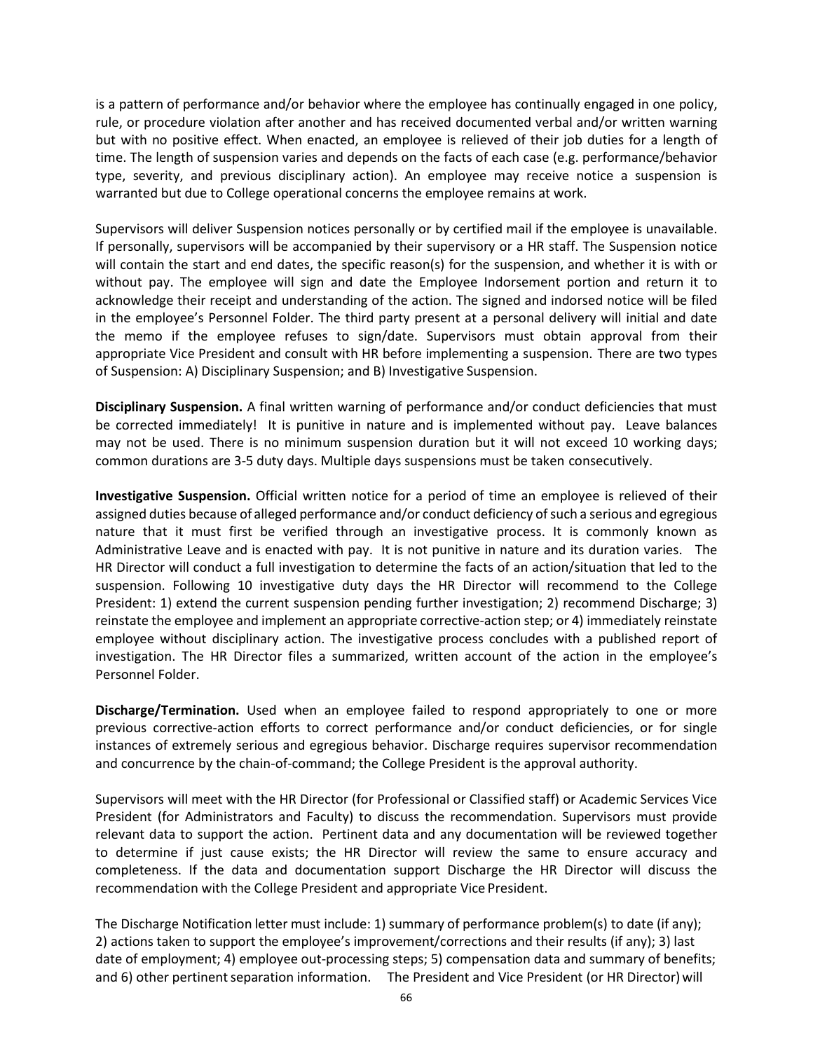is a pattern of performance and/or behavior where the employee has continually engaged in one policy, rule, or procedure violation after another and has received documented verbal and/or written warning but with no positive effect. When enacted, an employee is relieved of their job duties for a length of time. The length of suspension varies and depends on the facts of each case (e.g. performance/behavior type, severity, and previous disciplinary action). An employee may receive notice a suspension is warranted but due to College operational concerns the employee remains at work.

Supervisors will deliver Suspension notices personally or by certified mail if the employee is unavailable. If personally, supervisors will be accompanied by their supervisory or a HR staff. The Suspension notice will contain the start and end dates, the specific reason(s) for the suspension, and whether it is with or without pay. The employee will sign and date the Employee Indorsement portion and return it to acknowledge their receipt and understanding of the action. The signed and indorsed notice will be filed in the employee's Personnel Folder. The third party present at a personal delivery will initial and date the memo if the employee refuses to sign/date. Supervisors must obtain approval from their appropriate Vice President and consult with HR before implementing a suspension. There are two types of Suspension: A) Disciplinary Suspension; and B) Investigative Suspension.

**Disciplinary Suspension.** A final written warning of performance and/or conduct deficiencies that must be corrected immediately! It is punitive in nature and is implemented without pay. Leave balances may not be used. There is no minimum suspension duration but it will not exceed 10 working days; common durations are 3-5 duty days. Multiple days suspensions must be taken consecutively.

**Investigative Suspension.** Official written notice for a period of time an employee is relieved of their assigned duties because of alleged performance and/or conduct deficiency of such a serious and egregious nature that it must first be verified through an investigative process. It is commonly known as Administrative Leave and is enacted with pay. It is not punitive in nature and its duration varies. The HR Director will conduct a full investigation to determine the facts of an action/situation that led to the suspension. Following 10 investigative duty days the HR Director will recommend to the College President: 1) extend the current suspension pending further investigation; 2) recommend Discharge; 3) reinstate the employee and implement an appropriate corrective-action step; or 4) immediately reinstate employee without disciplinary action. The investigative process concludes with a published report of investigation. The HR Director files a summarized, written account of the action in the employee's Personnel Folder.

**Discharge/Termination.** Used when an employee failed to respond appropriately to one or more previous corrective-action efforts to correct performance and/or conduct deficiencies, or for single instances of extremely serious and egregious behavior. Discharge requires supervisor recommendation and concurrence by the chain-of-command; the College President is the approval authority.

Supervisors will meet with the HR Director (for Professional or Classified staff) or Academic Services Vice President (for Administrators and Faculty) to discuss the recommendation. Supervisors must provide relevant data to support the action. Pertinent data and any documentation will be reviewed together to determine if just cause exists; the HR Director will review the same to ensure accuracy and completeness. If the data and documentation support Discharge the HR Director will discuss the recommendation with the College President and appropriate Vice President.

The Discharge Notification letter must include: 1) summary of performance problem(s) to date (if any); 2) actions taken to support the employee's improvement/corrections and their results (if any); 3) last date of employment; 4) employee out-processing steps; 5) compensation data and summary of benefits; and 6) other pertinent separation information. The President and Vice President (or HR Director) will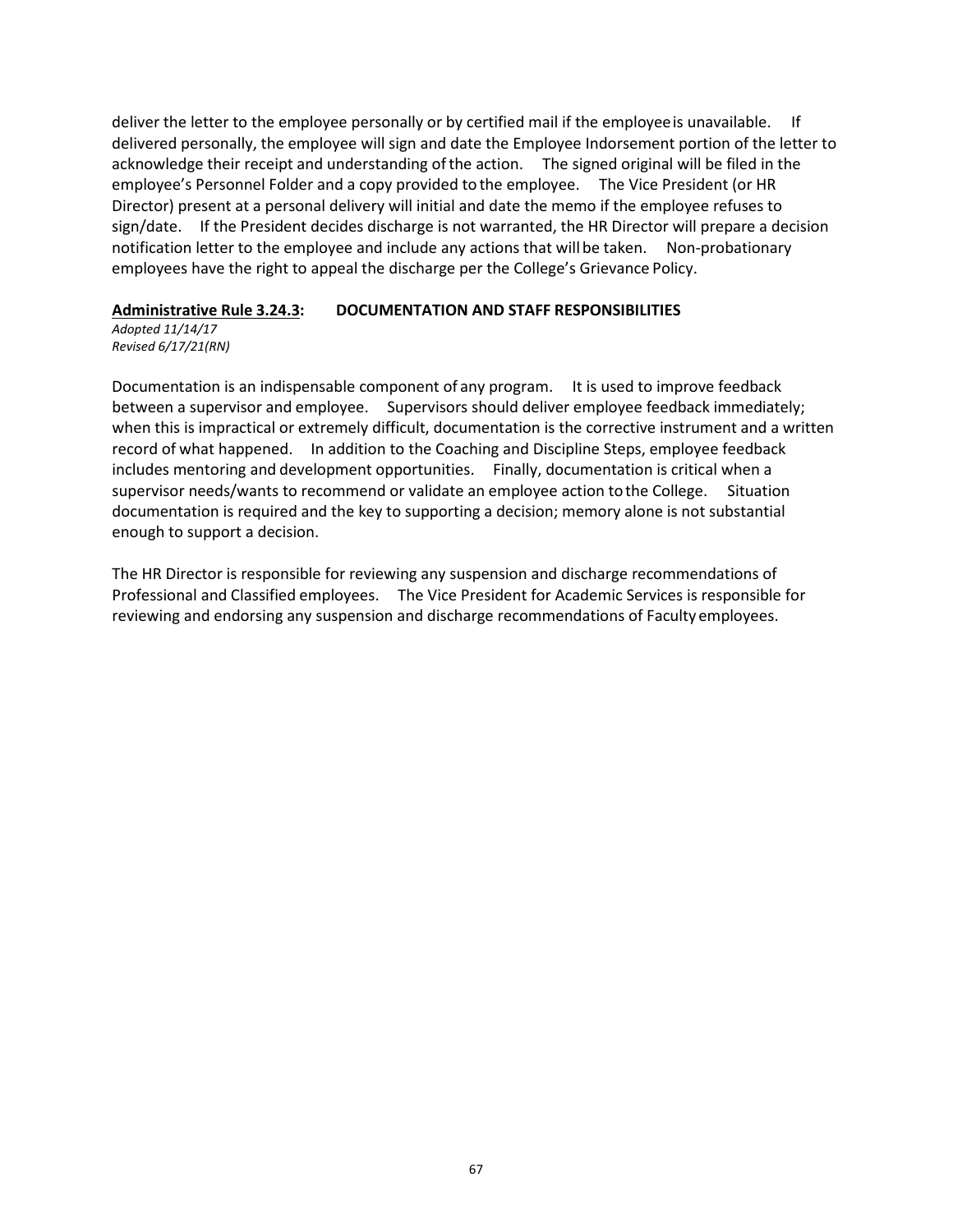deliver the letter to the employee personally or by certified mail if the employee is unavailable. If delivered personally, the employee will sign and date the Employee Indorsement portion of the letter to acknowledge their receipt and understanding of the action. The signed original will be filed in the employee's Personnel Folder and a copy provided to the employee. The Vice President (or HR Director) present at a personal delivery will initial and date the memo if the employee refuses to sign/date. If the President decides discharge is not warranted, the HR Director will prepare a decision notification letter to the employee and include any actions that will be taken. Non-probationary employees have the right to appeal the discharge per the College's Grievance Policy.

### <u>Administrative Rule 3.24.3</u>: DOCUMENTATION AND STAFF RESPONSIBILITIES

*Adopted 11/14/17*
*Revised 6/17/21(RN)*

Documentation is an indispensable component of any program. It is used to improve feedback between a supervisor and employee. Supervisors should deliver employee feedback immediately; when this is impractical or extremely difficult, documentation is the corrective instrument and a written record of what happened. In addition to the Coaching and Discipline Steps, employee feedback includes mentoring and development opportunities. Finally, documentation is critical when a supervisor needs/wants to recommend or validate an employee action to the College. Situation documentation is required and the key to supporting a decision; memory alone is not substantial enough to support a decision.

The HR Director is responsible for reviewing any suspension and discharge recommendations of Professional and Classified employees. The Vice President for Academic Services is responsible for reviewing and endorsing any suspension and discharge recommendations of Faculty employees.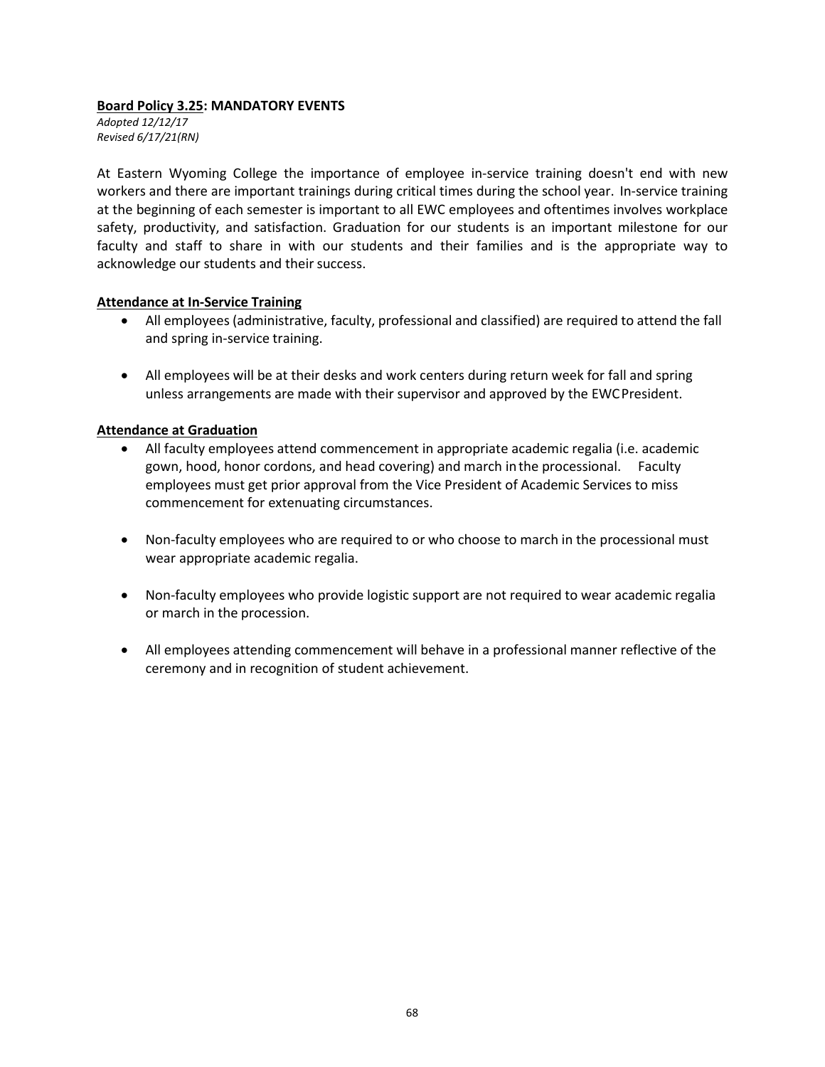**Board Policy 3.25: MANDATORY EVENTS**

*Adopted 12/12/17*
*Revised 6/17/21(RN)*

At Eastern Wyoming College the importance of employee in-service training doesn't end with new workers and there are important trainings during critical times during the school year. In-service training at the beginning of each semester is important to all EWC employees and oftentimes involves workplace safety, productivity, and satisfaction. Graduation for our students is an important milestone for our faculty and staff to share in with our students and their families and is the appropriate way to acknowledge our students and their success.

**Attendance at In-Service Training**

- All employees (administrative, faculty, professional and classified) are required to attend the fall and spring in-service training.
- All employees will be at their desks and work centers during return week for fall and spring unless arrangements are made with their supervisor and approved by the EWC President.

**Attendance at Graduation**

- All faculty employees attend commencement in appropriate academic regalia (i.e. academic gown, hood, honor cordons, and head covering) and march in the processional. Faculty employees must get prior approval from the Vice President of Academic Services to miss commencement for extenuating circumstances.
- Non-faculty employees who are required to or who choose to march in the processional must wear appropriate academic regalia.
- Non-faculty employees who provide logistic support are not required to wear academic regalia or march in the procession.
- All employees attending commencement will behave in a professional manner reflective of the ceremony and in recognition of student achievement.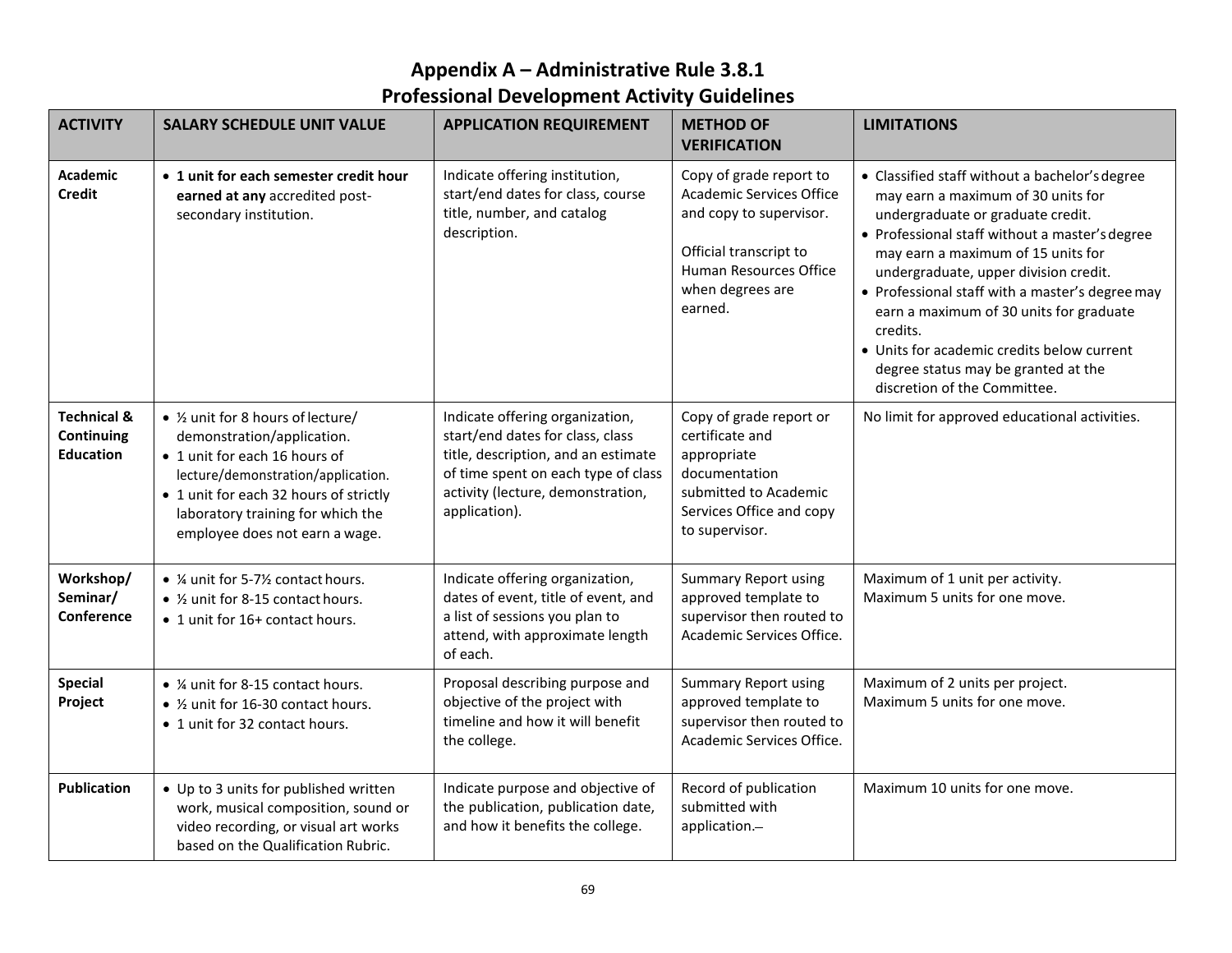# Appendix A – Administrative Rule 3.8.1
## Professional Development Activity Guidelines

| ACTIVITY | SALARY SCHEDULE UNIT VALUE | APPLICATION REQUIREMENT | METHOD OF VERIFICATION | LIMITATIONS |
|---|---|---|---|---|
| **Academic Credit** | • **1 unit for each semester credit hour earned at any** accredited post-secondary institution. | Indicate offering institution, start/end dates for class, course title, number, and catalog description. | Copy of grade report to Academic Services Office and copy to supervisor.<br><br>Official transcript to Human Resources Office when degrees are earned. | • Classified staff without a bachelor's degree may earn a maximum of 30 units for undergraduate or graduate credit.<br>• Professional staff without a master's degree may earn a maximum of 15 units for undergraduate, upper division credit.<br>• Professional staff with a master's degree may earn a maximum of 30 units for graduate credits.<br>• Units for academic credits below current degree status may be granted at the discretion of the Committee. |
| **Technical & Continuing Education** | • ½ unit for 8 hours of lecture/ demonstration/application.<br>• 1 unit for each 16 hours of lecture/demonstration/application.<br>• 1 unit for each 32 hours of strictly laboratory training for which the employee does not earn a wage. | Indicate offering organization, start/end dates for class, class title, description, and an estimate of time spent on each type of class activity (lecture, demonstration, application). | Copy of grade report or certificate and appropriate documentation submitted to Academic Services Office and copy to supervisor. | No limit for approved educational activities. |
| **Workshop/ Seminar/ Conference** | • ¼ unit for 5-7½ contact hours.<br>• ½ unit for 8-15 contact hours.<br>• 1 unit for 16+ contact hours. | Indicate offering organization, dates of event, title of event, and a list of sessions you plan to attend, with approximate length of each. | Summary Report using approved template to supervisor then routed to Academic Services Office. | Maximum of 1 unit per activity.<br>Maximum 5 units for one move. |
| **Special Project** | • ¼ unit for 8-15 contact hours.<br>• ½ unit for 16-30 contact hours.<br>• 1 unit for 32 contact hours. | Proposal describing purpose and objective of the project with timeline and how it will benefit the college. | Summary Report using approved template to supervisor then routed to Academic Services Office. | Maximum of 2 units per project.<br>Maximum 5 units for one move. |
| **Publication** | • Up to 3 units for published written work, musical composition, sound or video recording, or visual art works based on the Qualification Rubric. | Indicate purpose and objective of the publication, publication date, and how it benefits the college. | Record of publication submitted with application. | Maximum 10 units for one move. |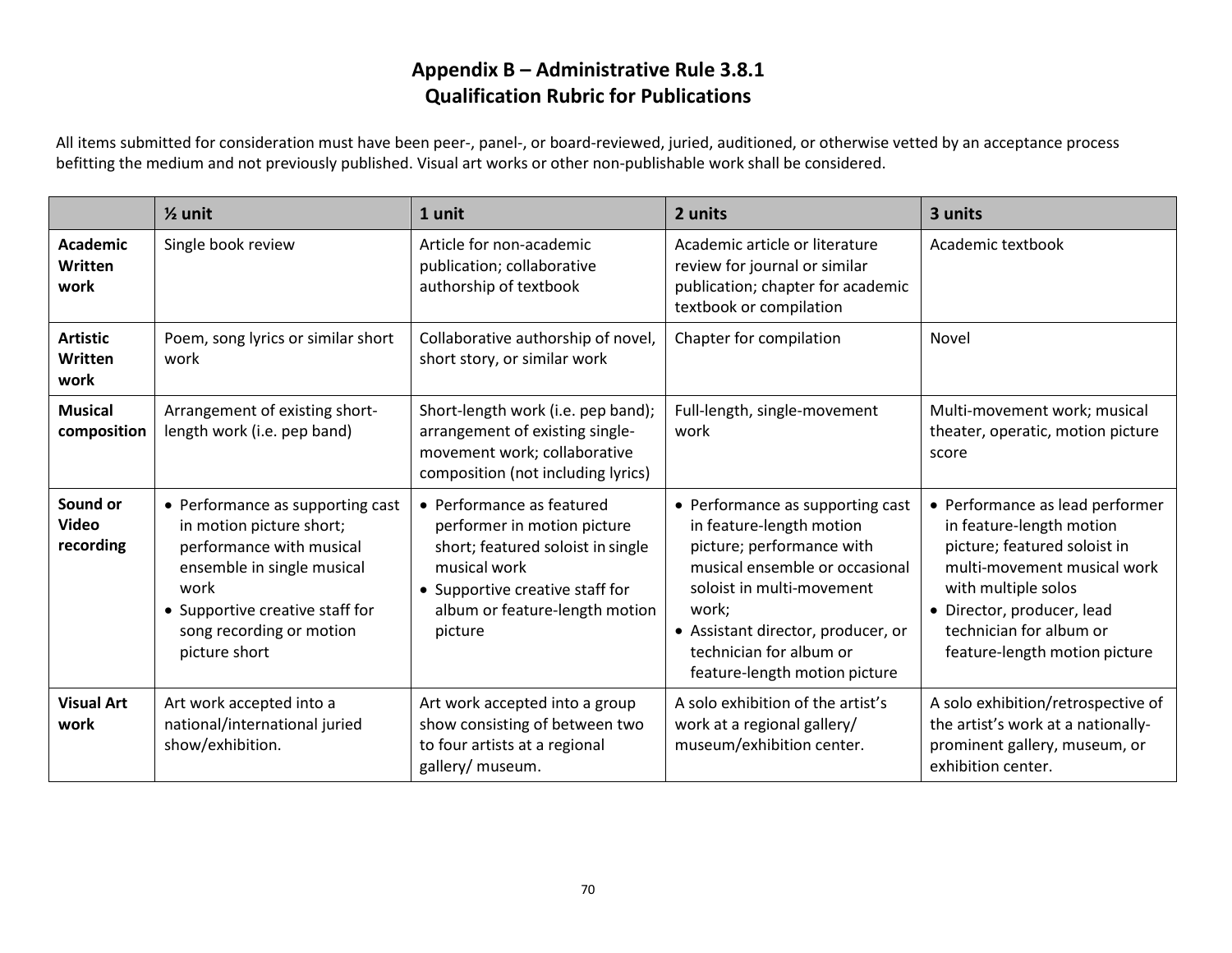# Appendix B – Administrative Rule 3.8.1
## Qualification Rubric for Publications

All items submitted for consideration must have been peer-, panel-, or board-reviewed, juried, auditioned, or otherwise vetted by an acceptance process befitting the medium and not previously published. Visual art works or other non-publishable work shall be considered.

| | ½ unit | 1 unit | 2 units | 3 units |
|---|---|---|---|---|
| **Academic Written work** | Single book review | Article for non-academic publication; collaborative authorship of textbook | Academic article or literature review for journal or similar publication; chapter for academic textbook or compilation | Academic textbook |
| **Artistic Written work** | Poem, song lyrics or similar short work | Collaborative authorship of novel, short story, or similar work | Chapter for compilation | Novel |
| **Musical composition** | Arrangement of existing short-length work (i.e. pep band) | Short-length work (i.e. pep band); arrangement of existing single-movement work; collaborative composition (not including lyrics) | Full-length, single-movement work | Multi-movement work; musical theater, operatic, motion picture score |
| **Sound or Video recording** | • Performance as supporting cast in motion picture short; performance with musical ensemble in single musical work<br>• Supportive creative staff for song recording or motion picture short | • Performance as featured performer in motion picture short; featured soloist in single musical work<br>• Supportive creative staff for album or feature-length motion picture | • Performance as supporting cast in feature-length motion picture; performance with musical ensemble or occasional soloist in multi-movement work;<br>• Assistant director, producer, or technician for album or feature-length motion picture | • Performance as lead performer in feature-length motion picture; featured soloist in multi-movement musical work with multiple solos<br>• Director, producer, lead technician for album or feature-length motion picture |
| **Visual Art work** | Art work accepted into a national/international juried show/exhibition. | Art work accepted into a group show consisting of between two to four artists at a regional gallery/ museum. | A solo exhibition of the artist's work at a regional gallery/ museum/exhibition center. | A solo exhibition/retrospective of the artist's work at a nationally-prominent gallery, museum, or exhibition center. |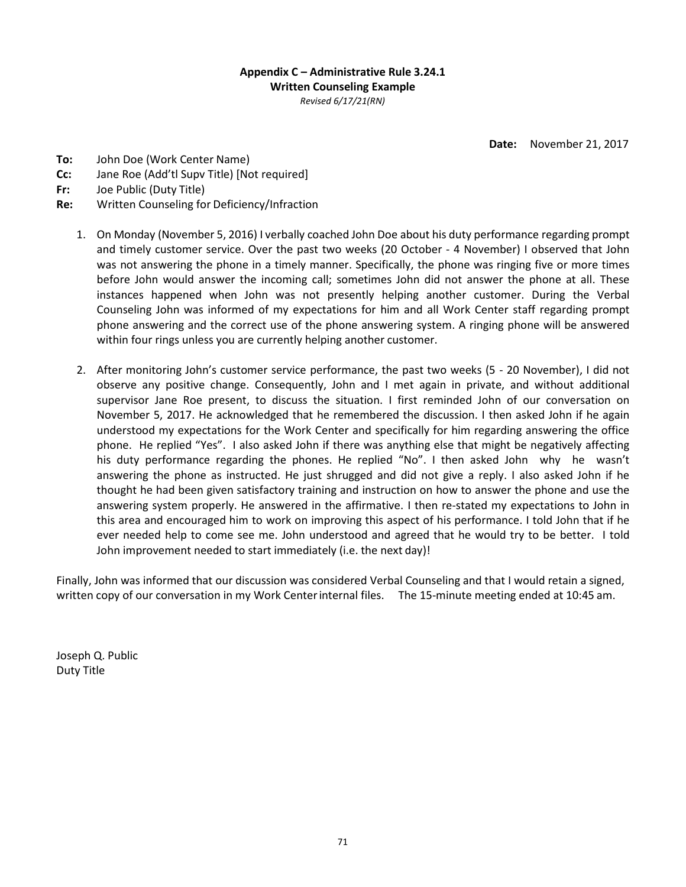**Appendix C – Administrative Rule 3.24.1**
**Written Counseling Example**
*Revised 6/17/21(RN)*

**Date:** November 21, 2017

**To:** John Doe (Work Center Name)
**Cc:** Jane Roe (Add'tl Supv Title) [Not required]
**Fr:** Joe Public (Duty Title)
**Re:** Written Counseling for Deficiency/Infraction

1. On Monday (November 5, 2016) I verbally coached John Doe about his duty performance regarding prompt and timely customer service. Over the past two weeks (20 October - 4 November) I observed that John was not answering the phone in a timely manner. Specifically, the phone was ringing five or more times before John would answer the incoming call; sometimes John did not answer the phone at all. These instances happened when John was not presently helping another customer. During the Verbal Counseling John was informed of my expectations for him and all Work Center staff regarding prompt phone answering and the correct use of the phone answering system. A ringing phone will be answered within four rings unless you are currently helping another customer.

2. After monitoring John's customer service performance, the past two weeks (5 - 20 November), I did not observe any positive change. Consequently, John and I met again in private, and without additional supervisor Jane Roe present, to discuss the situation. I first reminded John of our conversation on November 5, 2017. He acknowledged that he remembered the discussion. I then asked John if he again understood my expectations for the Work Center and specifically for him regarding answering the office phone. He replied "Yes". I also asked John if there was anything else that might be negatively affecting his duty performance regarding the phones. He replied "No". I then asked John why he wasn't answering the phone as instructed. He just shrugged and did not give a reply. I also asked John if he thought he had been given satisfactory training and instruction on how to answer the phone and use the answering system properly. He answered in the affirmative. I then re-stated my expectations to John in this area and encouraged him to work on improving this aspect of his performance. I told John that if he ever needed help to come see me. John understood and agreed that he would try to be better. I told John improvement needed to start immediately (i.e. the next day)!

Finally, John was informed that our discussion was considered Verbal Counseling and that I would retain a signed, written copy of our conversation in my Work Center internal files. The 15-minute meeting ended at 10:45 am.

Joseph Q. Public
Duty Title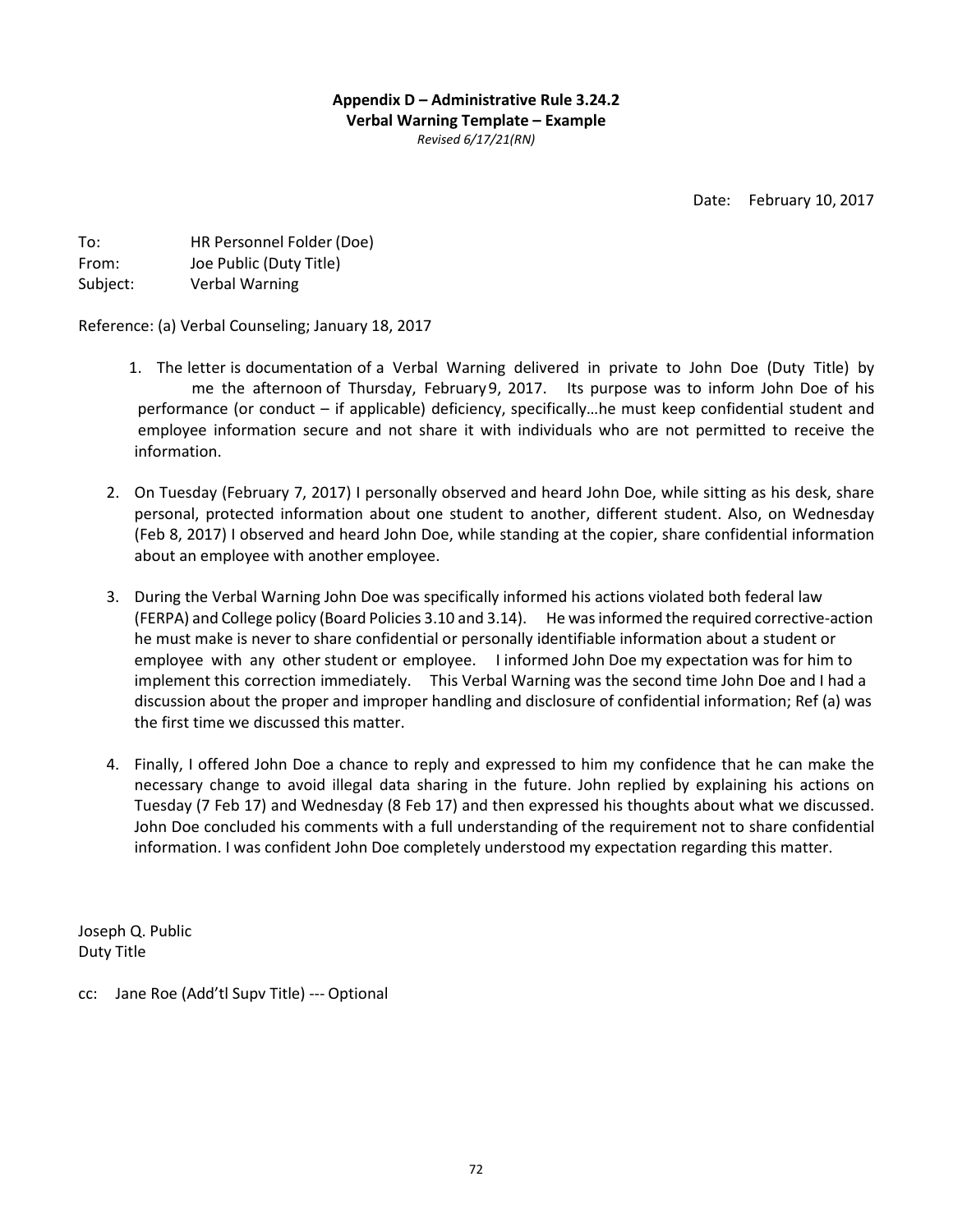**Appendix D – Administrative Rule 3.24.2**
**Verbal Warning Template – Example**
*Revised 6/17/21(RN)*

Date: February 10, 2017

To: HR Personnel Folder (Doe)
From: Joe Public (Duty Title)
Subject: Verbal Warning

Reference: (a) Verbal Counseling; January 18, 2017

1. The letter is documentation of a Verbal Warning delivered in private to John Doe (Duty Title) by me the afternoon of Thursday, February 9, 2017. Its purpose was to inform John Doe of his performance (or conduct – if applicable) deficiency, specifically…he must keep confidential student and employee information secure and not share it with individuals who are not permitted to receive the information.

2. On Tuesday (February 7, 2017) I personally observed and heard John Doe, while sitting as his desk, share personal, protected information about one student to another, different student. Also, on Wednesday (Feb 8, 2017) I observed and heard John Doe, while standing at the copier, share confidential information about an employee with another employee.

3. During the Verbal Warning John Doe was specifically informed his actions violated both federal law (FERPA) and College policy (Board Policies 3.10 and 3.14). He was informed the required corrective-action he must make is never to share confidential or personally identifiable information about a student or employee with any other student or employee. I informed John Doe my expectation was for him to implement this correction immediately. This Verbal Warning was the second time John Doe and I had a discussion about the proper and improper handling and disclosure of confidential information; Ref (a) was the first time we discussed this matter.

4. Finally, I offered John Doe a chance to reply and expressed to him my confidence that he can make the necessary change to avoid illegal data sharing in the future. John replied by explaining his actions on Tuesday (7 Feb 17) and Wednesday (8 Feb 17) and then expressed his thoughts about what we discussed. John Doe concluded his comments with a full understanding of the requirement not to share confidential information. I was confident John Doe completely understood my expectation regarding this matter.

Joseph Q. Public
Duty Title

cc: Jane Roe (Add'tl Supv Title) --- Optional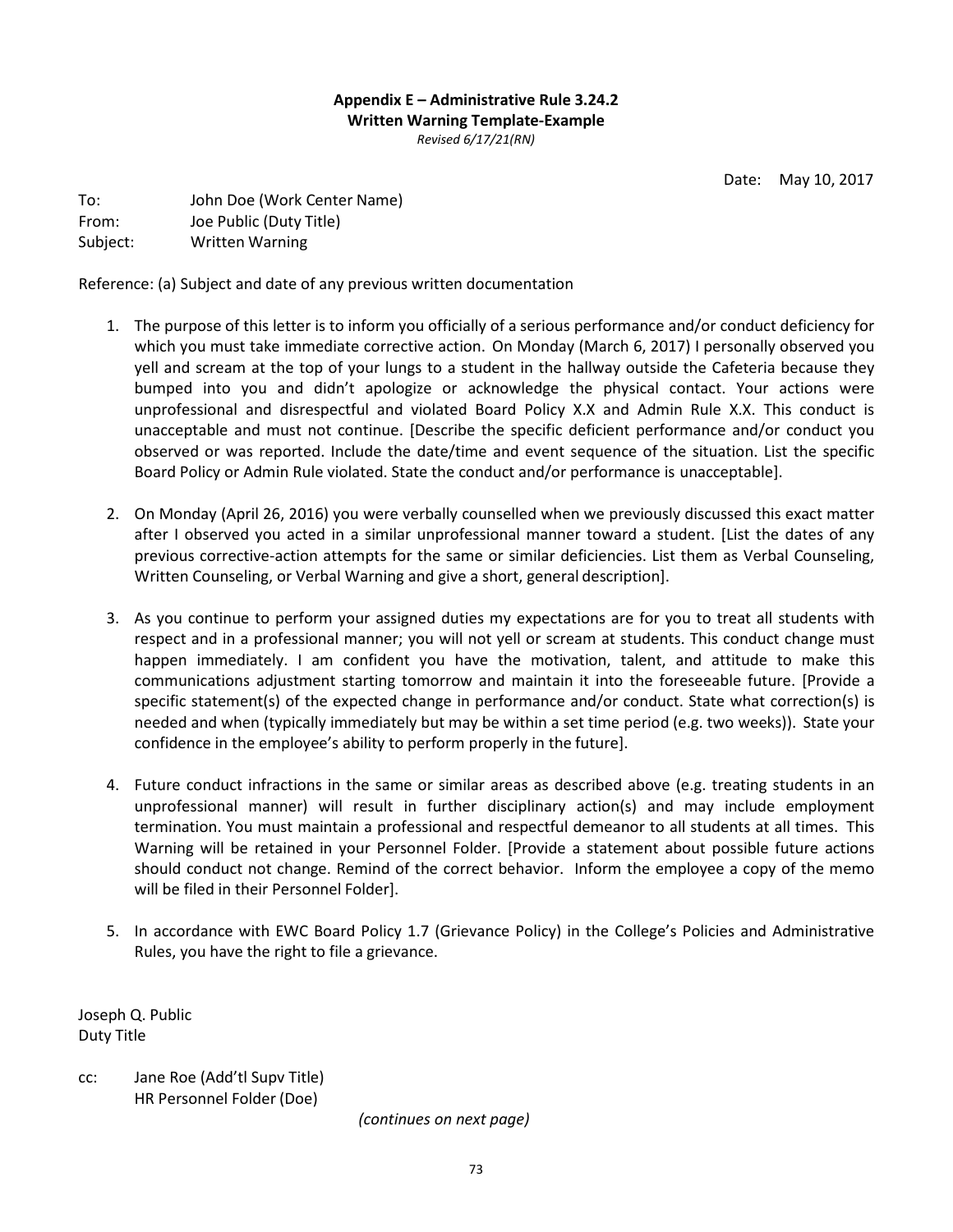**Appendix E – Administrative Rule 3.24.2**
**Written Warning Template-Example**
*Revised 6/17/21(RN)*

Date: May 10, 2017

To: John Doe (Work Center Name)
From: Joe Public (Duty Title)
Subject: Written Warning

Reference: (a) Subject and date of any previous written documentation

1. The purpose of this letter is to inform you officially of a serious performance and/or conduct deficiency for which you must take immediate corrective action. On Monday (March 6, 2017) I personally observed you yell and scream at the top of your lungs to a student in the hallway outside the Cafeteria because they bumped into you and didn't apologize or acknowledge the physical contact. Your actions were unprofessional and disrespectful and violated Board Policy X.X and Admin Rule X.X. This conduct is unacceptable and must not continue. [Describe the specific deficient performance and/or conduct you observed or was reported. Include the date/time and event sequence of the situation. List the specific Board Policy or Admin Rule violated. State the conduct and/or performance is unacceptable].

2. On Monday (April 26, 2016) you were verbally counselled when we previously discussed this exact matter after I observed you acted in a similar unprofessional manner toward a student. [List the dates of any previous corrective-action attempts for the same or similar deficiencies. List them as Verbal Counseling, Written Counseling, or Verbal Warning and give a short, general description].

3. As you continue to perform your assigned duties my expectations are for you to treat all students with respect and in a professional manner; you will not yell or scream at students. This conduct change must happen immediately. I am confident you have the motivation, talent, and attitude to make this communications adjustment starting tomorrow and maintain it into the foreseeable future. [Provide a specific statement(s) of the expected change in performance and/or conduct. State what correction(s) is needed and when (typically immediately but may be within a set time period (e.g. two weeks)). State your confidence in the employee's ability to perform properly in the future].

4. Future conduct infractions in the same or similar areas as described above (e.g. treating students in an unprofessional manner) will result in further disciplinary action(s) and may include employment termination. You must maintain a professional and respectful demeanor to all students at all times. This Warning will be retained in your Personnel Folder. [Provide a statement about possible future actions should conduct not change. Remind of the correct behavior. Inform the employee a copy of the memo will be filed in their Personnel Folder].

5. In accordance with EWC Board Policy 1.7 (Grievance Policy) in the College's Policies and Administrative Rules, you have the right to file a grievance.

Joseph Q. Public
Duty Title

cc: Jane Roe (Add'tl Supv Title)
HR Personnel Folder (Doe)

*(continues on next page)*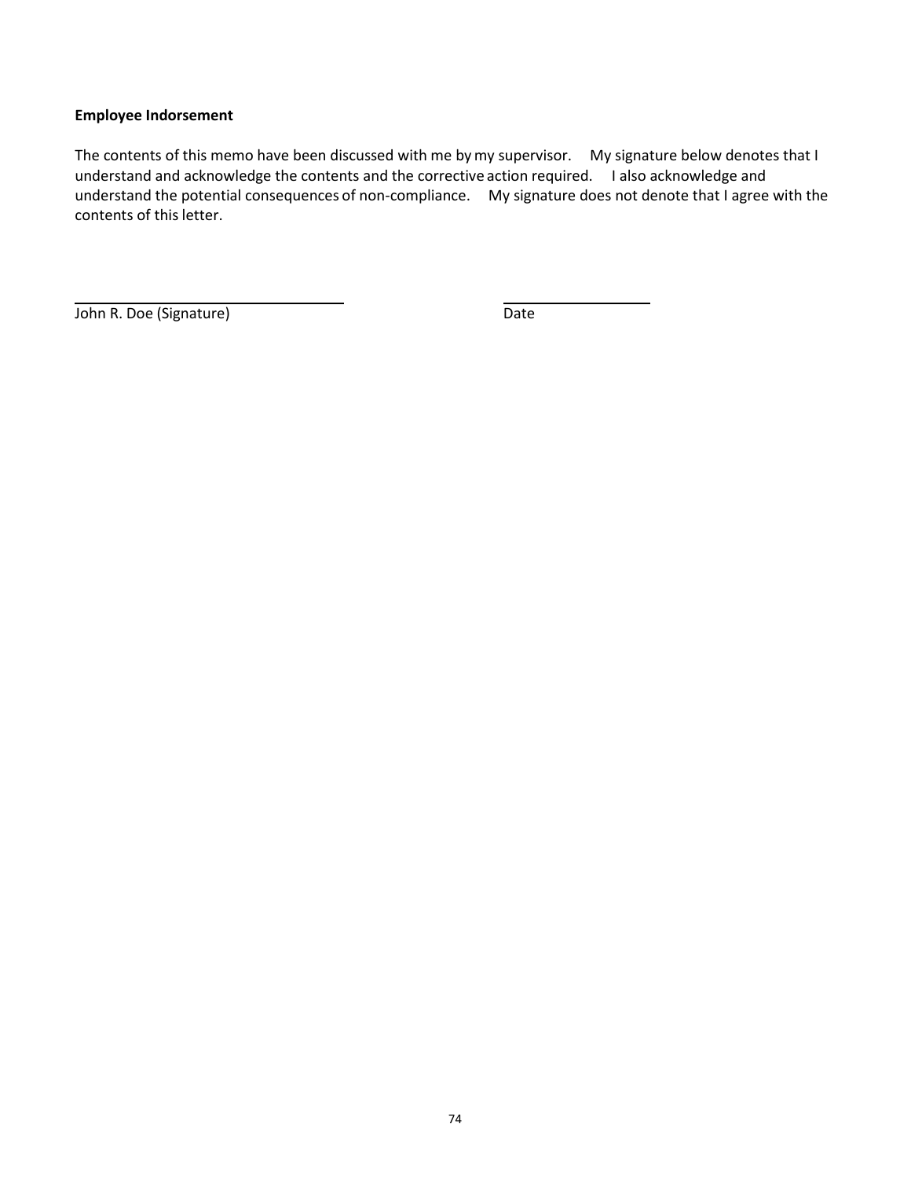**Employee Indorsement**

The contents of this memo have been discussed with me by my supervisor. My signature below denotes that I understand and acknowledge the contents and the corrective action required. I also acknowledge and understand the potential consequences of non-compliance. My signature does not denote that I agree with the contents of this letter.

\_\_\_\_\_\_\_\_\_\_\_\_\_\_\_\_\_\_\_\_\_\_\_\_\_\_\_\_\_\_\_\_ \_\_\_\_\_\_\_\_\_\_\_\_\_\_\_\_\_\_\_\_

John R. Doe (Signature) Date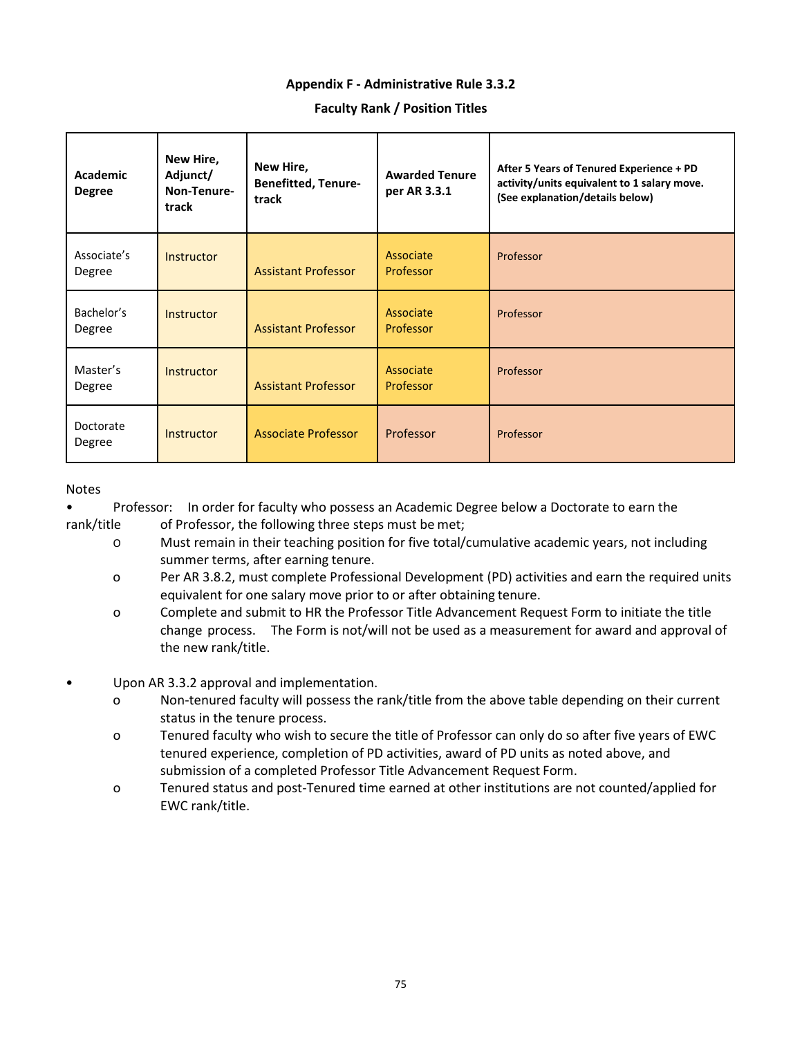**Appendix F - Administrative Rule 3.3.2**

**Faculty Rank / Position Titles**

| Academic Degree | New Hire, Adjunct/ Non-Tenure-track | New Hire, Benefitted, Tenure-track | Awarded Tenure per AR 3.3.1 | After 5 Years of Tenured Experience + PD activity/units equivalent to 1 salary move. (See explanation/details below) |
|---|---|---|---|---|
| Associate's Degree | Instructor | Assistant Professor | Associate Professor | Professor |
| Bachelor's Degree | Instructor | Assistant Professor | Associate Professor | Professor |
| Master's Degree | Instructor | Assistant Professor | Associate Professor | Professor |
| Doctorate Degree | Instructor | Associate Professor | Professor | Professor |

Notes

- Professor: In order for faculty who possess an Academic Degree below a Doctorate to earn the rank/title of Professor, the following three steps must be met;
  - Must remain in their teaching position for five total/cumulative academic years, not including summer terms, after earning tenure.
  - Per AR 3.8.2, must complete Professional Development (PD) activities and earn the required units equivalent for one salary move prior to or after obtaining tenure.
  - Complete and submit to HR the Professor Title Advancement Request Form to initiate the title change process. The Form is not/will not be used as a measurement for award and approval of the new rank/title.

- Upon AR 3.3.2 approval and implementation.
  - Non-tenured faculty will possess the rank/title from the above table depending on their current status in the tenure process.
  - Tenured faculty who wish to secure the title of Professor can only do so after five years of EWC tenured experience, completion of PD activities, award of PD units as noted above, and submission of a completed Professor Title Advancement Request Form.
  - Tenured status and post-Tenured time earned at other institutions are not counted/applied for EWC rank/title.